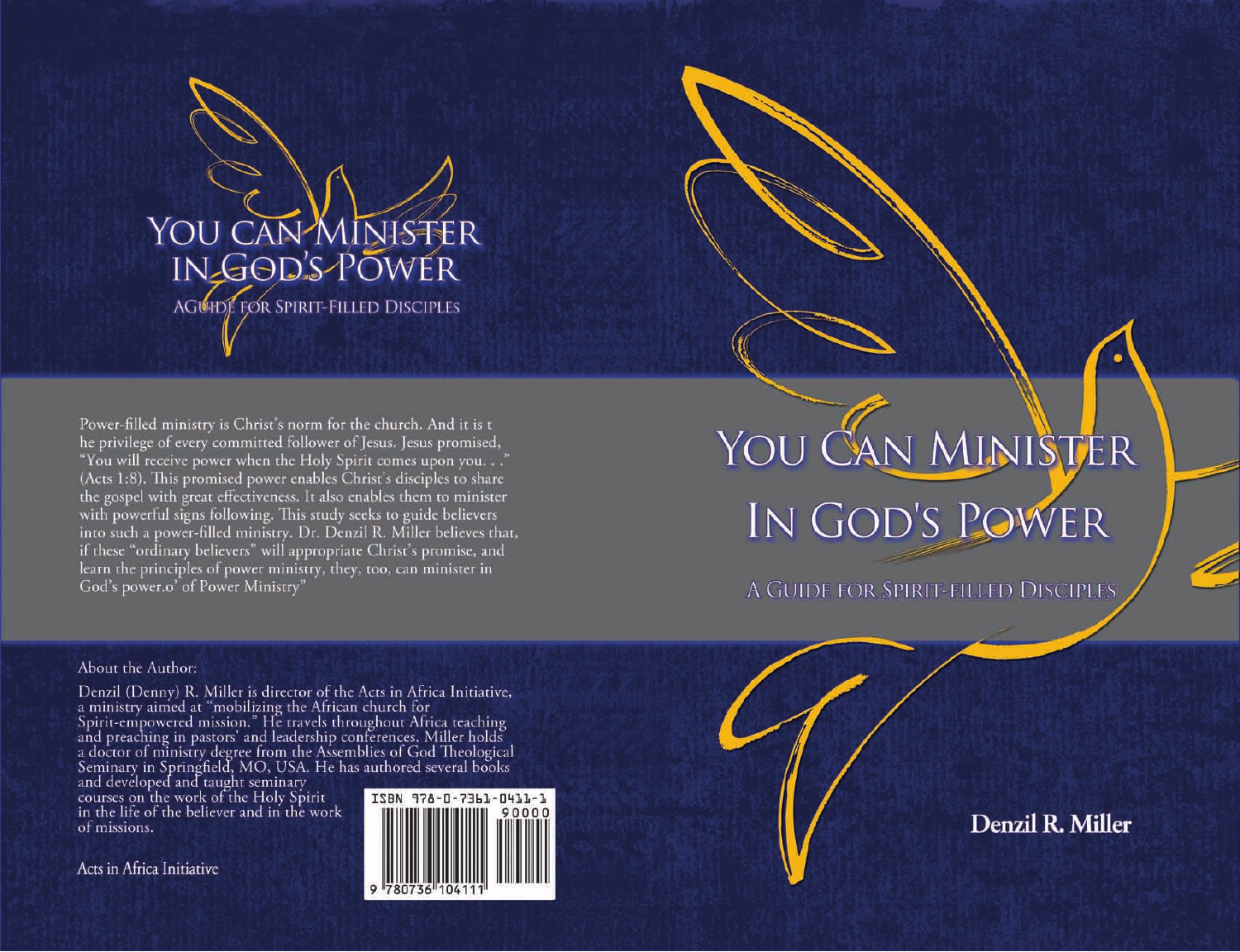# YOU CAN MINISTER IN GOD'S POWER

AGUIDE FOR SPIRIT-FILLED DISCIPLES

Power-filled ministry is Christ's norm for the church. And it is t he privilege of every committed follower of Jesus. Jesus promised, "You will receive power when the Holy Spirit comes upon you. . ." (Acts 1:8). This promised power enables Christ's disciples to share the gospel with great effectiveness. It also enables them to minister with powerful signs following. This study seeks to guide believers into such a power-filled ministry. Dr. Denzil R. Miller believes that, if these "ordinary believers" will appropriate Christ's promise, and learn the principles of power ministry, they, too, can minister in God's power.o' of Power Ministry"

About the Author:

Denzil (Denny) R. Miller is director of the Acts in Africa Initiative, a ministry aimed at "mobilizing the African church for Spirit-empowered mission." He travels throughout Africa teaching and preaching in pastors' and leadership conferences. Miller holds a doctor of ministry degree from the Assemblies of God Theological Seminary in Springfield, MO, USA. He has authored several books and developed and taught seminary courses on the work of the Holy Spirit in the life of the believer and in the work of missions.

Acts in Africa Initiative

ISBN 978-0-7361-0411-1

90000

9 780736 104111

# YOU CAN MINISTER IN GOD'S POWER

A GUIDE FOR SPIRIT-FILLED DISCIPLES

**Denzil R. Miller**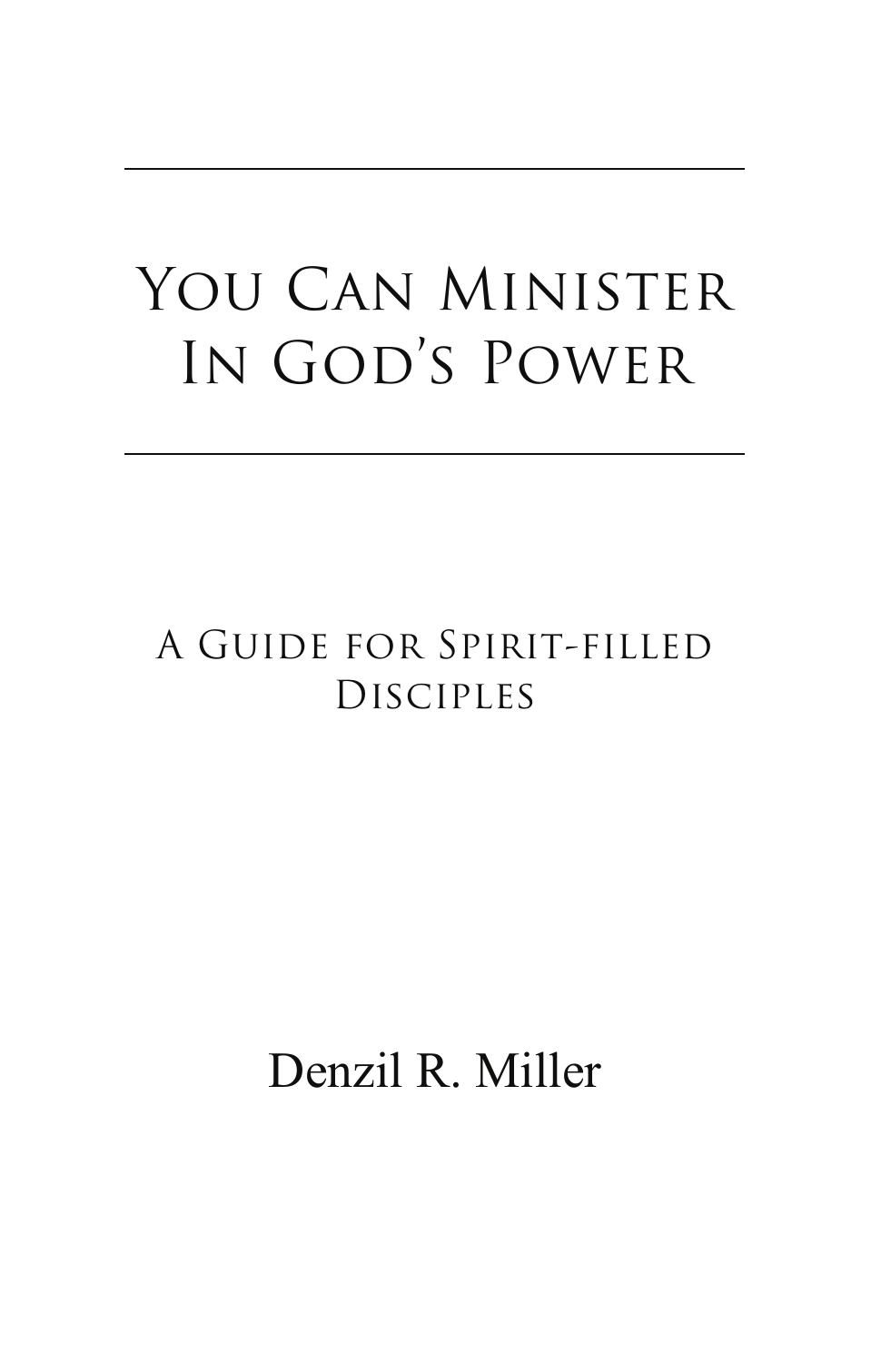# You Can Minister In God's Power

## A Guide for Spirit-filled Disciples

Denzil R. Miller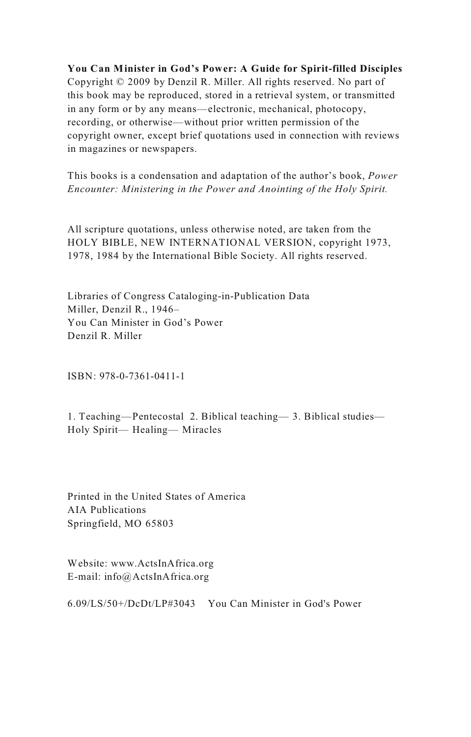**You Can Minister in God's Power: A Guide for Spirit-filled Disciples**
Copyright © 2009 by Denzil R. Miller. All rights reserved. No part of this book may be reproduced, stored in a retrieval system, or transmitted in any form or by any means—electronic, mechanical, photocopy, recording, or otherwise—without prior written permission of the copyright owner, except brief quotations used in connection with reviews in magazines or newspapers.

This books is a condensation and adaptation of the author's book, *Power Encounter: Ministering in the Power and Anointing of the Holy Spirit.*

All scripture quotations, unless otherwise noted, are taken from the HOLY BIBLE, NEW INTERNATIONAL VERSION, copyright 1973, 1978, 1984 by the International Bible Society. All rights reserved.

Libraries of Congress Cataloging-in-Publication Data
Miller, Denzil R., 1946–
You Can Minister in God's Power
Denzil R. Miller

ISBN: 978-0-7361-0411-1

1. Teaching—Pentecostal 2. Biblical teaching— 3. Biblical studies—Holy Spirit— Healing— Miracles

Printed in the United States of America
AIA Publications
Springfield, MO 65803

Website: www.ActsInAfrica.org
E-mail: info@ActsInAfrica.org

6.09/LS/50+/DcDt/LP#3043 You Can Minister in God's Power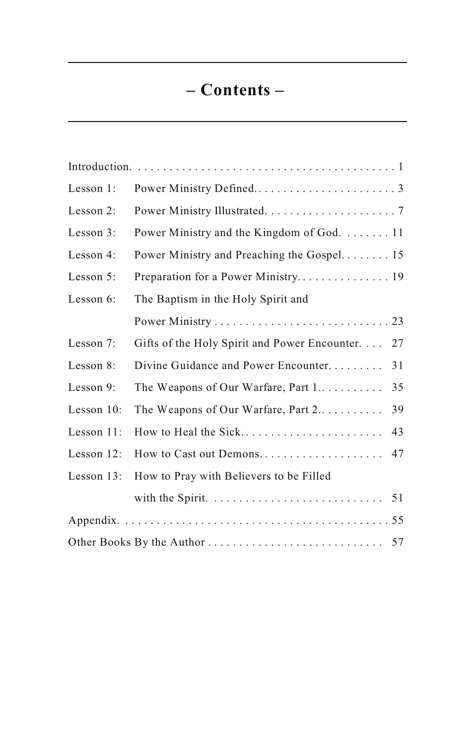# – Contents –

| | | |
|---|---|---|
| Introduction | | 1 |
| Lesson 1: | Power Ministry Defined | 3 |
| Lesson 2: | Power Ministry Illustrated | 7 |
| Lesson 3: | Power Ministry and the Kingdom of God | 11 |
| Lesson 4: | Power Ministry and Preaching the Gospel | 15 |
| Lesson 5: | Preparation for a Power Ministry | 19 |
| Lesson 6: | The Baptism in the Holy Spirit and Power Ministry | 23 |
| Lesson 7: | Gifts of the Holy Spirit and Power Encounter | 27 |
| Lesson 8: | Divine Guidance and Power Encounter | 31 |
| Lesson 9: | The Weapons of Our Warfare, Part 1 | 35 |
| Lesson 10: | The Weapons of Our Warfare, Part 2 | 39 |
| Lesson 11: | How to Heal the Sick | 43 |
| Lesson 12: | How to Cast out Demons | 47 |
| Lesson 13: | How to Pray with Believers to be Filled with the Spirit | 51 |
| Appendix | | 55 |
| Other Books By the Author | | 57 |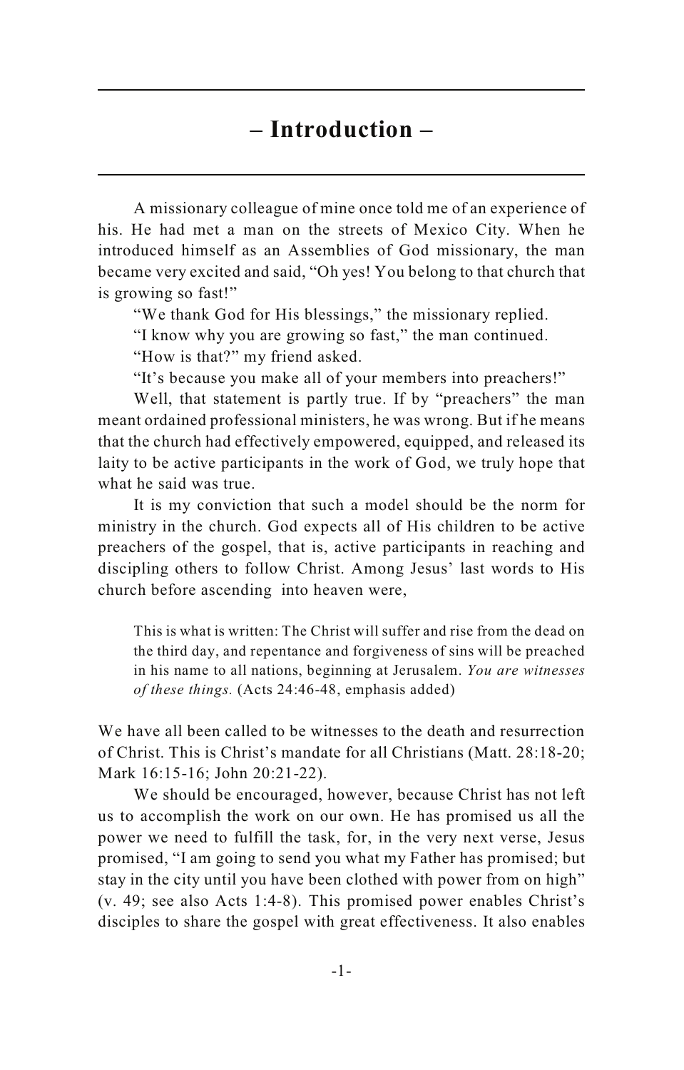# – Introduction –

A missionary colleague of mine once told me of an experience of his. He had met a man on the streets of Mexico City. When he introduced himself as an Assemblies of God missionary, the man became very excited and said, "Oh yes! You belong to that church that is growing so fast!"

"We thank God for His blessings," the missionary replied.

"I know why you are growing so fast," the man continued.

"How is that?" my friend asked.

"It's because you make all of your members into preachers!"

Well, that statement is partly true. If by "preachers" the man meant ordained professional ministers, he was wrong. But if he means that the church had effectively empowered, equipped, and released its laity to be active participants in the work of God, we truly hope that what he said was true.

It is my conviction that such a model should be the norm for ministry in the church. God expects all of His children to be active preachers of the gospel, that is, active participants in reaching and discipling others to follow Christ. Among Jesus' last words to His church before ascending into heaven were,

> This is what is written: The Christ will suffer and rise from the dead on the third day, and repentance and forgiveness of sins will be preached in his name to all nations, beginning at Jerusalem. *You are witnesses of these things.* (Acts 24:46-48, emphasis added)

We have all been called to be witnesses to the death and resurrection of Christ. This is Christ's mandate for all Christians (Matt. 28:18-20; Mark 16:15-16; John 20:21-22).

We should be encouraged, however, because Christ has not left us to accomplish the work on our own. He has promised us all the power we need to fulfill the task, for, in the very next verse, Jesus promised, "I am going to send you what my Father has promised; but stay in the city until you have been clothed with power from on high" (v. 49; see also Acts 1:4-8). This promised power enables Christ's disciples to share the gospel with great effectiveness. It also enables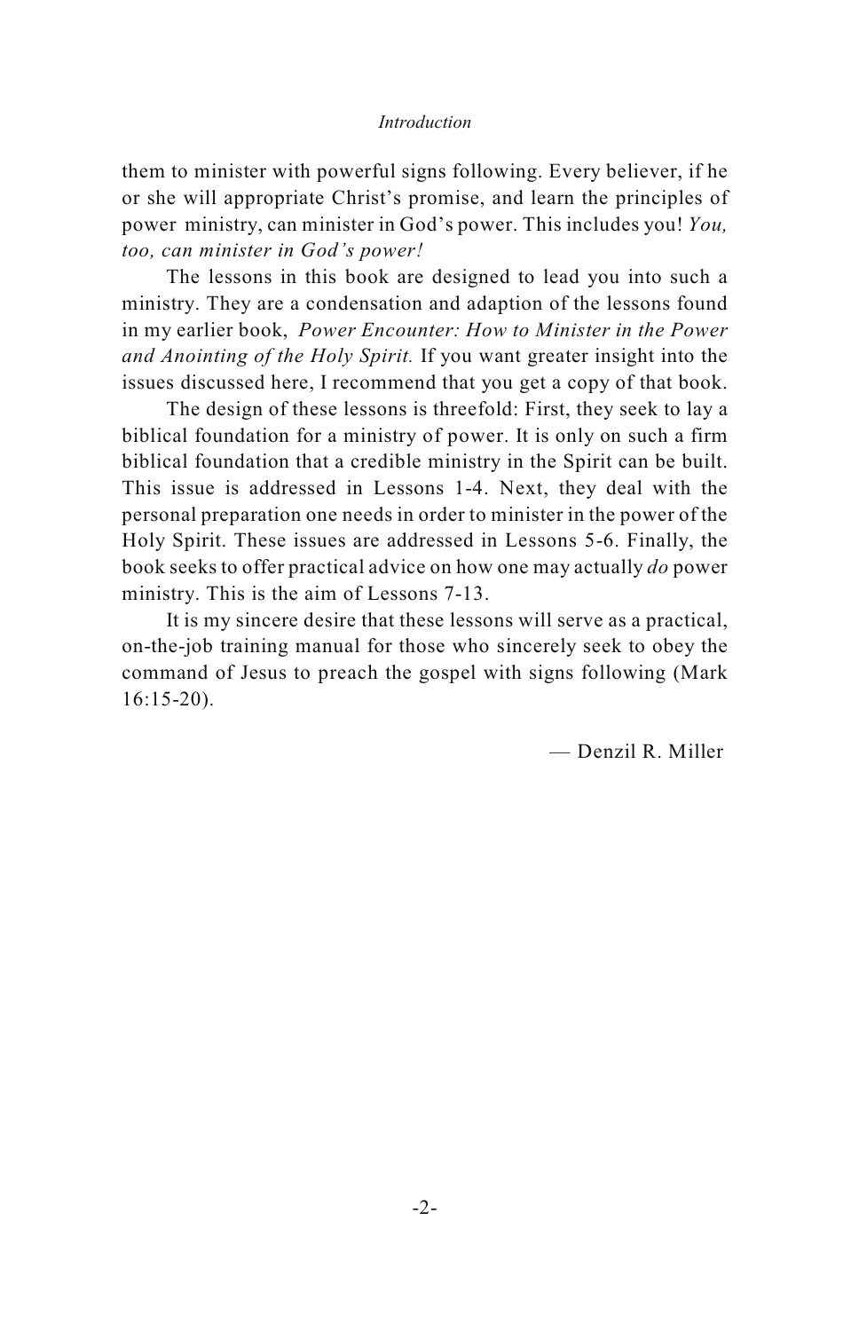them to minister with powerful signs following. Every believer, if he or she will appropriate Christ's promise, and learn the principles of power ministry, can minister in God's power. This includes you! *You, too, can minister in God's power!*

The lessons in this book are designed to lead you into such a ministry. They are a condensation and adaption of the lessons found in my earlier book, *Power Encounter: How to Minister in the Power and Anointing of the Holy Spirit.* If you want greater insight into the issues discussed here, I recommend that you get a copy of that book.

The design of these lessons is threefold: First, they seek to lay a biblical foundation for a ministry of power. It is only on such a firm biblical foundation that a credible ministry in the Spirit can be built. This issue is addressed in Lessons 1-4. Next, they deal with the personal preparation one needs in order to minister in the power of the Holy Spirit. These issues are addressed in Lessons 5-6. Finally, the book seeks to offer practical advice on how one may actually *do* power ministry. This is the aim of Lessons 7-13.

It is my sincere desire that these lessons will serve as a practical, on-the-job training manual for those who sincerely seek to obey the command of Jesus to preach the gospel with signs following (Mark 16:15-20).

— Denzil R. Miller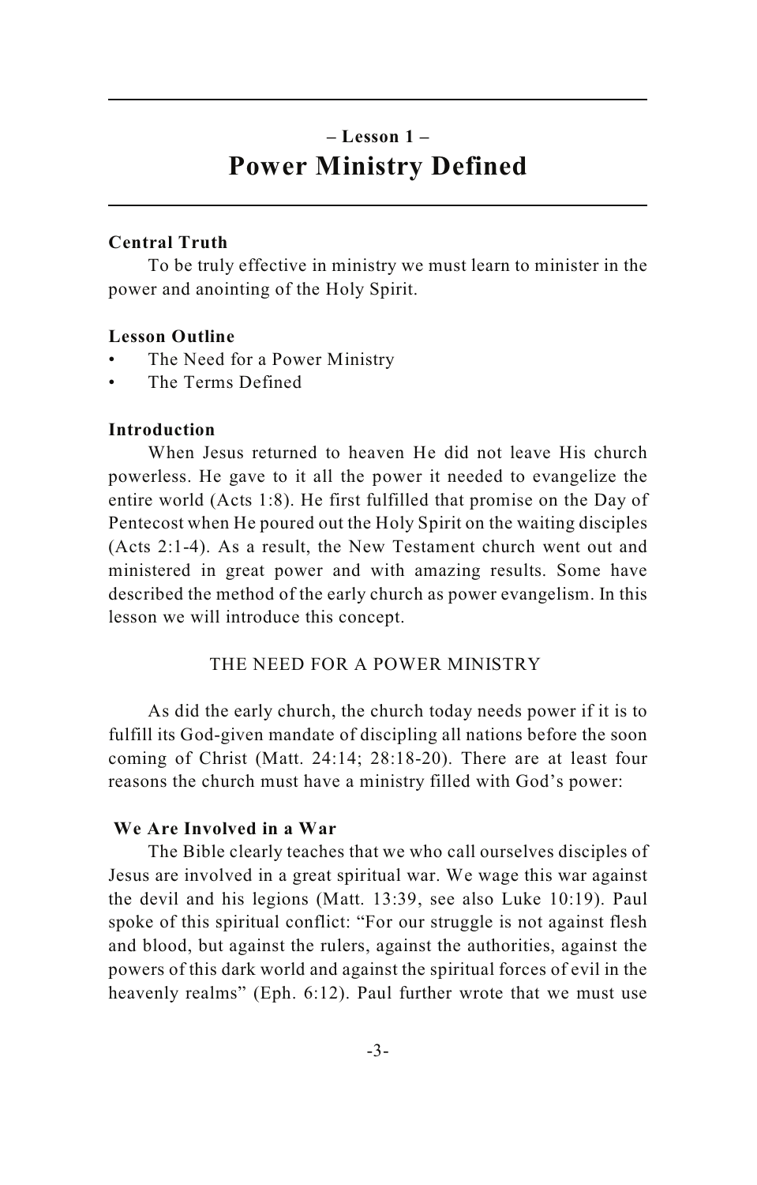## – Lesson 1 –

# Power Ministry Defined

**Central Truth**

To be truly effective in ministry we must learn to minister in the power and anointing of the Holy Spirit.

**Lesson Outline**

- The Need for a Power Ministry
- The Terms Defined

**Introduction**

When Jesus returned to heaven He did not leave His church powerless. He gave to it all the power it needed to evangelize the entire world (Acts 1:8). He first fulfilled that promise on the Day of Pentecost when He poured out the Holy Spirit on the waiting disciples (Acts 2:1-4). As a result, the New Testament church went out and ministered in great power and with amazing results. Some have described the method of the early church as power evangelism. In this lesson we will introduce this concept.

## THE NEED FOR A POWER MINISTRY

As did the early church, the church today needs power if it is to fulfill its God-given mandate of discipling all nations before the soon coming of Christ (Matt. 24:14; 28:18-20). There are at least four reasons the church must have a ministry filled with God's power:

**We Are Involved in a War**

The Bible clearly teaches that we who call ourselves disciples of Jesus are involved in a great spiritual war. We wage this war against the devil and his legions (Matt. 13:39, see also Luke 10:19). Paul spoke of this spiritual conflict: "For our struggle is not against flesh and blood, but against the rulers, against the authorities, against the powers of this dark world and against the spiritual forces of evil in the heavenly realms" (Eph. 6:12). Paul further wrote that we must use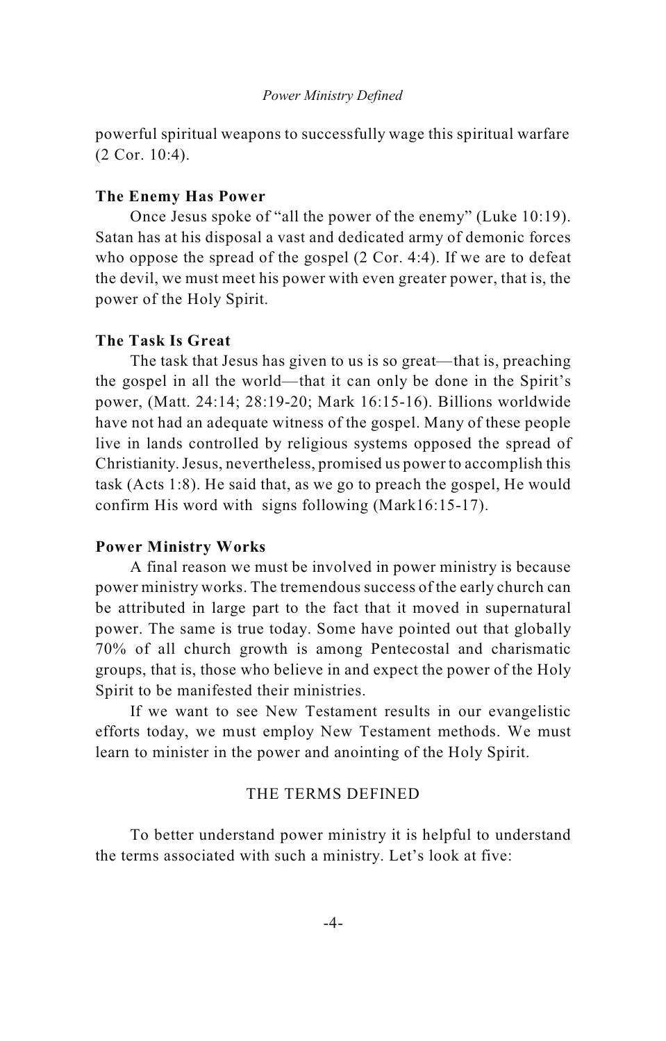powerful spiritual weapons to successfully wage this spiritual warfare (2 Cor. 10:4).

### The Enemy Has Power

Once Jesus spoke of "all the power of the enemy" (Luke 10:19). Satan has at his disposal a vast and dedicated army of demonic forces who oppose the spread of the gospel (2 Cor. 4:4). If we are to defeat the devil, we must meet his power with even greater power, that is, the power of the Holy Spirit.

### The Task Is Great

The task that Jesus has given to us is so great—that is, preaching the gospel in all the world—that it can only be done in the Spirit's power, (Matt. 24:14; 28:19-20; Mark 16:15-16). Billions worldwide have not had an adequate witness of the gospel. Many of these people live in lands controlled by religious systems opposed the spread of Christianity. Jesus, nevertheless, promised us power to accomplish this task (Acts 1:8). He said that, as we go to preach the gospel, He would confirm His word with signs following (Mark16:15-17).

### Power Ministry Works

A final reason we must be involved in power ministry is because power ministry works. The tremendous success of the early church can be attributed in large part to the fact that it moved in supernatural power. The same is true today. Some have pointed out that globally 70% of all church growth is among Pentecostal and charismatic groups, that is, those who believe in and expect the power of the Holy Spirit to be manifested their ministries.

If we want to see New Testament results in our evangelistic efforts today, we must employ New Testament methods. We must learn to minister in the power and anointing of the Holy Spirit.

## THE TERMS DEFINED

To better understand power ministry it is helpful to understand the terms associated with such a ministry. Let's look at five: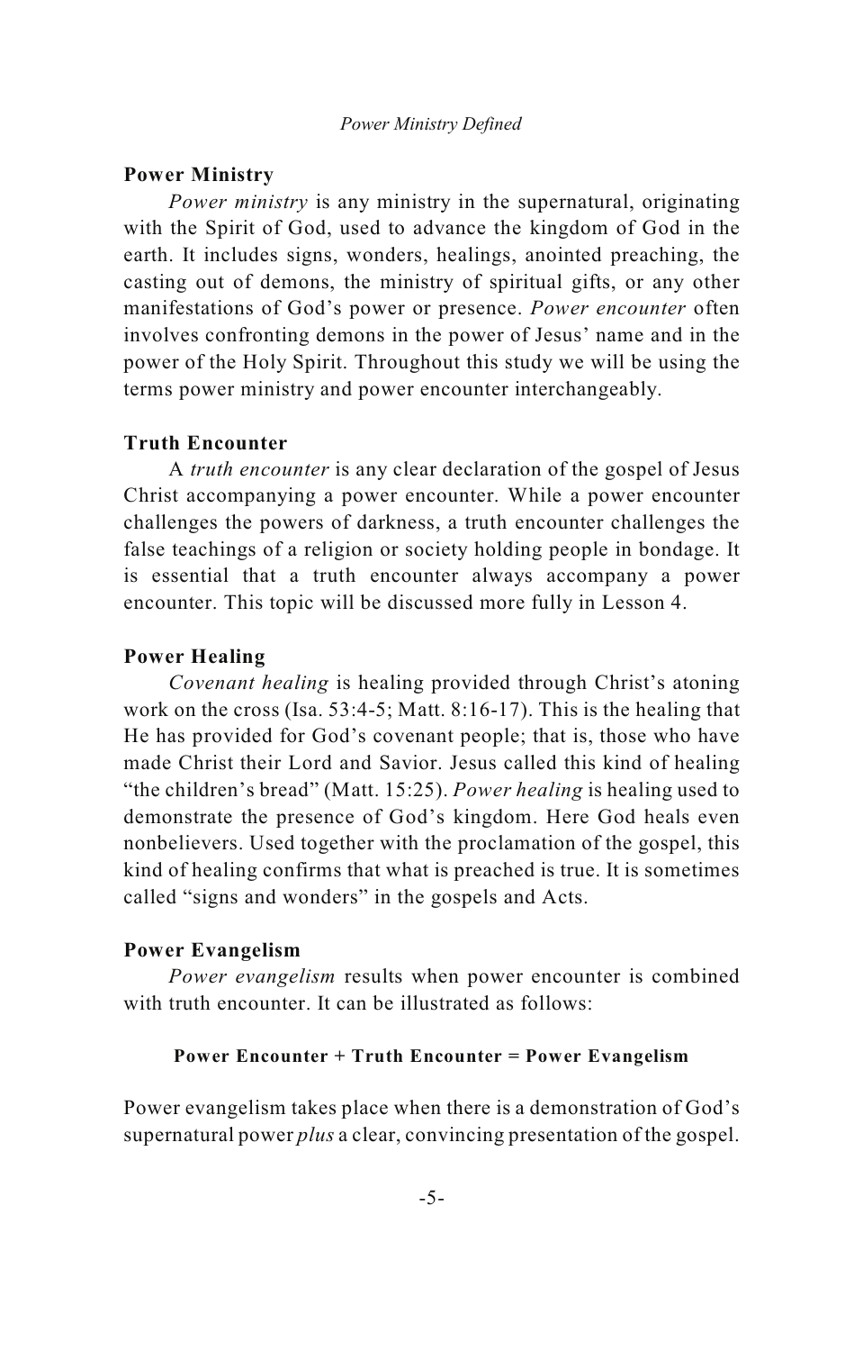### Power Ministry

*Power ministry* is any ministry in the supernatural, originating with the Spirit of God, used to advance the kingdom of God in the earth. It includes signs, wonders, healings, anointed preaching, the casting out of demons, the ministry of spiritual gifts, or any other manifestations of God's power or presence. *Power encounter* often involves confronting demons in the power of Jesus' name and in the power of the Holy Spirit. Throughout this study we will be using the terms power ministry and power encounter interchangeably.

### Truth Encounter

A *truth encounter* is any clear declaration of the gospel of Jesus Christ accompanying a power encounter. While a power encounter challenges the powers of darkness, a truth encounter challenges the false teachings of a religion or society holding people in bondage. It is essential that a truth encounter always accompany a power encounter. This topic will be discussed more fully in Lesson 4.

### Power Healing

*Covenant healing* is healing provided through Christ's atoning work on the cross (Isa. 53:4-5; Matt. 8:16-17). This is the healing that He has provided for God's covenant people; that is, those who have made Christ their Lord and Savior. Jesus called this kind of healing "the children's bread" (Matt. 15:25). *Power healing* is healing used to demonstrate the presence of God's kingdom. Here God heals even nonbelievers. Used together with the proclamation of the gospel, this kind of healing confirms that what is preached is true. It is sometimes called "signs and wonders" in the gospels and Acts.

### Power Evangelism

*Power evangelism* results when power encounter is combined with truth encounter. It can be illustrated as follows:

**Power Encounter + Truth Encounter = Power Evangelism**

Power evangelism takes place when there is a demonstration of God's supernatural power *plus* a clear, convincing presentation of the gospel.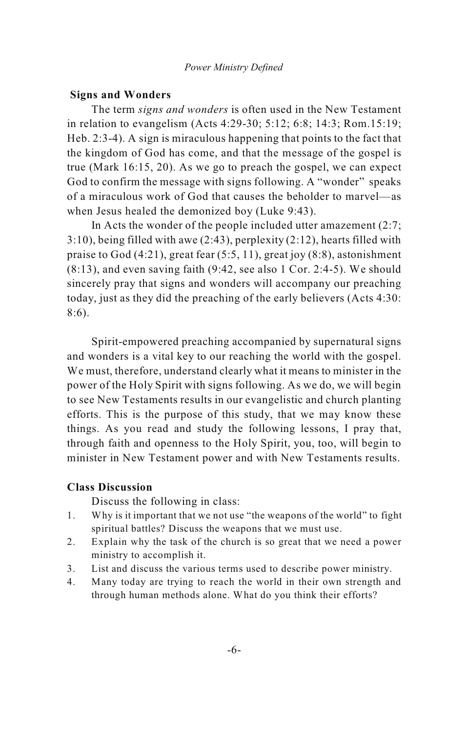### Signs and Wonders

The term *signs and wonders* is often used in the New Testament in relation to evangelism (Acts 4:29-30; 5:12; 6:8; 14:3; Rom.15:19; Heb. 2:3-4). A sign is miraculous happening that points to the fact that the kingdom of God has come, and that the message of the gospel is true (Mark 16:15, 20). As we go to preach the gospel, we can expect God to confirm the message with signs following. A "wonder" speaks of a miraculous work of God that causes the beholder to marvel—as when Jesus healed the demonized boy (Luke 9:43).

In Acts the wonder of the people included utter amazement (2:7; 3:10), being filled with awe (2:43), perplexity (2:12), hearts filled with praise to God (4:21), great fear (5:5, 11), great joy (8:8), astonishment (8:13), and even saving faith (9:42, see also 1 Cor. 2:4-5). We should sincerely pray that signs and wonders will accompany our preaching today, just as they did the preaching of the early believers (Acts 4:30: 8:6).

Spirit-empowered preaching accompanied by supernatural signs and wonders is a vital key to our reaching the world with the gospel. We must, therefore, understand clearly what it means to minister in the power of the Holy Spirit with signs following. As we do, we will begin to see New Testaments results in our evangelistic and church planting efforts. This is the purpose of this study, that we may know these things. As you read and study the following lessons, I pray that, through faith and openness to the Holy Spirit, you, too, will begin to minister in New Testament power and with New Testaments results.

### Class Discussion

Discuss the following in class:

1. Why is it important that we not use "the weapons of the world" to fight spiritual battles? Discuss the weapons that we must use.
2. Explain why the task of the church is so great that we need a power ministry to accomplish it.
3. List and discuss the various terms used to describe power ministry.
4. Many today are trying to reach the world in their own strength and through human methods alone. What do you think their efforts?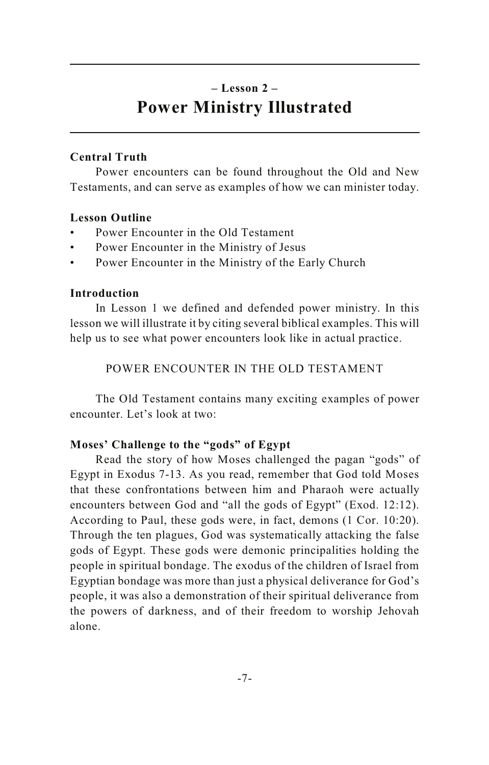## – Lesson 2 –
# Power Ministry Illustrated

**Central Truth**

Power encounters can be found throughout the Old and New Testaments, and can serve as examples of how we can minister today.

**Lesson Outline**

- Power Encounter in the Old Testament
- Power Encounter in the Ministry of Jesus
- Power Encounter in the Ministry of the Early Church

**Introduction**

In Lesson 1 we defined and defended power ministry. In this lesson we will illustrate it by citing several biblical examples. This will help us to see what power encounters look like in actual practice.

### POWER ENCOUNTER IN THE OLD TESTAMENT

The Old Testament contains many exciting examples of power encounter. Let's look at two:

**Moses' Challenge to the "gods" of Egypt**

Read the story of how Moses challenged the pagan "gods" of Egypt in Exodus 7-13. As you read, remember that God told Moses that these confrontations between him and Pharaoh were actually encounters between God and "all the gods of Egypt" (Exod. 12:12). According to Paul, these gods were, in fact, demons (1 Cor. 10:20). Through the ten plagues, God was systematically attacking the false gods of Egypt. These gods were demonic principalities holding the people in spiritual bondage. The exodus of the children of Israel from Egyptian bondage was more than just a physical deliverance for God's people, it was also a demonstration of their spiritual deliverance from the powers of darkness, and of their freedom to worship Jehovah alone.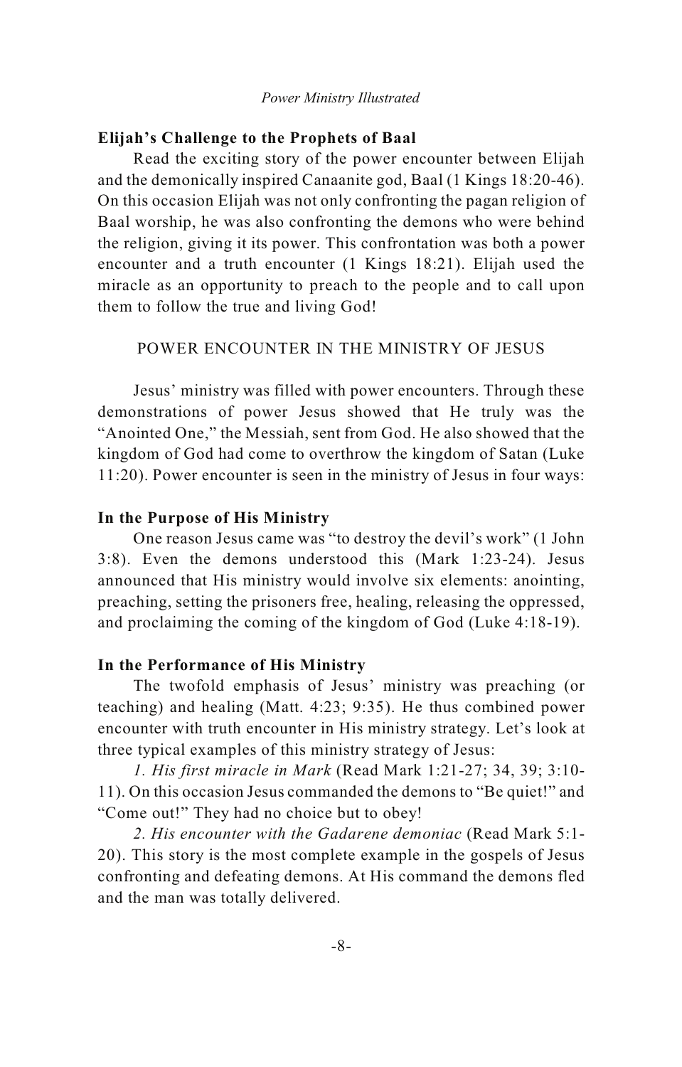### Elijah's Challenge to the Prophets of Baal

Read the exciting story of the power encounter between Elijah and the demonically inspired Canaanite god, Baal (1 Kings 18:20-46). On this occasion Elijah was not only confronting the pagan religion of Baal worship, he was also confronting the demons who were behind the religion, giving it its power. This confrontation was both a power encounter and a truth encounter (1 Kings 18:21). Elijah used the miracle as an opportunity to preach to the people and to call upon them to follow the true and living God!

## POWER ENCOUNTER IN THE MINISTRY OF JESUS

Jesus' ministry was filled with power encounters. Through these demonstrations of power Jesus showed that He truly was the "Anointed One," the Messiah, sent from God. He also showed that the kingdom of God had come to overthrow the kingdom of Satan (Luke 11:20). Power encounter is seen in the ministry of Jesus in four ways:

### In the Purpose of His Ministry

One reason Jesus came was "to destroy the devil's work" (1 John 3:8). Even the demons understood this (Mark 1:23-24). Jesus announced that His ministry would involve six elements: anointing, preaching, setting the prisoners free, healing, releasing the oppressed, and proclaiming the coming of the kingdom of God (Luke 4:18-19).

### In the Performance of His Ministry

The twofold emphasis of Jesus' ministry was preaching (or teaching) and healing (Matt. 4:23; 9:35). He thus combined power encounter with truth encounter in His ministry strategy. Let's look at three typical examples of this ministry strategy of Jesus:

*1. His first miracle in Mark* (Read Mark 1:21-27; 34, 39; 3:10-11). On this occasion Jesus commanded the demons to "Be quiet!" and "Come out!" They had no choice but to obey!

*2. His encounter with the Gadarene demoniac* (Read Mark 5:1-20). This story is the most complete example in the gospels of Jesus confronting and defeating demons. At His command the demons fled and the man was totally delivered.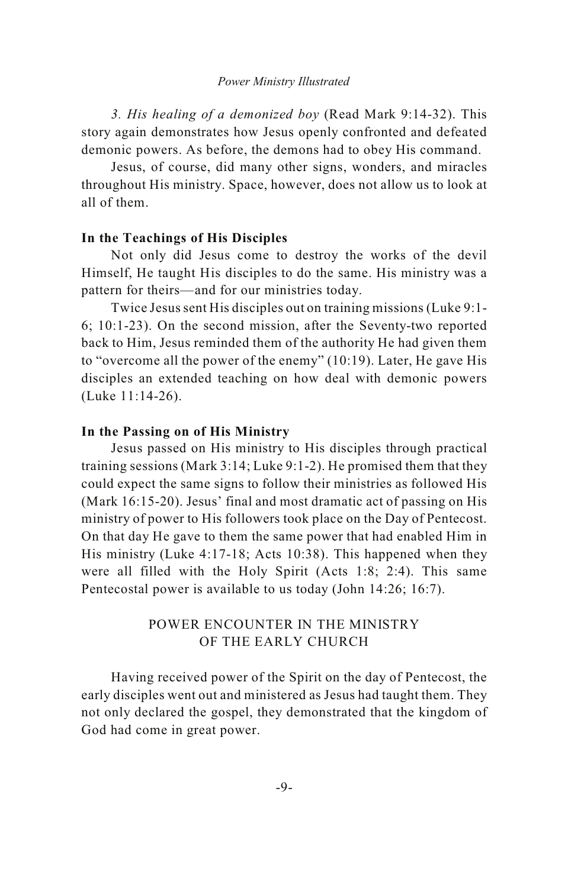*3. His healing of a demonized boy* (Read Mark 9:14-32). This story again demonstrates how Jesus openly confronted and defeated demonic powers. As before, the demons had to obey His command.

Jesus, of course, did many other signs, wonders, and miracles throughout His ministry. Space, however, does not allow us to look at all of them.

**In the Teachings of His Disciples**

Not only did Jesus come to destroy the works of the devil Himself, He taught His disciples to do the same. His ministry was a pattern for theirs—and for our ministries today.

Twice Jesus sent His disciples out on training missions (Luke 9:1-6; 10:1-23). On the second mission, after the Seventy-two reported back to Him, Jesus reminded them of the authority He had given them to "overcome all the power of the enemy" (10:19). Later, He gave His disciples an extended teaching on how deal with demonic powers (Luke 11:14-26).

**In the Passing on of His Ministry**

Jesus passed on His ministry to His disciples through practical training sessions (Mark 3:14; Luke 9:1-2). He promised them that they could expect the same signs to follow their ministries as followed His (Mark 16:15-20). Jesus' final and most dramatic act of passing on His ministry of power to His followers took place on the Day of Pentecost. On that day He gave to them the same power that had enabled Him in His ministry (Luke 4:17-18; Acts 10:38). This happened when they were all filled with the Holy Spirit (Acts 1:8; 2:4). This same Pentecostal power is available to us today (John 14:26; 16:7).

## POWER ENCOUNTER IN THE MINISTRY OF THE EARLY CHURCH

Having received power of the Spirit on the day of Pentecost, the early disciples went out and ministered as Jesus had taught them. They not only declared the gospel, they demonstrated that the kingdom of God had come in great power.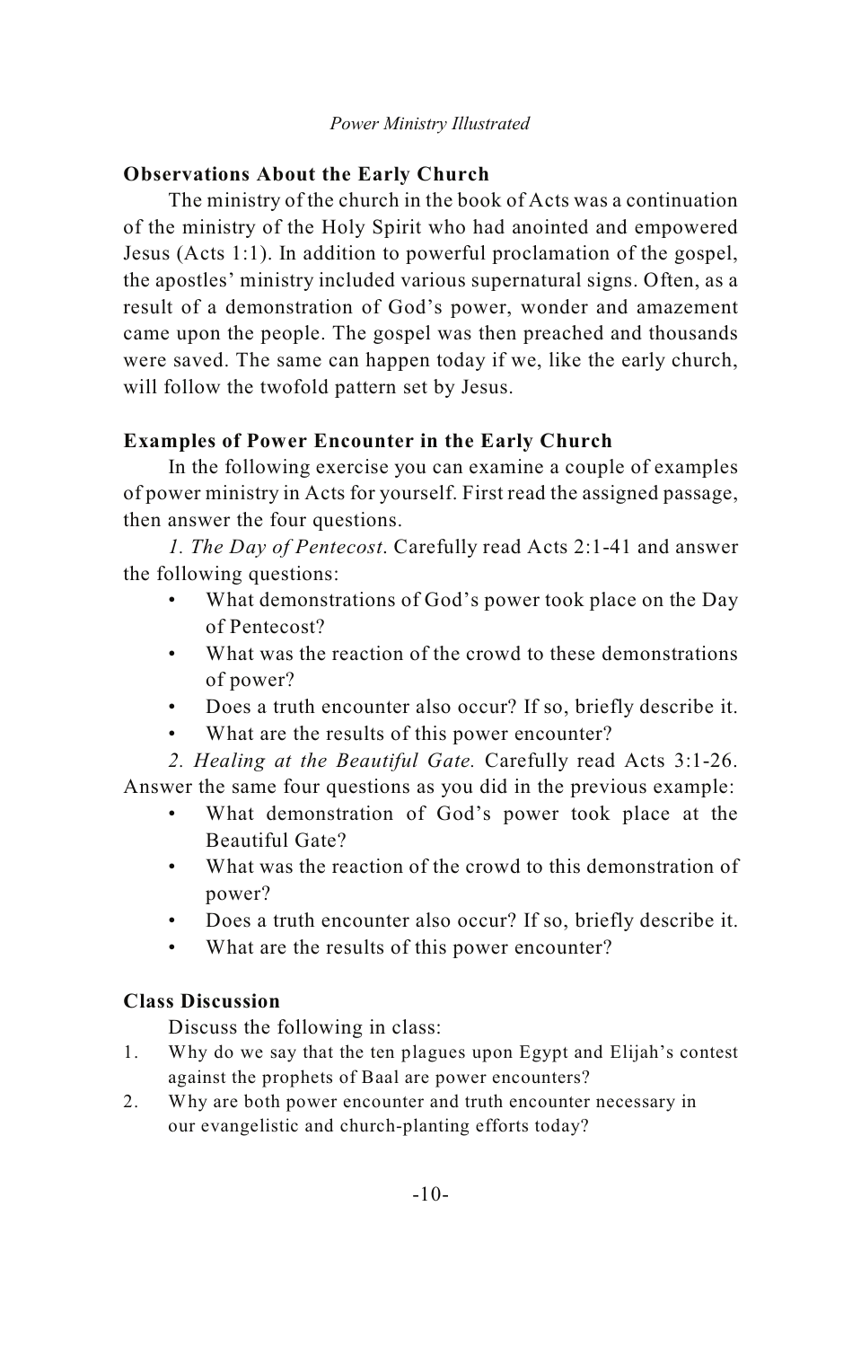### Observations About the Early Church

The ministry of the church in the book of Acts was a continuation of the ministry of the Holy Spirit who had anointed and empowered Jesus (Acts 1:1). In addition to powerful proclamation of the gospel, the apostles' ministry included various supernatural signs. Often, as a result of a demonstration of God's power, wonder and amazement came upon the people. The gospel was then preached and thousands were saved. The same can happen today if we, like the early church, will follow the twofold pattern set by Jesus.

### Examples of Power Encounter in the Early Church

In the following exercise you can examine a couple of examples of power ministry in Acts for yourself. First read the assigned passage, then answer the four questions.

*1. The Day of Pentecost*. Carefully read Acts 2:1-41 and answer the following questions:

- What demonstrations of God's power took place on the Day of Pentecost?
- What was the reaction of the crowd to these demonstrations of power?
- Does a truth encounter also occur? If so, briefly describe it.
- What are the results of this power encounter?

*2. Healing at the Beautiful Gate.* Carefully read Acts 3:1-26. Answer the same four questions as you did in the previous example:

- What demonstration of God's power took place at the Beautiful Gate?
- What was the reaction of the crowd to this demonstration of power?
- Does a truth encounter also occur? If so, briefly describe it.
- What are the results of this power encounter?

### Class Discussion

Discuss the following in class:

1. Why do we say that the ten plagues upon Egypt and Elijah's contest against the prophets of Baal are power encounters?
2. Why are both power encounter and truth encounter necessary in our evangelistic and church-planting efforts today?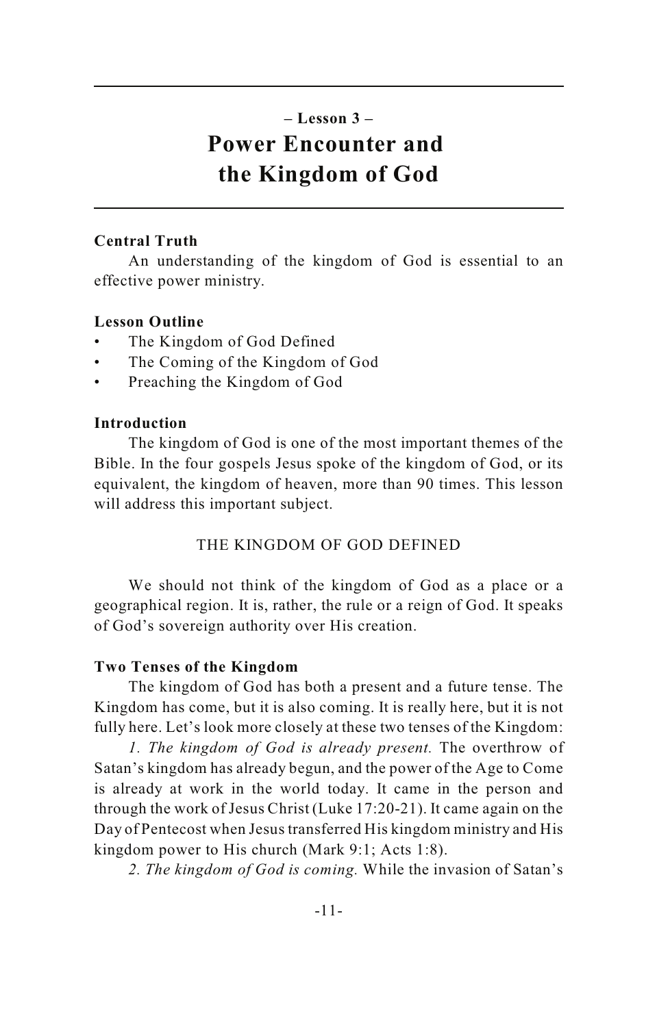## – Lesson 3 –

# Power Encounter and the Kingdom of God

**Central Truth**

An understanding of the kingdom of God is essential to an effective power ministry.

**Lesson Outline**

- The Kingdom of God Defined
- The Coming of the Kingdom of God
- Preaching the Kingdom of God

**Introduction**

The kingdom of God is one of the most important themes of the Bible. In the four gospels Jesus spoke of the kingdom of God, or its equivalent, the kingdom of heaven, more than 90 times. This lesson will address this important subject.

## THE KINGDOM OF GOD DEFINED

We should not think of the kingdom of God as a place or a geographical region. It is, rather, the rule or a reign of God. It speaks of God's sovereign authority over His creation.

**Two Tenses of the Kingdom**

The kingdom of God has both a present and a future tense. The Kingdom has come, but it is also coming. It is really here, but it is not fully here. Let's look more closely at these two tenses of the Kingdom:

*1. The kingdom of God is already present.* The overthrow of Satan's kingdom has already begun, and the power of the Age to Come is already at work in the world today. It came in the person and through the work of Jesus Christ (Luke 17:20-21). It came again on the Day of Pentecost when Jesus transferred His kingdom ministry and His kingdom power to His church (Mark 9:1; Acts 1:8).

*2. The kingdom of God is coming.* While the invasion of Satan's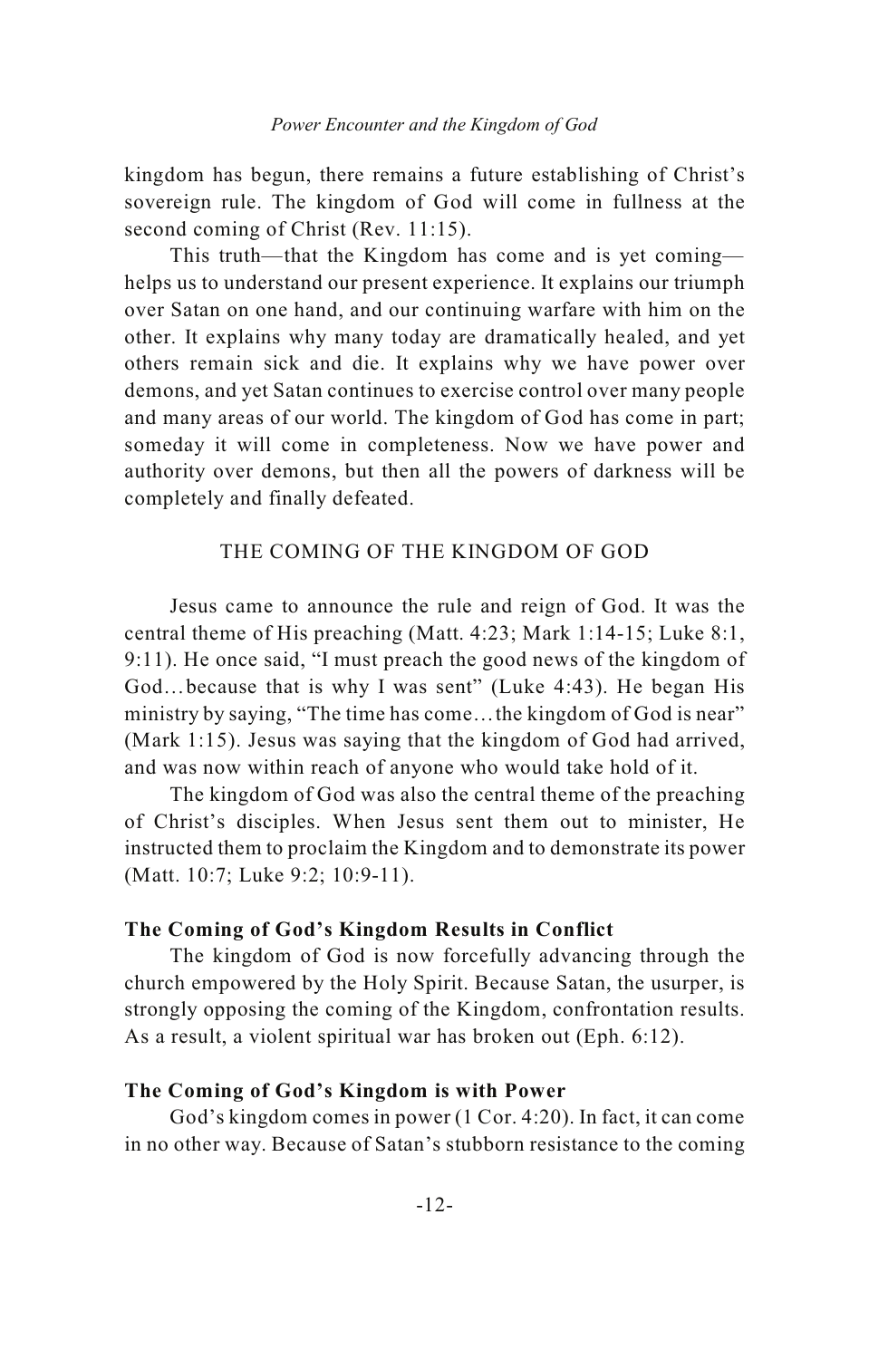kingdom has begun, there remains a future establishing of Christ's sovereign rule. The kingdom of God will come in fullness at the second coming of Christ (Rev. 11:15).

This truth—that the Kingdom has come and is yet coming—helps us to understand our present experience. It explains our triumph over Satan on one hand, and our continuing warfare with him on the other. It explains why many today are dramatically healed, and yet others remain sick and die. It explains why we have power over demons, and yet Satan continues to exercise control over many people and many areas of our world. The kingdom of God has come in part; someday it will come in completeness. Now we have power and authority over demons, but then all the powers of darkness will be completely and finally defeated.

## THE COMING OF THE KINGDOM OF GOD

Jesus came to announce the rule and reign of God. It was the central theme of His preaching (Matt. 4:23; Mark 1:14-15; Luke 8:1, 9:11). He once said, "I must preach the good news of the kingdom of God…because that is why I was sent" (Luke 4:43). He began His ministry by saying, "The time has come…the kingdom of God is near" (Mark 1:15). Jesus was saying that the kingdom of God had arrived, and was now within reach of anyone who would take hold of it.

The kingdom of God was also the central theme of the preaching of Christ's disciples. When Jesus sent them out to minister, He instructed them to proclaim the Kingdom and to demonstrate its power (Matt. 10:7; Luke 9:2; 10:9-11).

### The Coming of God's Kingdom Results in Conflict

The kingdom of God is now forcefully advancing through the church empowered by the Holy Spirit. Because Satan, the usurper, is strongly opposing the coming of the Kingdom, confrontation results. As a result, a violent spiritual war has broken out (Eph. 6:12).

### The Coming of God's Kingdom is with Power

God's kingdom comes in power (1 Cor. 4:20). In fact, it can come in no other way. Because of Satan's stubborn resistance to the coming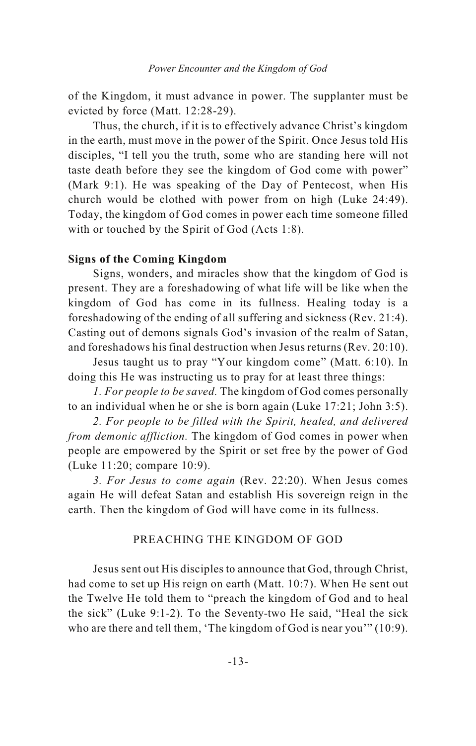of the Kingdom, it must advance in power. The supplanter must be evicted by force (Matt. 12:28-29).

Thus, the church, if it is to effectively advance Christ's kingdom in the earth, must move in the power of the Spirit. Once Jesus told His disciples, "I tell you the truth, some who are standing here will not taste death before they see the kingdom of God come with power" (Mark 9:1). He was speaking of the Day of Pentecost, when His church would be clothed with power from on high (Luke 24:49). Today, the kingdom of God comes in power each time someone filled with or touched by the Spirit of God (Acts 1:8).

### Signs of the Coming Kingdom

Signs, wonders, and miracles show that the kingdom of God is present. They are a foreshadowing of what life will be like when the kingdom of God has come in its fullness. Healing today is a foreshadowing of the ending of all suffering and sickness (Rev. 21:4). Casting out of demons signals God's invasion of the realm of Satan, and foreshadows his final destruction when Jesus returns (Rev. 20:10).

Jesus taught us to pray "Your kingdom come" (Matt. 6:10). In doing this He was instructing us to pray for at least three things:

*1. For people to be saved.* The kingdom of God comes personally to an individual when he or she is born again (Luke 17:21; John 3:5).

*2. For people to be filled with the Spirit, healed, and delivered from demonic affliction.* The kingdom of God comes in power when people are empowered by the Spirit or set free by the power of God (Luke 11:20; compare 10:9).

*3. For Jesus to come again* (Rev. 22:20). When Jesus comes again He will defeat Satan and establish His sovereign reign in the earth. Then the kingdom of God will have come in its fullness.

## PREACHING THE KINGDOM OF GOD

Jesus sent out His disciples to announce that God, through Christ, had come to set up His reign on earth (Matt. 10:7). When He sent out the Twelve He told them to "preach the kingdom of God and to heal the sick" (Luke 9:1-2). To the Seventy-two He said, "Heal the sick who are there and tell them, 'The kingdom of God is near you'" (10:9).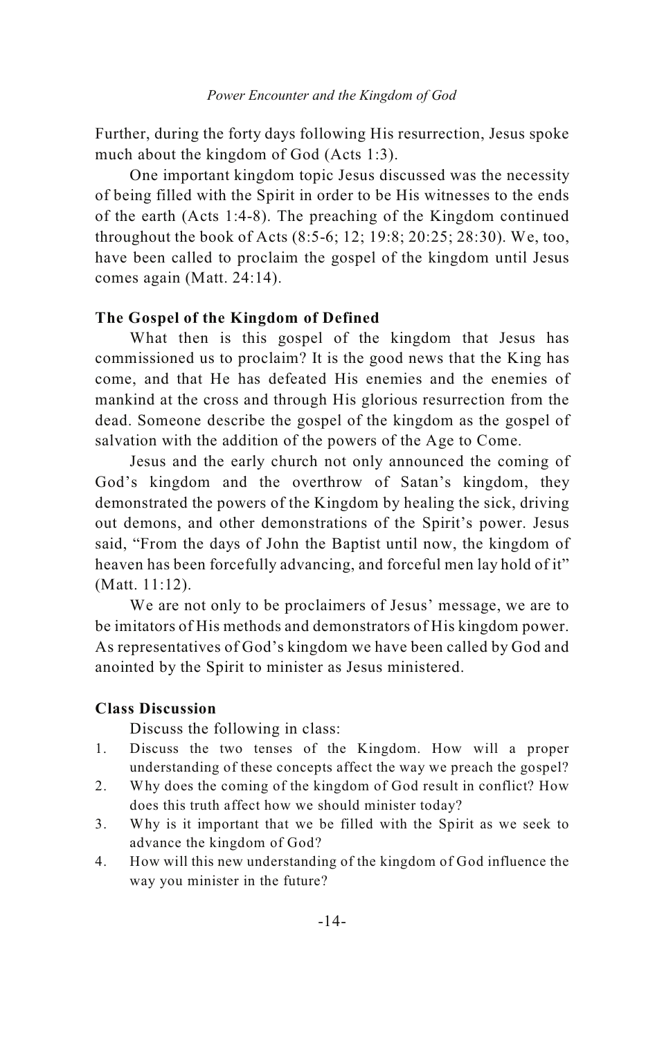Further, during the forty days following His resurrection, Jesus spoke much about the kingdom of God (Acts 1:3).

One important kingdom topic Jesus discussed was the necessity of being filled with the Spirit in order to be His witnesses to the ends of the earth (Acts 1:4-8). The preaching of the Kingdom continued throughout the book of Acts (8:5-6; 12; 19:8; 20:25; 28:30). We, too, have been called to proclaim the gospel of the kingdom until Jesus comes again (Matt. 24:14).

### The Gospel of the Kingdom of Defined

What then is this gospel of the kingdom that Jesus has commissioned us to proclaim? It is the good news that the King has come, and that He has defeated His enemies and the enemies of mankind at the cross and through His glorious resurrection from the dead. Someone describe the gospel of the kingdom as the gospel of salvation with the addition of the powers of the Age to Come.

Jesus and the early church not only announced the coming of God's kingdom and the overthrow of Satan's kingdom, they demonstrated the powers of the Kingdom by healing the sick, driving out demons, and other demonstrations of the Spirit's power. Jesus said, "From the days of John the Baptist until now, the kingdom of heaven has been forcefully advancing, and forceful men lay hold of it" (Matt. 11:12).

We are not only to be proclaimers of Jesus' message, we are to be imitators of His methods and demonstrators of His kingdom power. As representatives of God's kingdom we have been called by God and anointed by the Spirit to minister as Jesus ministered.

### Class Discussion

Discuss the following in class:

1. Discuss the two tenses of the Kingdom. How will a proper understanding of these concepts affect the way we preach the gospel?
2. Why does the coming of the kingdom of God result in conflict? How does this truth affect how we should minister today?
3. Why is it important that we be filled with the Spirit as we seek to advance the kingdom of God?
4. How will this new understanding of the kingdom of God influence the way you minister in the future?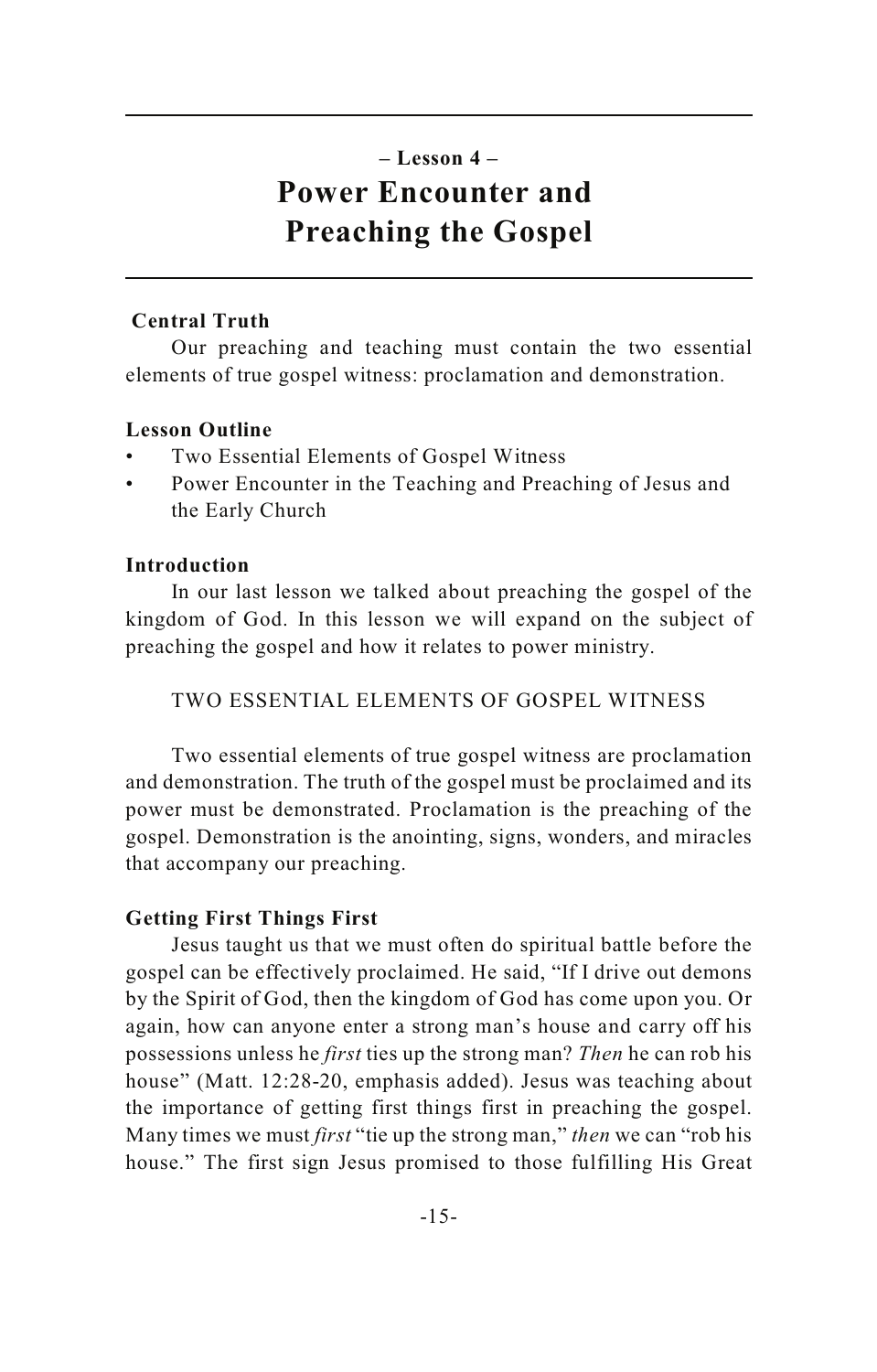## – Lesson 4 –
# Power Encounter and Preaching the Gospel

**Central Truth**

Our preaching and teaching must contain the two essential elements of true gospel witness: proclamation and demonstration.

**Lesson Outline**

- Two Essential Elements of Gospel Witness
- Power Encounter in the Teaching and Preaching of Jesus and the Early Church

**Introduction**

In our last lesson we talked about preaching the gospel of the kingdom of God. In this lesson we will expand on the subject of preaching the gospel and how it relates to power ministry.

### TWO ESSENTIAL ELEMENTS OF GOSPEL WITNESS

Two essential elements of true gospel witness are proclamation and demonstration. The truth of the gospel must be proclaimed and its power must be demonstrated. Proclamation is the preaching of the gospel. Demonstration is the anointing, signs, wonders, and miracles that accompany our preaching.

**Getting First Things First**

Jesus taught us that we must often do spiritual battle before the gospel can be effectively proclaimed. He said, “If I drive out demons by the Spirit of God, then the kingdom of God has come upon you. Or again, how can anyone enter a strong man’s house and carry off his possessions unless he *first* ties up the strong man? *Then* he can rob his house” (Matt. 12:28-20, emphasis added). Jesus was teaching about the importance of getting first things first in preaching the gospel. Many times we must *first* “tie up the strong man,” *then* we can “rob his house.” The first sign Jesus promised to those fulfilling His Great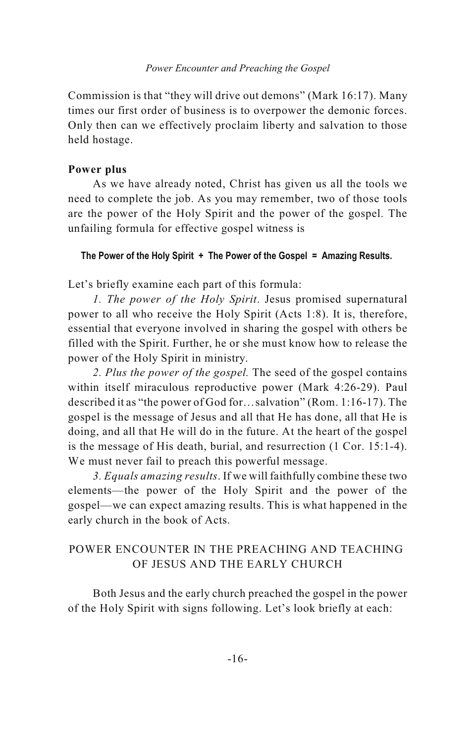Commission is that “they will drive out demons” (Mark 16:17). Many times our first order of business is to overpower the demonic forces. Only then can we effectively proclaim liberty and salvation to those held hostage.

**Power plus**

As we have already noted, Christ has given us all the tools we need to complete the job. As you may remember, two of those tools are the power of the Holy Spirit and the power of the gospel. The unfailing formula for effective gospel witness is

**The Power of the Holy Spirit + The Power of the Gospel = Amazing Results.**

Let’s briefly examine each part of this formula:

*1. The power of the Holy Spirit*. Jesus promised supernatural power to all who receive the Holy Spirit (Acts 1:8). It is, therefore, essential that everyone involved in sharing the gospel with others be filled with the Spirit. Further, he or she must know how to release the power of the Holy Spirit in ministry.

*2. Plus the power of the gospel.* The seed of the gospel contains within itself miraculous reproductive power (Mark 4:26-29). Paul described it as “the power of God for…salvation” (Rom. 1:16-17). The gospel is the message of Jesus and all that He has done, all that He is doing, and all that He will do in the future. At the heart of the gospel is the message of His death, burial, and resurrection (1 Cor. 15:1-4). We must never fail to preach this powerful message.

*3. Equals amazing results*. If we will faithfully combine these two elements—the power of the Holy Spirit and the power of the gospel—we can expect amazing results. This is what happened in the early church in the book of Acts.

## POWER ENCOUNTER IN THE PREACHING AND TEACHING OF JESUS AND THE EARLY CHURCH

Both Jesus and the early church preached the gospel in the power of the Holy Spirit with signs following. Let’s look briefly at each: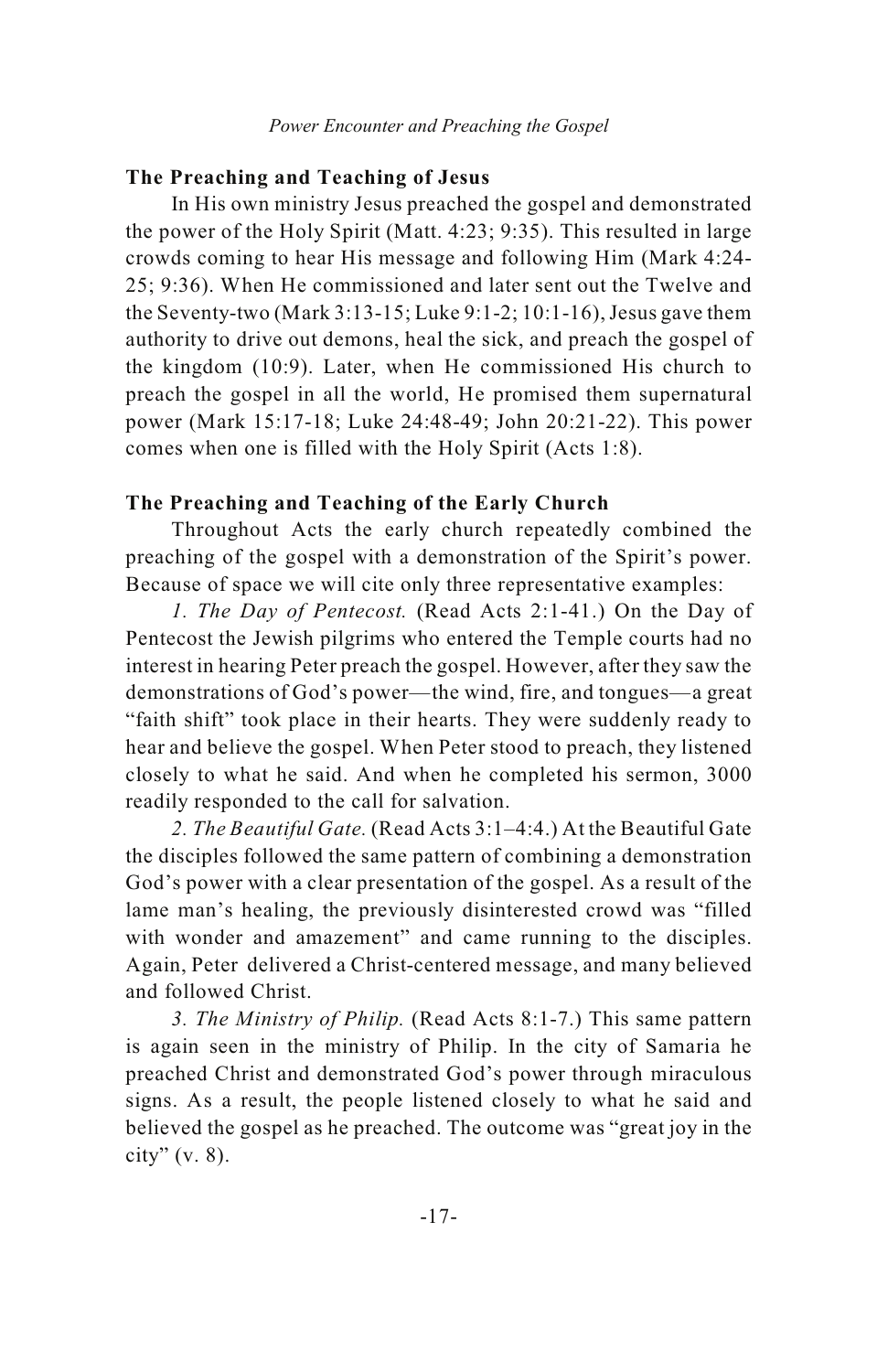## The Preaching and Teaching of Jesus

In His own ministry Jesus preached the gospel and demonstrated the power of the Holy Spirit (Matt. 4:23; 9:35). This resulted in large crowds coming to hear His message and following Him (Mark 4:24-25; 9:36). When He commissioned and later sent out the Twelve and the Seventy-two (Mark 3:13-15; Luke 9:1-2; 10:1-16), Jesus gave them authority to drive out demons, heal the sick, and preach the gospel of the kingdom (10:9). Later, when He commissioned His church to preach the gospel in all the world, He promised them supernatural power (Mark 15:17-18; Luke 24:48-49; John 20:21-22). This power comes when one is filled with the Holy Spirit (Acts 1:8).

## The Preaching and Teaching of the Early Church

Throughout Acts the early church repeatedly combined the preaching of the gospel with a demonstration of the Spirit's power. Because of space we will cite only three representative examples:

*1. The Day of Pentecost.* (Read Acts 2:1-41.) On the Day of Pentecost the Jewish pilgrims who entered the Temple courts had no interest in hearing Peter preach the gospel. However, after they saw the demonstrations of God's power—the wind, fire, and tongues—a great "faith shift" took place in their hearts. They were suddenly ready to hear and believe the gospel. When Peter stood to preach, they listened closely to what he said. And when he completed his sermon, 3000 readily responded to the call for salvation.

*2. The Beautiful Gate.* (Read Acts 3:1–4:4.) At the Beautiful Gate the disciples followed the same pattern of combining a demonstration God's power with a clear presentation of the gospel. As a result of the lame man's healing, the previously disinterested crowd was "filled with wonder and amazement" and came running to the disciples. Again, Peter delivered a Christ-centered message, and many believed and followed Christ.

*3. The Ministry of Philip.* (Read Acts 8:1-7.) This same pattern is again seen in the ministry of Philip. In the city of Samaria he preached Christ and demonstrated God's power through miraculous signs. As a result, the people listened closely to what he said and believed the gospel as he preached. The outcome was "great joy in the city" (v. 8).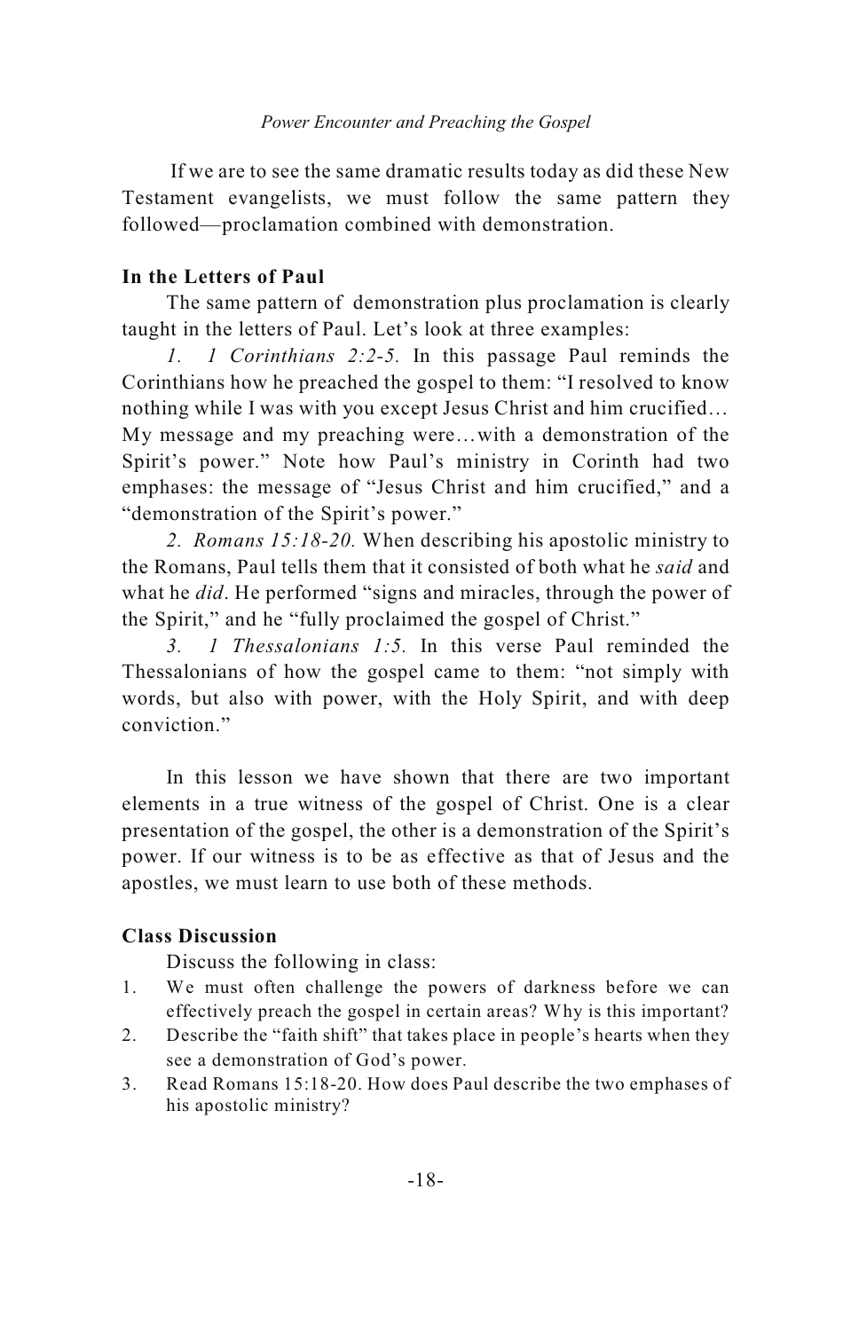If we are to see the same dramatic results today as did these New Testament evangelists, we must follow the same pattern they followed—proclamation combined with demonstration.

**In the Letters of Paul**

The same pattern of demonstration plus proclamation is clearly taught in the letters of Paul. Let's look at three examples:

*1. 1 Corinthians 2:2-5.* In this passage Paul reminds the Corinthians how he preached the gospel to them: "I resolved to know nothing while I was with you except Jesus Christ and him crucified… My message and my preaching were…with a demonstration of the Spirit's power." Note how Paul's ministry in Corinth had two emphases: the message of "Jesus Christ and him crucified," and a "demonstration of the Spirit's power."

*2. Romans 15:18-20.* When describing his apostolic ministry to the Romans, Paul tells them that it consisted of both what he *said* and what he *did*. He performed "signs and miracles, through the power of the Spirit," and he "fully proclaimed the gospel of Christ."

*3. 1 Thessalonians 1:5.* In this verse Paul reminded the Thessalonians of how the gospel came to them: "not simply with words, but also with power, with the Holy Spirit, and with deep conviction."

In this lesson we have shown that there are two important elements in a true witness of the gospel of Christ. One is a clear presentation of the gospel, the other is a demonstration of the Spirit's power. If our witness is to be as effective as that of Jesus and the apostles, we must learn to use both of these methods.

**Class Discussion**

Discuss the following in class:

1. We must often challenge the powers of darkness before we can effectively preach the gospel in certain areas? Why is this important?
2. Describe the "faith shift" that takes place in people's hearts when they see a demonstration of God's power.
3. Read Romans 15:18-20. How does Paul describe the two emphases of his apostolic ministry?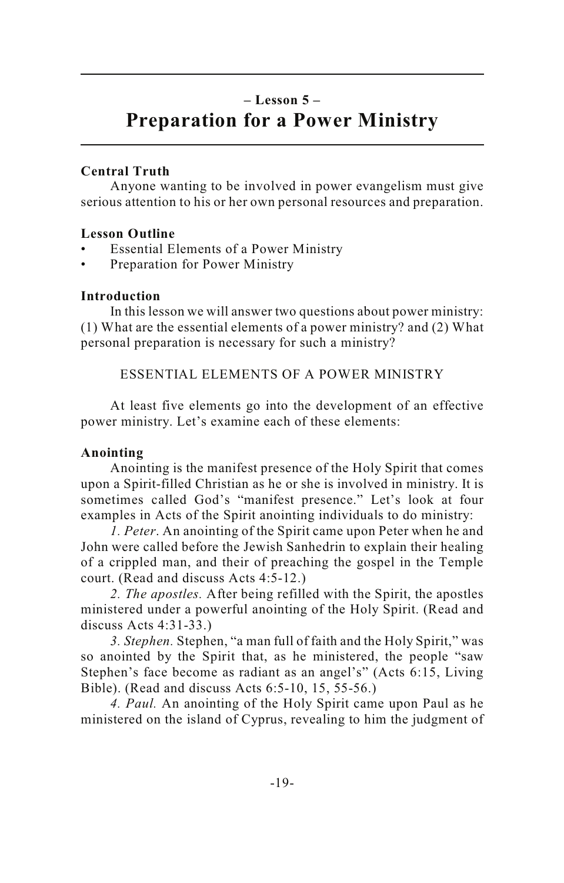## – Lesson 5 –

# Preparation for a Power Ministry

**Central Truth**

Anyone wanting to be involved in power evangelism must give serious attention to his or her own personal resources and preparation.

**Lesson Outline**

- Essential Elements of a Power Ministry
- Preparation for Power Ministry

**Introduction**

In this lesson we will answer two questions about power ministry: (1) What are the essential elements of a power ministry? and (2) What personal preparation is necessary for such a ministry?

## ESSENTIAL ELEMENTS OF A POWER MINISTRY

At least five elements go into the development of an effective power ministry. Let's examine each of these elements:

**Anointing**

Anointing is the manifest presence of the Holy Spirit that comes upon a Spirit-filled Christian as he or she is involved in ministry. It is sometimes called God's "manifest presence." Let's look at four examples in Acts of the Spirit anointing individuals to do ministry:

*1. Peter*. An anointing of the Spirit came upon Peter when he and John were called before the Jewish Sanhedrin to explain their healing of a crippled man, and their of preaching the gospel in the Temple court. (Read and discuss Acts 4:5-12.)

*2. The apostles.* After being refilled with the Spirit, the apostles ministered under a powerful anointing of the Holy Spirit. (Read and discuss Acts 4:31-33.)

*3. Stephen.* Stephen, "a man full of faith and the Holy Spirit," was so anointed by the Spirit that, as he ministered, the people "saw Stephen's face become as radiant as an angel's" (Acts 6:15, Living Bible). (Read and discuss Acts 6:5-10, 15, 55-56.)

*4. Paul.* An anointing of the Holy Spirit came upon Paul as he ministered on the island of Cyprus, revealing to him the judgment of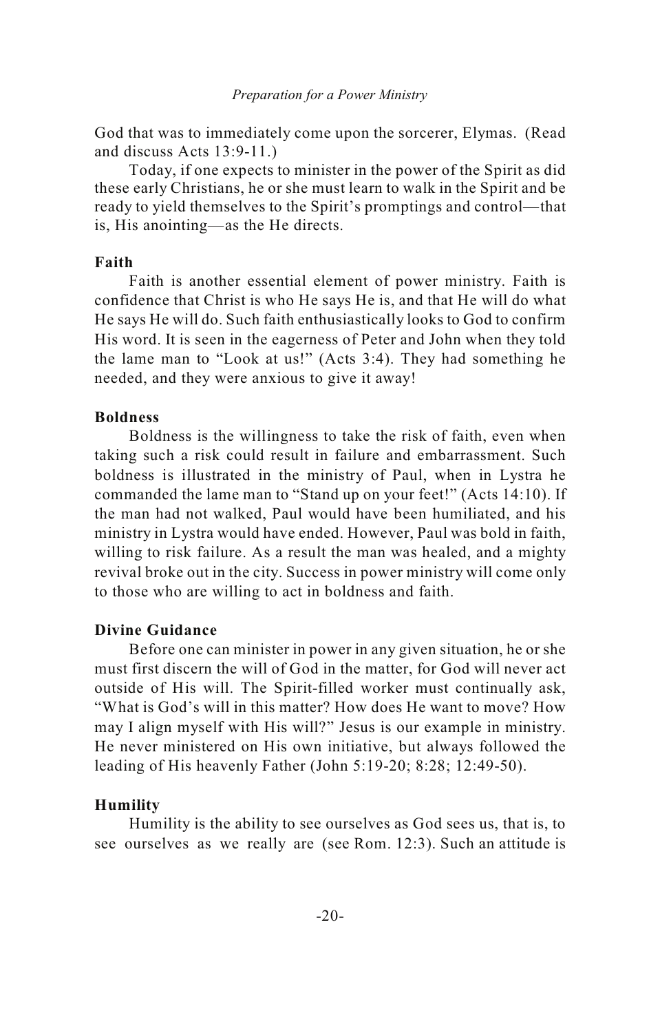God that was to immediately come upon the sorcerer, Elymas. (Read and discuss Acts 13:9-11.)

Today, if one expects to minister in the power of the Spirit as did these early Christians, he or she must learn to walk in the Spirit and be ready to yield themselves to the Spirit's promptings and control—that is, His anointing—as the He directs.

**Faith**

Faith is another essential element of power ministry. Faith is confidence that Christ is who He says He is, and that He will do what He says He will do. Such faith enthusiastically looks to God to confirm His word. It is seen in the eagerness of Peter and John when they told the lame man to "Look at us!" (Acts 3:4). They had something he needed, and they were anxious to give it away!

**Boldness**

Boldness is the willingness to take the risk of faith, even when taking such a risk could result in failure and embarrassment. Such boldness is illustrated in the ministry of Paul, when in Lystra he commanded the lame man to "Stand up on your feet!" (Acts 14:10). If the man had not walked, Paul would have been humiliated, and his ministry in Lystra would have ended. However, Paul was bold in faith, willing to risk failure. As a result the man was healed, and a mighty revival broke out in the city. Success in power ministry will come only to those who are willing to act in boldness and faith.

**Divine Guidance**

Before one can minister in power in any given situation, he or she must first discern the will of God in the matter, for God will never act outside of His will. The Spirit-filled worker must continually ask, "What is God's will in this matter? How does He want to move? How may I align myself with His will?" Jesus is our example in ministry. He never ministered on His own initiative, but always followed the leading of His heavenly Father (John 5:19-20; 8:28; 12:49-50).

**Humility**

Humility is the ability to see ourselves as God sees us, that is, to see ourselves as we really are (see Rom. 12:3). Such an attitude is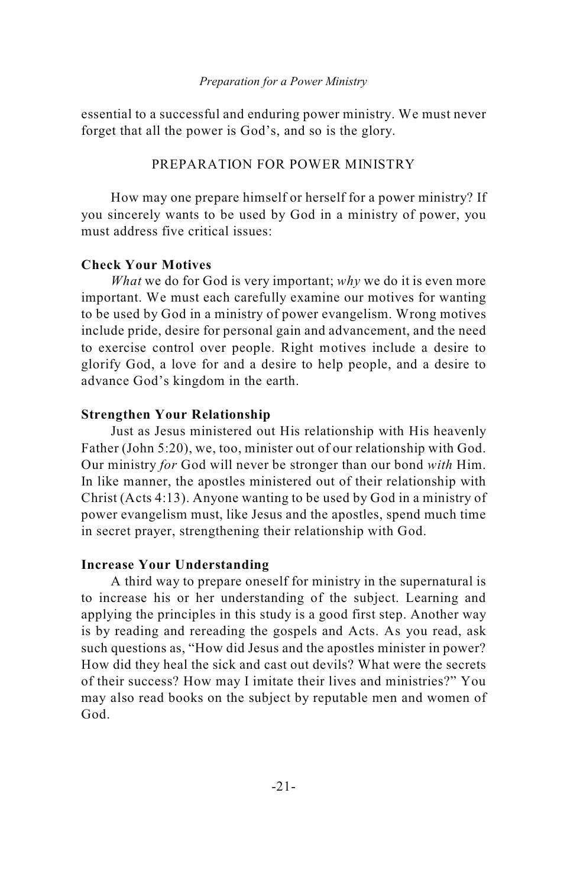essential to a successful and enduring power ministry. We must never forget that all the power is God's, and so is the glory.

## PREPARATION FOR POWER MINISTRY

How may one prepare himself or herself for a power ministry? If you sincerely wants to be used by God in a ministry of power, you must address five critical issues:

### Check Your Motives

*What* we do for God is very important; *why* we do it is even more important. We must each carefully examine our motives for wanting to be used by God in a ministry of power evangelism. Wrong motives include pride, desire for personal gain and advancement, and the need to exercise control over people. Right motives include a desire to glorify God, a love for and a desire to help people, and a desire to advance God's kingdom in the earth.

### Strengthen Your Relationship

Just as Jesus ministered out His relationship with His heavenly Father (John 5:20), we, too, minister out of our relationship with God. Our ministry *for* God will never be stronger than our bond *with* Him. In like manner, the apostles ministered out of their relationship with Christ (Acts 4:13). Anyone wanting to be used by God in a ministry of power evangelism must, like Jesus and the apostles, spend much time in secret prayer, strengthening their relationship with God.

### Increase Your Understanding

A third way to prepare oneself for ministry in the supernatural is to increase his or her understanding of the subject. Learning and applying the principles in this study is a good first step. Another way is by reading and rereading the gospels and Acts. As you read, ask such questions as, "How did Jesus and the apostles minister in power? How did they heal the sick and cast out devils? What were the secrets of their success? How may I imitate their lives and ministries?" You may also read books on the subject by reputable men and women of God.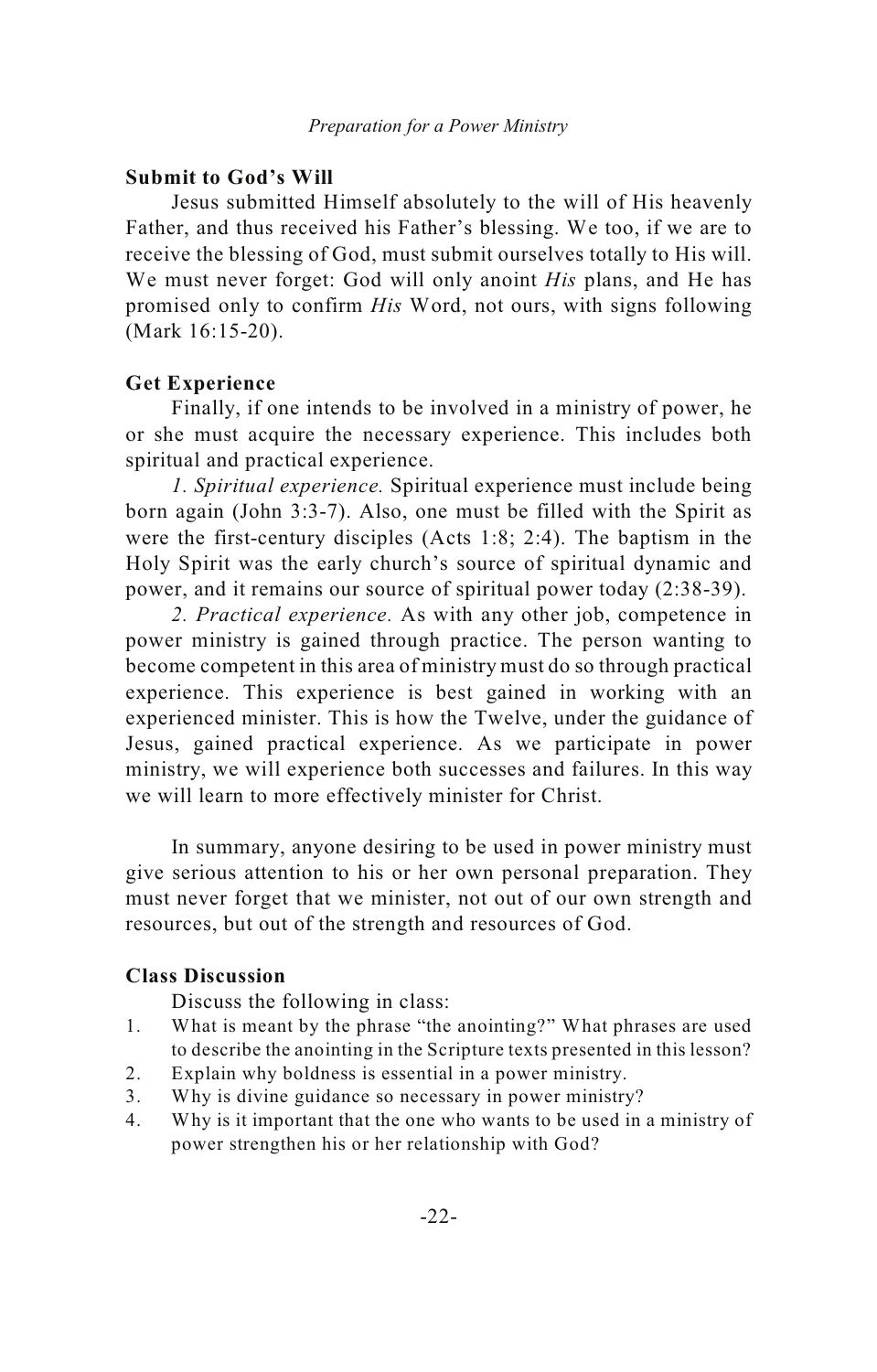**Submit to God's Will**

Jesus submitted Himself absolutely to the will of His heavenly Father, and thus received his Father's blessing. We too, if we are to receive the blessing of God, must submit ourselves totally to His will. We must never forget: God will only anoint *His* plans, and He has promised only to confirm *His* Word, not ours, with signs following (Mark 16:15-20).

**Get Experience**

Finally, if one intends to be involved in a ministry of power, he or she must acquire the necessary experience. This includes both spiritual and practical experience.

*1. Spiritual experience.* Spiritual experience must include being born again (John 3:3-7). Also, one must be filled with the Spirit as were the first-century disciples (Acts 1:8; 2:4). The baptism in the Holy Spirit was the early church's source of spiritual dynamic and power, and it remains our source of spiritual power today (2:38-39).

*2. Practical experience.* As with any other job, competence in power ministry is gained through practice. The person wanting to become competent in this area of ministry must do so through practical experience. This experience is best gained in working with an experienced minister. This is how the Twelve, under the guidance of Jesus, gained practical experience. As we participate in power ministry, we will experience both successes and failures. In this way we will learn to more effectively minister for Christ.

In summary, anyone desiring to be used in power ministry must give serious attention to his or her own personal preparation. They must never forget that we minister, not out of our own strength and resources, but out of the strength and resources of God.

**Class Discussion**

Discuss the following in class:

1. What is meant by the phrase "the anointing?" What phrases are used to describe the anointing in the Scripture texts presented in this lesson?
2. Explain why boldness is essential in a power ministry.
3. Why is divine guidance so necessary in power ministry?
4. Why is it important that the one who wants to be used in a ministry of power strengthen his or her relationship with God?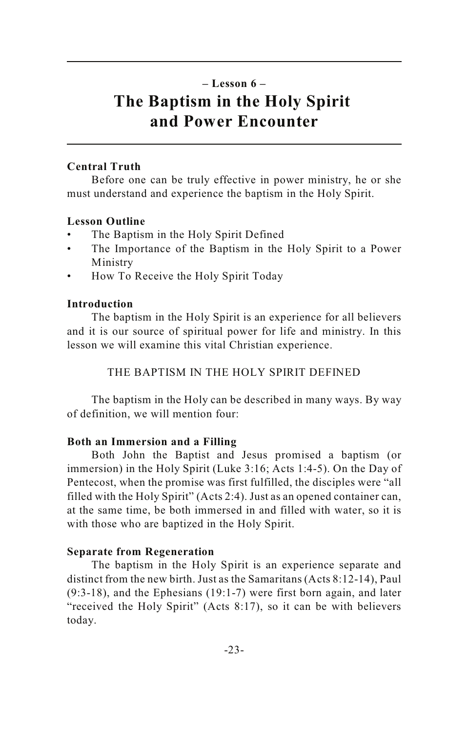## – Lesson 6 –

# The Baptism in the Holy Spirit and Power Encounter

**Central Truth**

Before one can be truly effective in power ministry, he or she must understand and experience the baptism in the Holy Spirit.

**Lesson Outline**

- The Baptism in the Holy Spirit Defined
- The Importance of the Baptism in the Holy Spirit to a Power Ministry
- How To Receive the Holy Spirit Today

**Introduction**

The baptism in the Holy Spirit is an experience for all believers and it is our source of spiritual power for life and ministry. In this lesson we will examine this vital Christian experience.

### THE BAPTISM IN THE HOLY SPIRIT DEFINED

The baptism in the Holy can be described in many ways. By way of definition, we will mention four:

**Both an Immersion and a Filling**

Both John the Baptist and Jesus promised a baptism (or immersion) in the Holy Spirit (Luke 3:16; Acts 1:4-5). On the Day of Pentecost, when the promise was first fulfilled, the disciples were "all filled with the Holy Spirit" (Acts 2:4). Just as an opened container can, at the same time, be both immersed in and filled with water, so it is with those who are baptized in the Holy Spirit.

**Separate from Regeneration**

The baptism in the Holy Spirit is an experience separate and distinct from the new birth. Just as the Samaritans (Acts 8:12-14), Paul (9:3-18), and the Ephesians (19:1-7) were first born again, and later "received the Holy Spirit" (Acts 8:17), so it can be with believers today.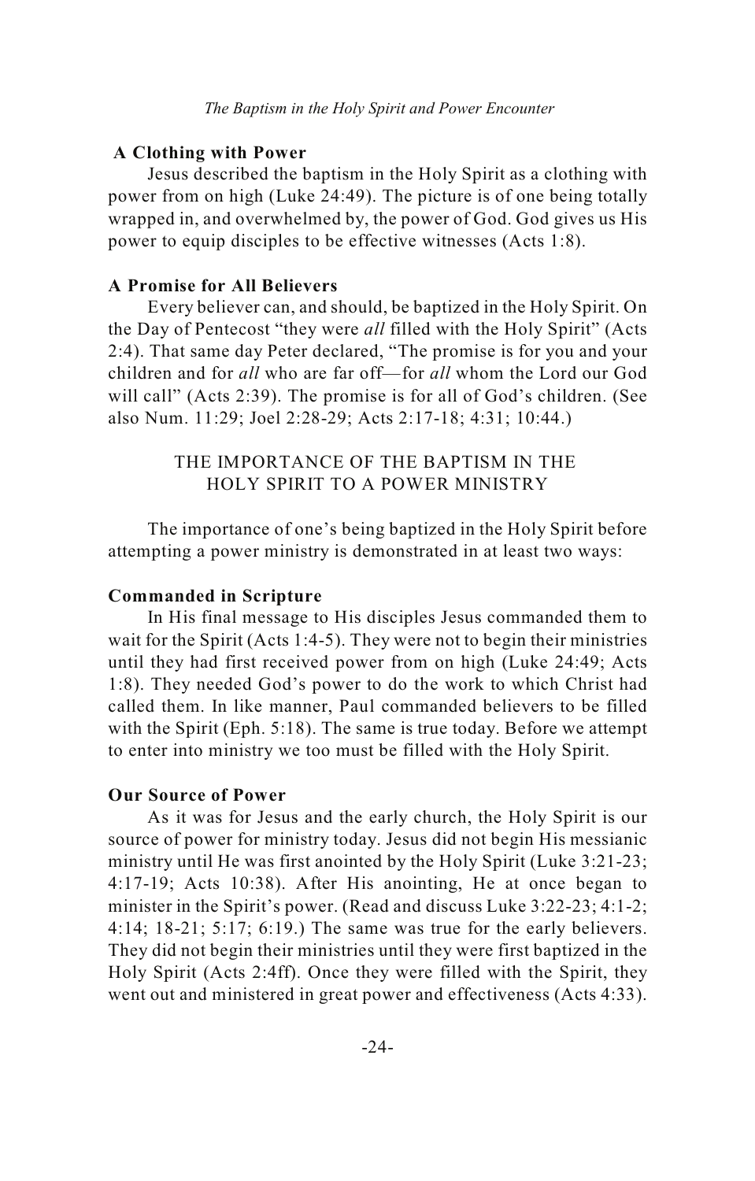### A Clothing with Power

Jesus described the baptism in the Holy Spirit as a clothing with power from on high (Luke 24:49). The picture is of one being totally wrapped in, and overwhelmed by, the power of God. God gives us His power to equip disciples to be effective witnesses (Acts 1:8).

### A Promise for All Believers

Every believer can, and should, be baptized in the Holy Spirit. On the Day of Pentecost "they were *all* filled with the Holy Spirit" (Acts 2:4). That same day Peter declared, "The promise is for you and your children and for *all* who are far off—for *all* whom the Lord our God will call" (Acts 2:39). The promise is for all of God's children. (See also Num. 11:29; Joel 2:28-29; Acts 2:17-18; 4:31; 10:44.)

## THE IMPORTANCE OF THE BAPTISM IN THE HOLY SPIRIT TO A POWER MINISTRY

The importance of one's being baptized in the Holy Spirit before attempting a power ministry is demonstrated in at least two ways:

### Commanded in Scripture

In His final message to His disciples Jesus commanded them to wait for the Spirit (Acts 1:4-5). They were not to begin their ministries until they had first received power from on high (Luke 24:49; Acts 1:8). They needed God's power to do the work to which Christ had called them. In like manner, Paul commanded believers to be filled with the Spirit (Eph. 5:18). The same is true today. Before we attempt to enter into ministry we too must be filled with the Holy Spirit.

### Our Source of Power

As it was for Jesus and the early church, the Holy Spirit is our source of power for ministry today. Jesus did not begin His messianic ministry until He was first anointed by the Holy Spirit (Luke 3:21-23; 4:17-19; Acts 10:38). After His anointing, He at once began to minister in the Spirit's power. (Read and discuss Luke 3:22-23; 4:1-2; 4:14; 18-21; 5:17; 6:19.) The same was true for the early believers. They did not begin their ministries until they were first baptized in the Holy Spirit (Acts 2:4ff). Once they were filled with the Spirit, they went out and ministered in great power and effectiveness (Acts 4:33).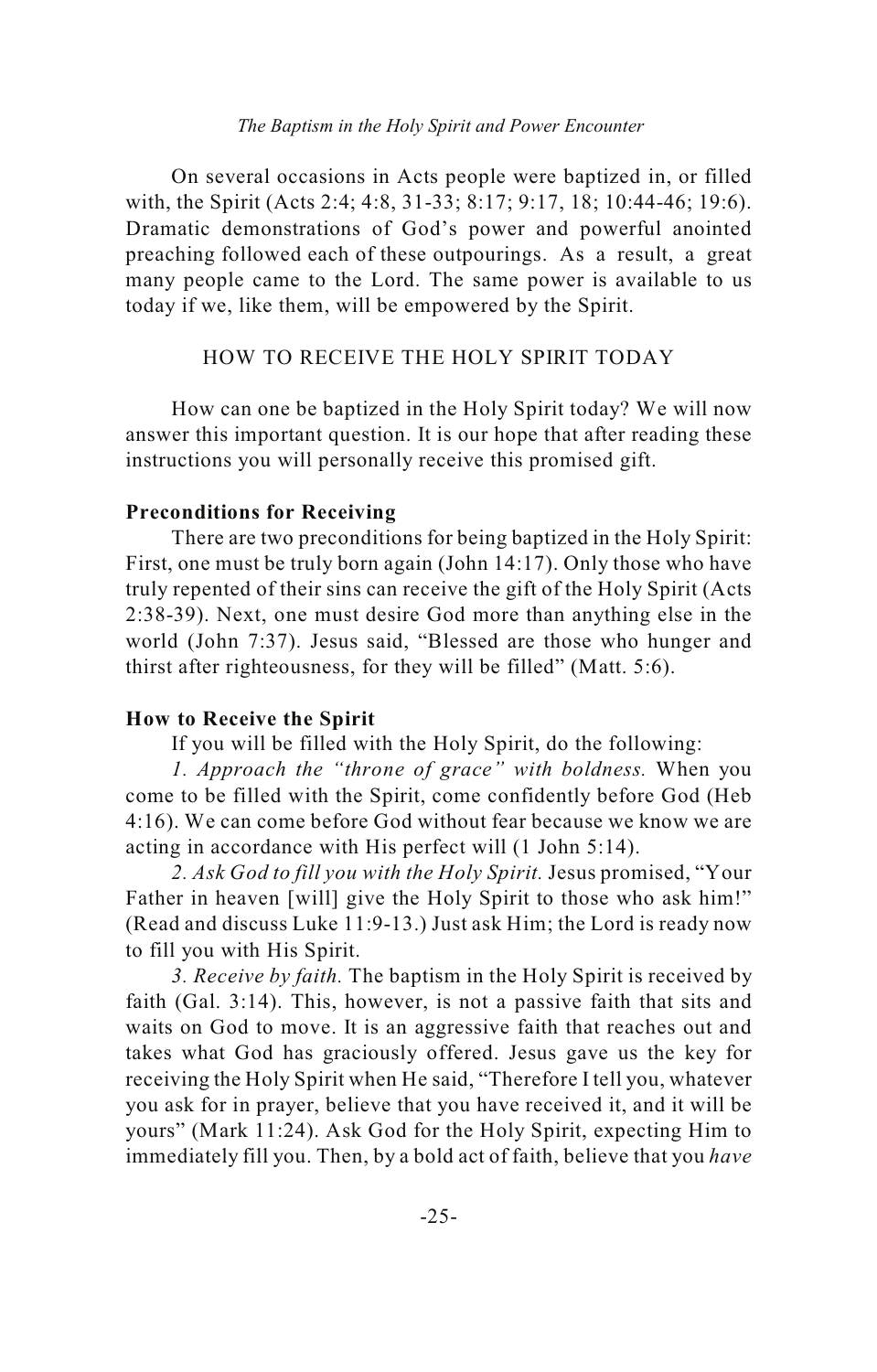On several occasions in Acts people were baptized in, or filled with, the Spirit (Acts 2:4; 4:8, 31-33; 8:17; 9:17, 18; 10:44-46; 19:6). Dramatic demonstrations of God's power and powerful anointed preaching followed each of these outpourings. As a result, a great many people came to the Lord. The same power is available to us today if we, like them, will be empowered by the Spirit.

## HOW TO RECEIVE THE HOLY SPIRIT TODAY

How can one be baptized in the Holy Spirit today? We will now answer this important question. It is our hope that after reading these instructions you will personally receive this promised gift.

### Preconditions for Receiving

There are two preconditions for being baptized in the Holy Spirit: First, one must be truly born again (John 14:17). Only those who have truly repented of their sins can receive the gift of the Holy Spirit (Acts 2:38-39). Next, one must desire God more than anything else in the world (John 7:37). Jesus said, "Blessed are those who hunger and thirst after righteousness, for they will be filled" (Matt. 5:6).

### How to Receive the Spirit

If you will be filled with the Holy Spirit, do the following:

*1. Approach the "throne of grace" with boldness.* When you come to be filled with the Spirit, come confidently before God (Heb 4:16). We can come before God without fear because we know we are acting in accordance with His perfect will (1 John 5:14).

*2. Ask God to fill you with the Holy Spirit.* Jesus promised, "Your Father in heaven [will] give the Holy Spirit to those who ask him!" (Read and discuss Luke 11:9-13.) Just ask Him; the Lord is ready now to fill you with His Spirit.

*3. Receive by faith.* The baptism in the Holy Spirit is received by faith (Gal. 3:14). This, however, is not a passive faith that sits and waits on God to move. It is an aggressive faith that reaches out and takes what God has graciously offered. Jesus gave us the key for receiving the Holy Spirit when He said, "Therefore I tell you, whatever you ask for in prayer, believe that you have received it, and it will be yours" (Mark 11:24). Ask God for the Holy Spirit, expecting Him to immediately fill you. Then, by a bold act of faith, believe that you *have*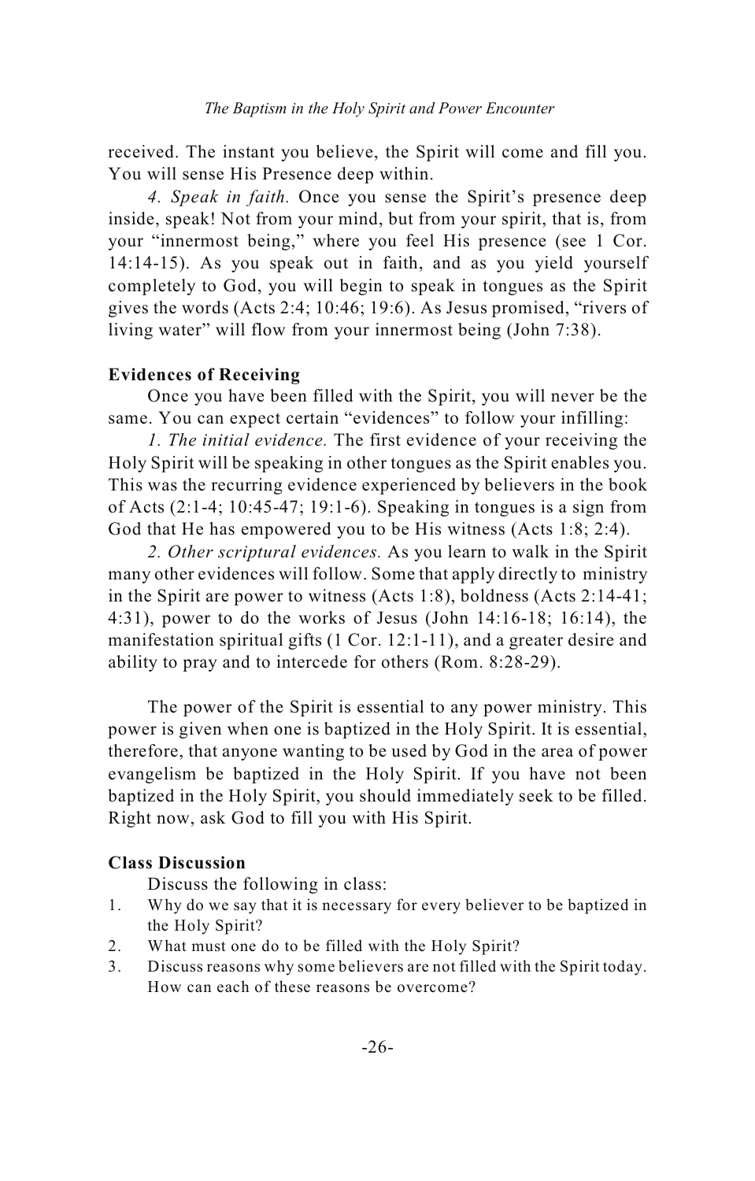received. The instant you believe, the Spirit will come and fill you. You will sense His Presence deep within.

*4. Speak in faith.* Once you sense the Spirit's presence deep inside, speak! Not from your mind, but from your spirit, that is, from your "innermost being," where you feel His presence (see 1 Cor. 14:14-15). As you speak out in faith, and as you yield yourself completely to God, you will begin to speak in tongues as the Spirit gives the words (Acts 2:4; 10:46; 19:6). As Jesus promised, "rivers of living water" will flow from your innermost being (John 7:38).

**Evidences of Receiving**

Once you have been filled with the Spirit, you will never be the same. You can expect certain "evidences" to follow your infilling:

*1. The initial evidence.* The first evidence of your receiving the Holy Spirit will be speaking in other tongues as the Spirit enables you. This was the recurring evidence experienced by believers in the book of Acts (2:1-4; 10:45-47; 19:1-6). Speaking in tongues is a sign from God that He has empowered you to be His witness (Acts 1:8; 2:4).

*2. Other scriptural evidences.* As you learn to walk in the Spirit many other evidences will follow. Some that apply directly to ministry in the Spirit are power to witness (Acts 1:8), boldness (Acts 2:14-41; 4:31), power to do the works of Jesus (John 14:16-18; 16:14), the manifestation spiritual gifts (1 Cor. 12:1-11), and a greater desire and ability to pray and to intercede for others (Rom. 8:28-29).

The power of the Spirit is essential to any power ministry. This power is given when one is baptized in the Holy Spirit. It is essential, therefore, that anyone wanting to be used by God in the area of power evangelism be baptized in the Holy Spirit. If you have not been baptized in the Holy Spirit, you should immediately seek to be filled. Right now, ask God to fill you with His Spirit.

**Class Discussion**

Discuss the following in class:

1. Why do we say that it is necessary for every believer to be baptized in the Holy Spirit?
2. What must one do to be filled with the Holy Spirit?
3. Discuss reasons why some believers are not filled with the Spirit today. How can each of these reasons be overcome?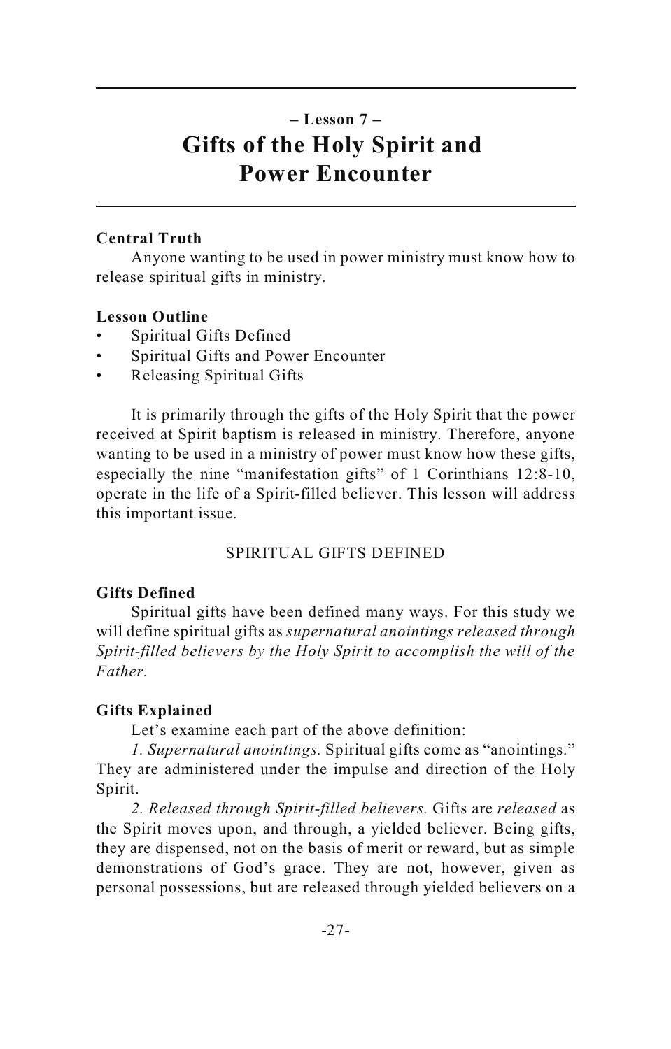## – Lesson 7 –
# Gifts of the Holy Spirit and Power Encounter

**Central Truth**

Anyone wanting to be used in power ministry must know how to release spiritual gifts in ministry.

**Lesson Outline**

- Spiritual Gifts Defined
- Spiritual Gifts and Power Encounter
- Releasing Spiritual Gifts

It is primarily through the gifts of the Holy Spirit that the power received at Spirit baptism is released in ministry. Therefore, anyone wanting to be used in a ministry of power must know how these gifts, especially the nine "manifestation gifts" of 1 Corinthians 12:8-10, operate in the life of a Spirit-filled believer. This lesson will address this important issue.

## SPIRITUAL GIFTS DEFINED

**Gifts Defined**

Spiritual gifts have been defined many ways. For this study we will define spiritual gifts as *supernatural anointings released through Spirit-filled believers by the Holy Spirit to accomplish the will of the Father.*

**Gifts Explained**

Let's examine each part of the above definition:

*1. Supernatural anointings.* Spiritual gifts come as "anointings." They are administered under the impulse and direction of the Holy Spirit.

*2. Released through Spirit-filled believers.* Gifts are *released* as the Spirit moves upon, and through, a yielded believer. Being gifts, they are dispensed, not on the basis of merit or reward, but as simple demonstrations of God's grace. They are not, however, given as personal possessions, but are released through yielded believers on a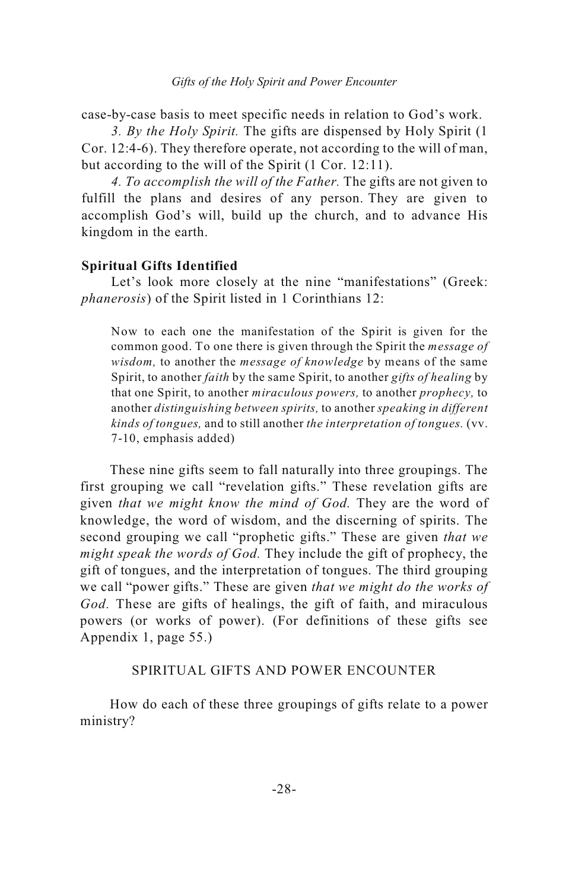case-by-case basis to meet specific needs in relation to God's work.

*3. By the Holy Spirit.* The gifts are dispensed by Holy Spirit (1 Cor. 12:4-6). They therefore operate, not according to the will of man, but according to the will of the Spirit (1 Cor. 12:11).

*4. To accomplish the will of the Father.* The gifts are not given to fulfill the plans and desires of any person. They are given to accomplish God's will, build up the church, and to advance His kingdom in the earth.

**Spiritual Gifts Identified**

Let's look more closely at the nine "manifestations" (Greek: *phanerosis*) of the Spirit listed in 1 Corinthians 12:

> Now to each one the manifestation of the Spirit is given for the common good. To one there is given through the Spirit the *message of wisdom,* to another the *message of knowledge* by means of the same Spirit, to another *faith* by the same Spirit, to another *gifts of healing* by that one Spirit, to another *miraculous powers,* to another *prophecy,* to another *distinguishing between spirits,* to another *speaking in different kinds of tongues,* and to still another *the interpretation of tongues.* (vv. 7-10, emphasis added)

These nine gifts seem to fall naturally into three groupings. The first grouping we call "revelation gifts." These revelation gifts are given *that we might know the mind of God.* They are the word of knowledge, the word of wisdom, and the discerning of spirits. The second grouping we call "prophetic gifts." These are given *that we might speak the words of God.* They include the gift of prophecy, the gift of tongues, and the interpretation of tongues. The third grouping we call "power gifts." These are given *that we might do the works of God.* These are gifts of healings, the gift of faith, and miraculous powers (or works of power). (For definitions of these gifts see Appendix 1, page 55.)

## SPIRITUAL GIFTS AND POWER ENCOUNTER

How do each of these three groupings of gifts relate to a power ministry?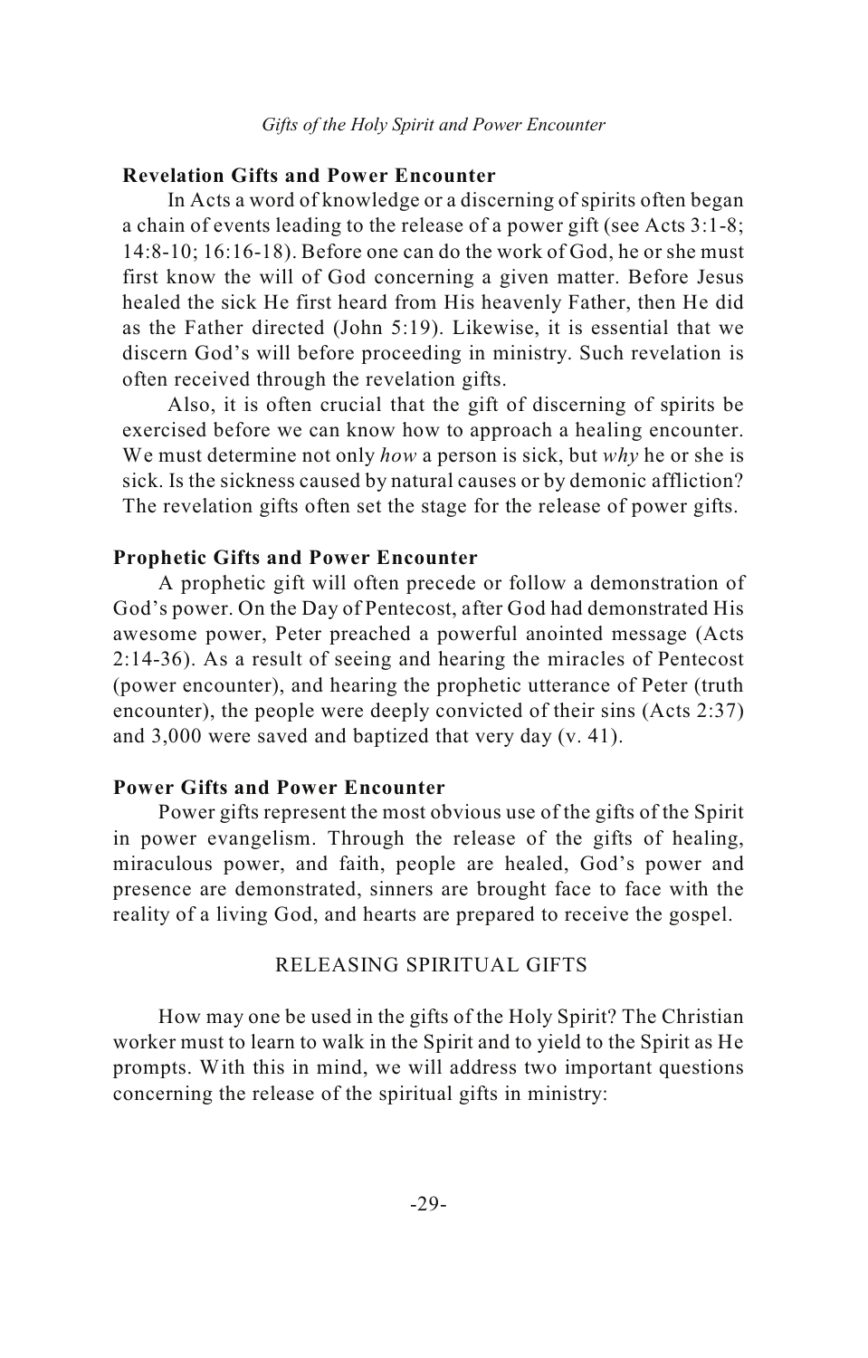### Revelation Gifts and Power Encounter

In Acts a word of knowledge or a discerning of spirits often began a chain of events leading to the release of a power gift (see Acts 3:1-8; 14:8-10; 16:16-18). Before one can do the work of God, he or she must first know the will of God concerning a given matter. Before Jesus healed the sick He first heard from His heavenly Father, then He did as the Father directed (John 5:19). Likewise, it is essential that we discern God's will before proceeding in ministry. Such revelation is often received through the revelation gifts.

Also, it is often crucial that the gift of discerning of spirits be exercised before we can know how to approach a healing encounter. We must determine not only *how* a person is sick, but *why* he or she is sick. Is the sickness caused by natural causes or by demonic affliction? The revelation gifts often set the stage for the release of power gifts.

### Prophetic Gifts and Power Encounter

A prophetic gift will often precede or follow a demonstration of God's power. On the Day of Pentecost, after God had demonstrated His awesome power, Peter preached a powerful anointed message (Acts 2:14-36). As a result of seeing and hearing the miracles of Pentecost (power encounter), and hearing the prophetic utterance of Peter (truth encounter), the people were deeply convicted of their sins (Acts 2:37) and 3,000 were saved and baptized that very day (v. 41).

### Power Gifts and Power Encounter

Power gifts represent the most obvious use of the gifts of the Spirit in power evangelism. Through the release of the gifts of healing, miraculous power, and faith, people are healed, God's power and presence are demonstrated, sinners are brought face to face with the reality of a living God, and hearts are prepared to receive the gospel.

## RELEASING SPIRITUAL GIFTS

How may one be used in the gifts of the Holy Spirit? The Christian worker must to learn to walk in the Spirit and to yield to the Spirit as He prompts. With this in mind, we will address two important questions concerning the release of the spiritual gifts in ministry: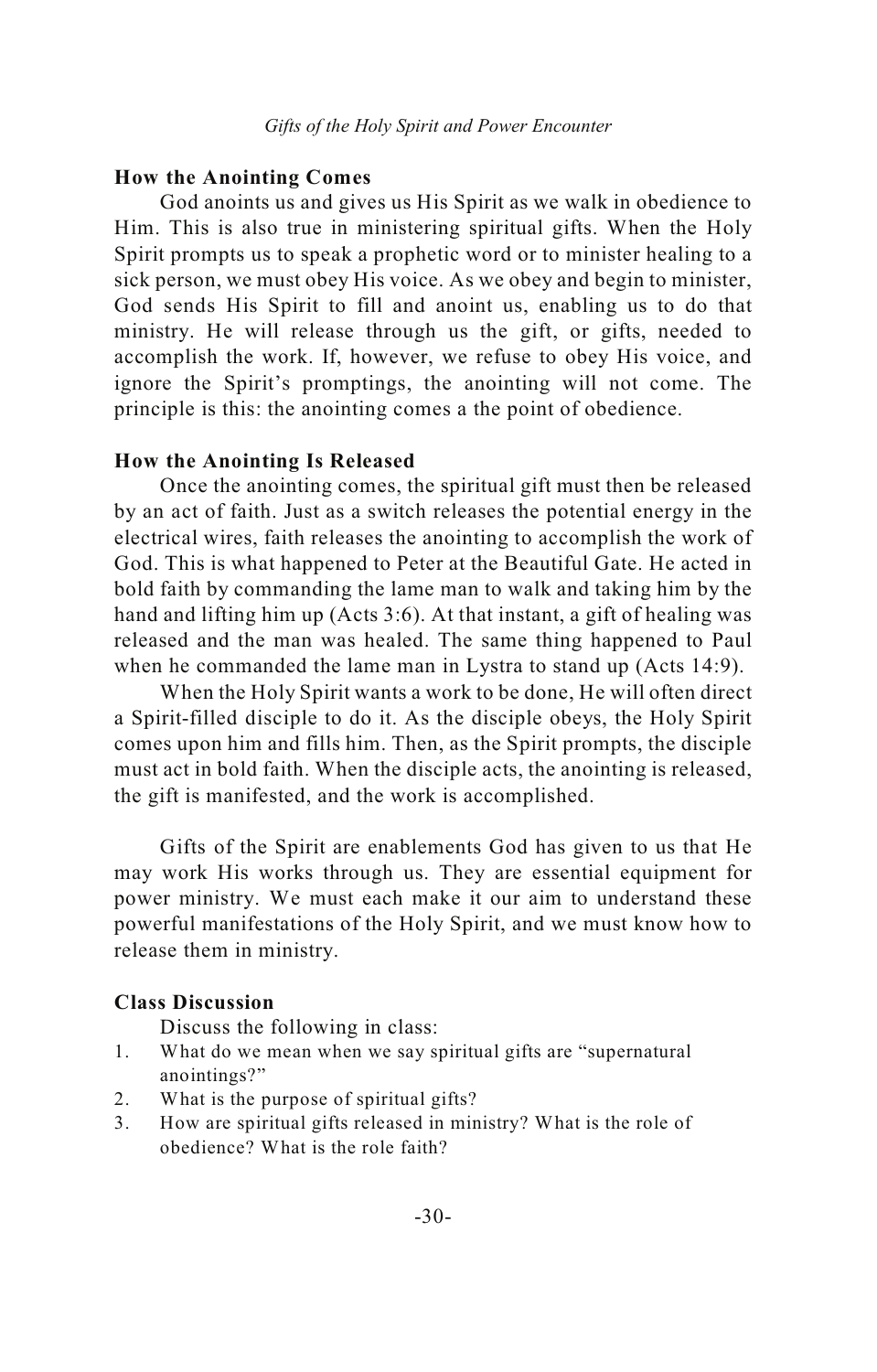### How the Anointing Comes

God anoints us and gives us His Spirit as we walk in obedience to Him. This is also true in ministering spiritual gifts. When the Holy Spirit prompts us to speak a prophetic word or to minister healing to a sick person, we must obey His voice. As we obey and begin to minister, God sends His Spirit to fill and anoint us, enabling us to do that ministry. He will release through us the gift, or gifts, needed to accomplish the work. If, however, we refuse to obey His voice, and ignore the Spirit's promptings, the anointing will not come. The principle is this: the anointing comes a the point of obedience.

### How the Anointing Is Released

Once the anointing comes, the spiritual gift must then be released by an act of faith. Just as a switch releases the potential energy in the electrical wires, faith releases the anointing to accomplish the work of God. This is what happened to Peter at the Beautiful Gate. He acted in bold faith by commanding the lame man to walk and taking him by the hand and lifting him up (Acts 3:6). At that instant, a gift of healing was released and the man was healed. The same thing happened to Paul when he commanded the lame man in Lystra to stand up (Acts 14:9).

When the Holy Spirit wants a work to be done, He will often direct a Spirit-filled disciple to do it. As the disciple obeys, the Holy Spirit comes upon him and fills him. Then, as the Spirit prompts, the disciple must act in bold faith. When the disciple acts, the anointing is released, the gift is manifested, and the work is accomplished.

Gifts of the Spirit are enablements God has given to us that He may work His works through us. They are essential equipment for power ministry. We must each make it our aim to understand these powerful manifestations of the Holy Spirit, and we must know how to release them in ministry.

### Class Discussion

Discuss the following in class:

1. What do we mean when we say spiritual gifts are "supernatural anointings?"
2. What is the purpose of spiritual gifts?
3. How are spiritual gifts released in ministry? What is the role of obedience? What is the role faith?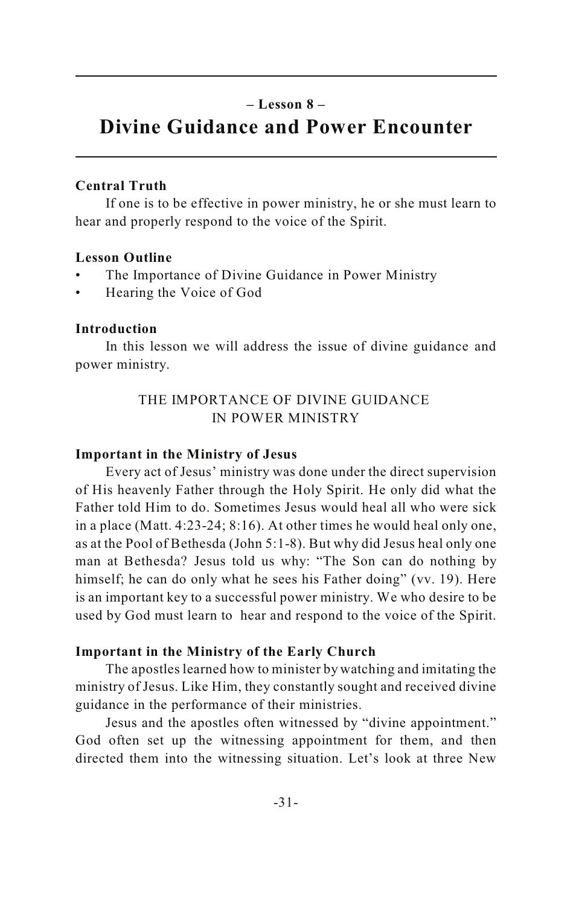## – Lesson 8 –

# Divine Guidance and Power Encounter

**Central Truth**

If one is to be effective in power ministry, he or she must learn to hear and properly respond to the voice of the Spirit.

**Lesson Outline**

- The Importance of Divine Guidance in Power Ministry
- Hearing the Voice of God

**Introduction**

In this lesson we will address the issue of divine guidance and power ministry.

## THE IMPORTANCE OF DIVINE GUIDANCE IN POWER MINISTRY

**Important in the Ministry of Jesus**

Every act of Jesus' ministry was done under the direct supervision of His heavenly Father through the Holy Spirit. He only did what the Father told Him to do. Sometimes Jesus would heal all who were sick in a place (Matt. 4:23-24; 8:16). At other times he would heal only one, as at the Pool of Bethesda (John 5:1-8). But why did Jesus heal only one man at Bethesda? Jesus told us why: "The Son can do nothing by himself; he can do only what he sees his Father doing" (vv. 19). Here is an important key to a successful power ministry. We who desire to be used by God must learn to hear and respond to the voice of the Spirit.

**Important in the Ministry of the Early Church**

The apostles learned how to minister by watching and imitating the ministry of Jesus. Like Him, they constantly sought and received divine guidance in the performance of their ministries.

Jesus and the apostles often witnessed by "divine appointment." God often set up the witnessing appointment for them, and then directed them into the witnessing situation. Let's look at three New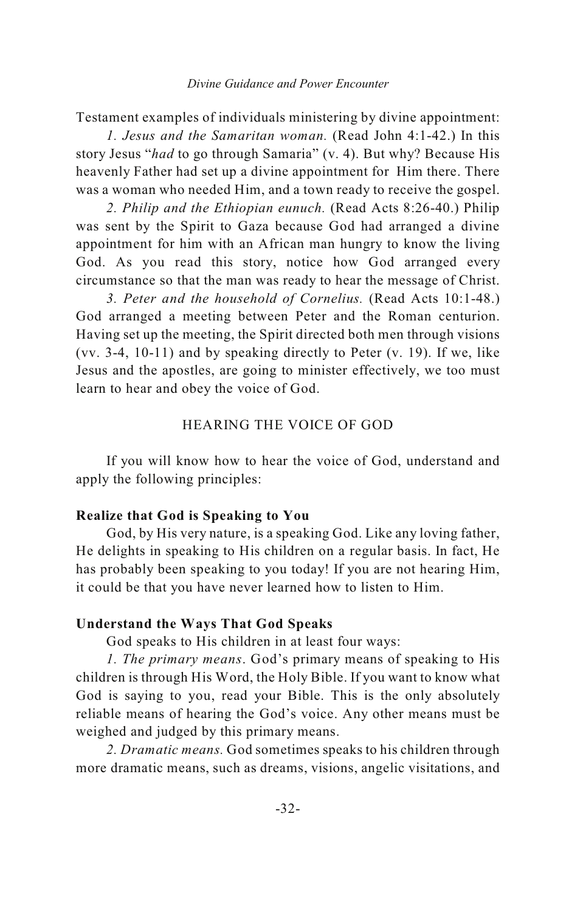Testament examples of individuals ministering by divine appointment:

*1. Jesus and the Samaritan woman.* (Read John 4:1-42.) In this story Jesus "*had* to go through Samaria" (v. 4). But why? Because His heavenly Father had set up a divine appointment for Him there. There was a woman who needed Him, and a town ready to receive the gospel.

*2. Philip and the Ethiopian eunuch.* (Read Acts 8:26-40.) Philip was sent by the Spirit to Gaza because God had arranged a divine appointment for him with an African man hungry to know the living God. As you read this story, notice how God arranged every circumstance so that the man was ready to hear the message of Christ.

*3. Peter and the household of Cornelius.* (Read Acts 10:1-48.) God arranged a meeting between Peter and the Roman centurion. Having set up the meeting, the Spirit directed both men through visions (vv. 3-4, 10-11) and by speaking directly to Peter (v. 19). If we, like Jesus and the apostles, are going to minister effectively, we too must learn to hear and obey the voice of God.

## HEARING THE VOICE OF GOD

If you will know how to hear the voice of God, understand and apply the following principles:

### Realize that God is Speaking to You

God, by His very nature, is a speaking God. Like any loving father, He delights in speaking to His children on a regular basis. In fact, He has probably been speaking to you today! If you are not hearing Him, it could be that you have never learned how to listen to Him.

### Understand the Ways That God Speaks

God speaks to His children in at least four ways:

*1. The primary means*. God's primary means of speaking to His children is through His Word, the Holy Bible. If you want to know what God is saying to you, read your Bible. This is the only absolutely reliable means of hearing the God's voice. Any other means must be weighed and judged by this primary means.

*2. Dramatic means.* God sometimes speaks to his children through more dramatic means, such as dreams, visions, angelic visitations, and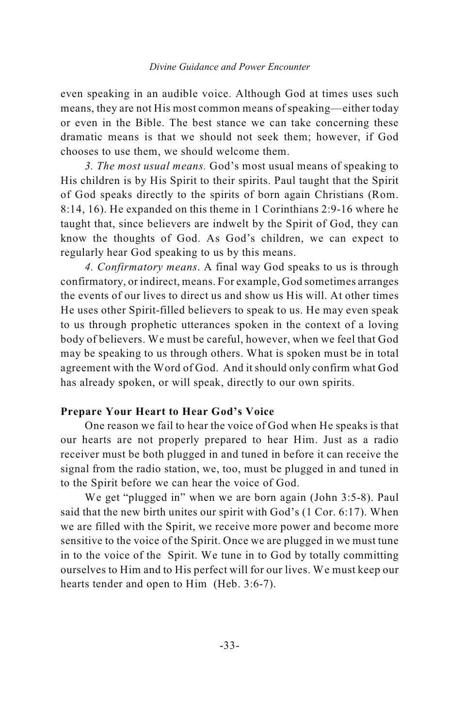even speaking in an audible voice. Although God at times uses such means, they are not His most common means of speaking—either today or even in the Bible. The best stance we can take concerning these dramatic means is that we should not seek them; however, if God chooses to use them, we should welcome them.

*3. The most usual means.* God's most usual means of speaking to His children is by His Spirit to their spirits. Paul taught that the Spirit of God speaks directly to the spirits of born again Christians (Rom. 8:14, 16). He expanded on this theme in 1 Corinthians 2:9-16 where he taught that, since believers are indwelt by the Spirit of God, they can know the thoughts of God. As God's children, we can expect to regularly hear God speaking to us by this means.

*4. Confirmatory means*. A final way God speaks to us is through confirmatory, or indirect, means. For example, God sometimes arranges the events of our lives to direct us and show us His will. At other times He uses other Spirit-filled believers to speak to us. He may even speak to us through prophetic utterances spoken in the context of a loving body of believers. We must be careful, however, when we feel that God may be speaking to us through others. What is spoken must be in total agreement with the Word of God. And it should only confirm what God has already spoken, or will speak, directly to our own spirits.

**Prepare Your Heart to Hear God's Voice**

One reason we fail to hear the voice of God when He speaks is that our hearts are not properly prepared to hear Him. Just as a radio receiver must be both plugged in and tuned in before it can receive the signal from the radio station, we, too, must be plugged in and tuned in to the Spirit before we can hear the voice of God.

We get "plugged in" when we are born again (John 3:5-8). Paul said that the new birth unites our spirit with God's (1 Cor. 6:17). When we are filled with the Spirit, we receive more power and become more sensitive to the voice of the Spirit. Once we are plugged in we must tune in to the voice of the Spirit. We tune in to God by totally committing ourselves to Him and to His perfect will for our lives. We must keep our hearts tender and open to Him (Heb. 3:6-7).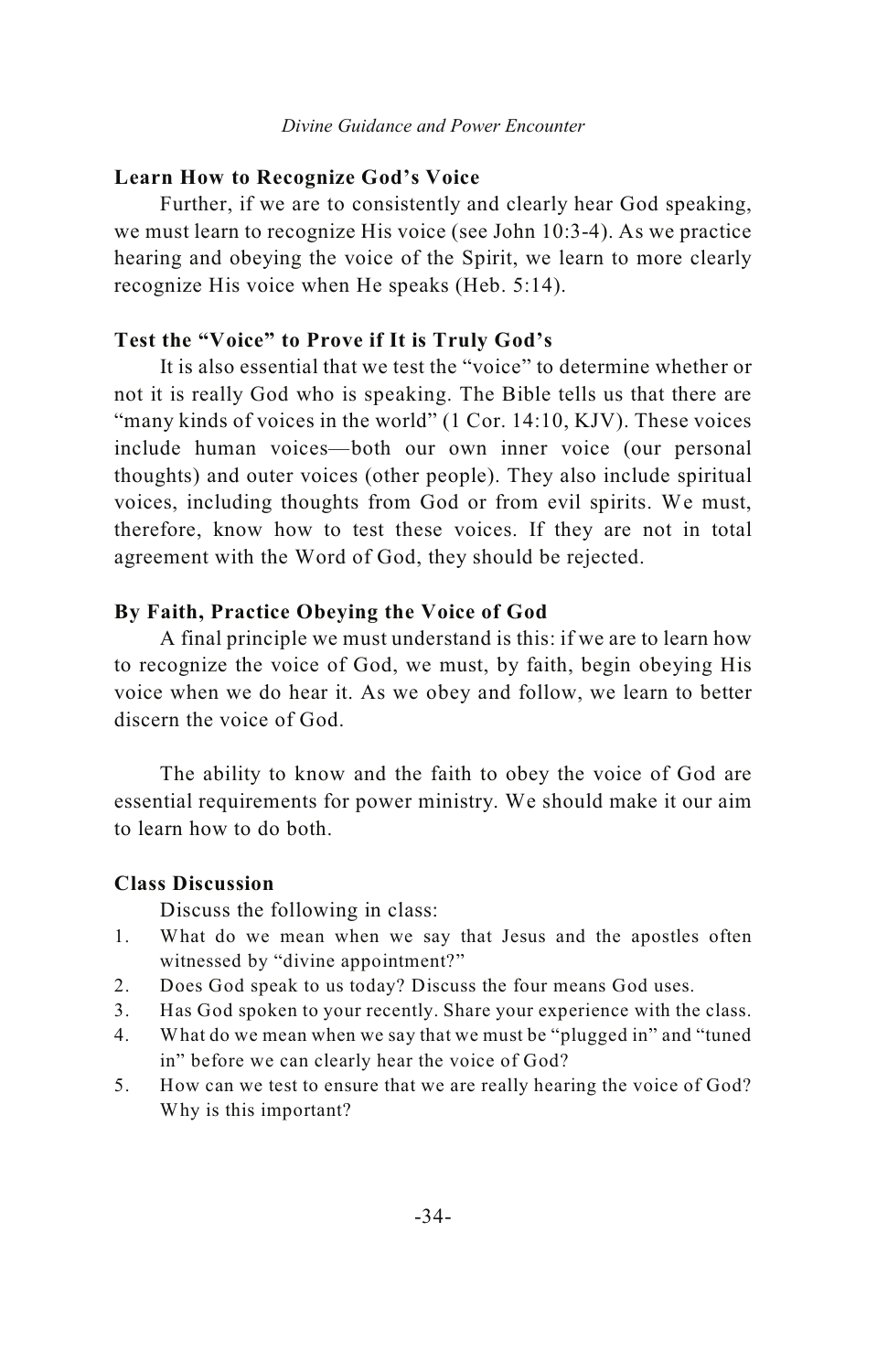### Learn How to Recognize God's Voice

Further, if we are to consistently and clearly hear God speaking, we must learn to recognize His voice (see John 10:3-4). As we practice hearing and obeying the voice of the Spirit, we learn to more clearly recognize His voice when He speaks (Heb. 5:14).

### Test the "Voice" to Prove if It is Truly God's

It is also essential that we test the "voice" to determine whether or not it is really God who is speaking. The Bible tells us that there are "many kinds of voices in the world" (1 Cor. 14:10, KJV). These voices include human voices—both our own inner voice (our personal thoughts) and outer voices (other people). They also include spiritual voices, including thoughts from God or from evil spirits. We must, therefore, know how to test these voices. If they are not in total agreement with the Word of God, they should be rejected.

### By Faith, Practice Obeying the Voice of God

A final principle we must understand is this: if we are to learn how to recognize the voice of God, we must, by faith, begin obeying His voice when we do hear it. As we obey and follow, we learn to better discern the voice of God.

The ability to know and the faith to obey the voice of God are essential requirements for power ministry. We should make it our aim to learn how to do both.

### Class Discussion

Discuss the following in class:

1. What do we mean when we say that Jesus and the apostles often witnessed by "divine appointment?"
2. Does God speak to us today? Discuss the four means God uses.
3. Has God spoken to your recently. Share your experience with the class.
4. What do we mean when we say that we must be "plugged in" and "tuned in" before we can clearly hear the voice of God?
5. How can we test to ensure that we are really hearing the voice of God? Why is this important?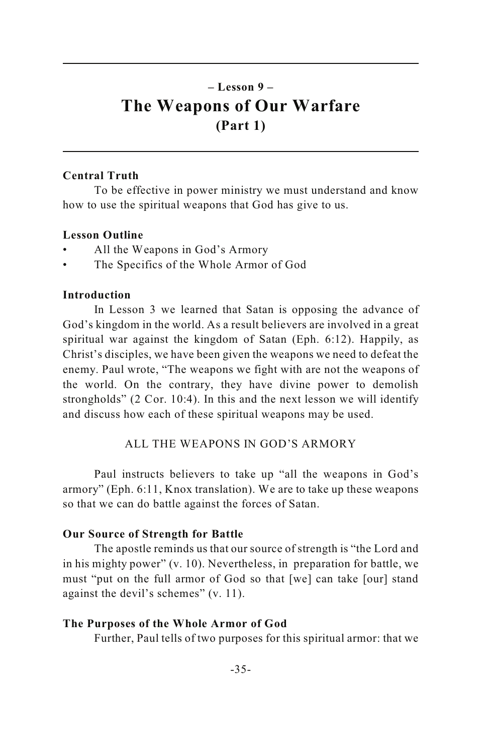## – Lesson 9 –
# The Weapons of Our Warfare
## (Part 1)

**Central Truth**

To be effective in power ministry we must understand and know how to use the spiritual weapons that God has give to us.

**Lesson Outline**

- All the Weapons in God's Armory
- The Specifics of the Whole Armor of God

**Introduction**

In Lesson 3 we learned that Satan is opposing the advance of God's kingdom in the world. As a result believers are involved in a great spiritual war against the kingdom of Satan (Eph. 6:12). Happily, as Christ's disciples, we have been given the weapons we need to defeat the enemy. Paul wrote, "The weapons we fight with are not the weapons of the world. On the contrary, they have divine power to demolish strongholds" (2 Cor. 10:4). In this and the next lesson we will identify and discuss how each of these spiritual weapons may be used.

### ALL THE WEAPONS IN GOD'S ARMORY

Paul instructs believers to take up "all the weapons in God's armory" (Eph. 6:11, Knox translation). We are to take up these weapons so that we can do battle against the forces of Satan.

**Our Source of Strength for Battle**

The apostle reminds us that our source of strength is "the Lord and in his mighty power" (v. 10). Nevertheless, in preparation for battle, we must "put on the full armor of God so that [we] can take [our] stand against the devil's schemes" (v. 11).

**The Purposes of the Whole Armor of God**

Further, Paul tells of two purposes for this spiritual armor: that we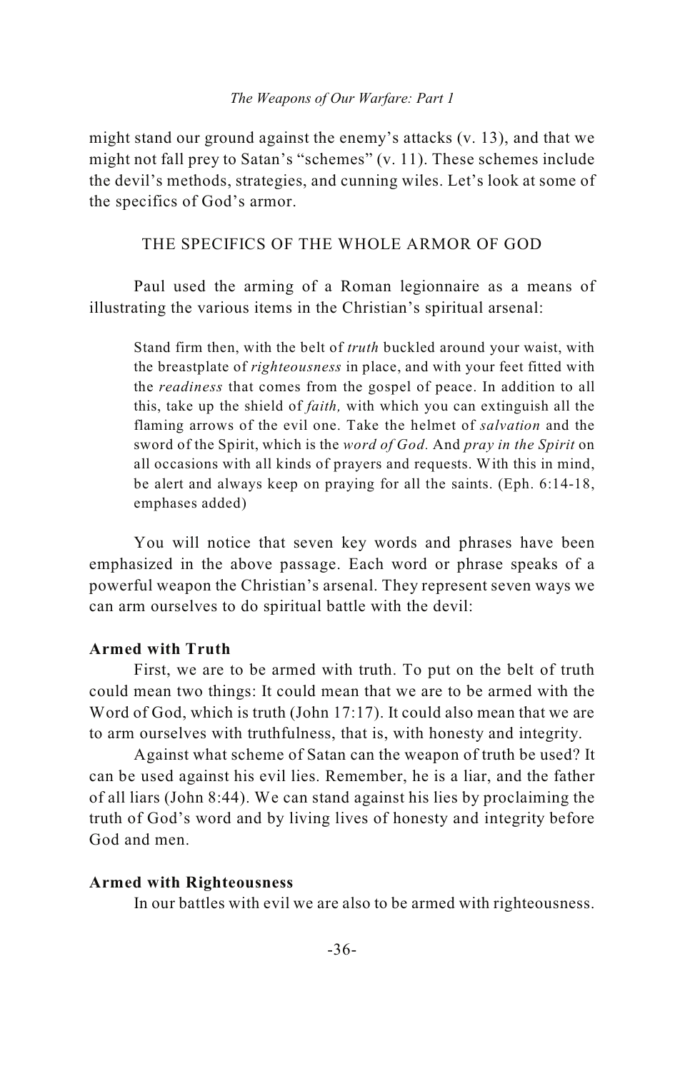might stand our ground against the enemy's attacks (v. 13), and that we might not fall prey to Satan's "schemes" (v. 11). These schemes include the devil's methods, strategies, and cunning wiles. Let's look at some of the specifics of God's armor.

## THE SPECIFICS OF THE WHOLE ARMOR OF GOD

Paul used the arming of a Roman legionnaire as a means of illustrating the various items in the Christian's spiritual arsenal:

> Stand firm then, with the belt of *truth* buckled around your waist, with the breastplate of *righteousness* in place, and with your feet fitted with the *readiness* that comes from the gospel of peace. In addition to all this, take up the shield of *faith,* with which you can extinguish all the flaming arrows of the evil one. Take the helmet of *salvation* and the sword of the Spirit, which is the *word of God.* And *pray in the Spirit* on all occasions with all kinds of prayers and requests. With this in mind, be alert and always keep on praying for all the saints. (Eph. 6:14-18, emphases added)

You will notice that seven key words and phrases have been emphasized in the above passage. Each word or phrase speaks of a powerful weapon the Christian's arsenal. They represent seven ways we can arm ourselves to do spiritual battle with the devil:

### Armed with Truth

First, we are to be armed with truth. To put on the belt of truth could mean two things: It could mean that we are to be armed with the Word of God, which is truth (John 17:17). It could also mean that we are to arm ourselves with truthfulness, that is, with honesty and integrity.

Against what scheme of Satan can the weapon of truth be used? It can be used against his evil lies. Remember, he is a liar, and the father of all liars (John 8:44). We can stand against his lies by proclaiming the truth of God's word and by living lives of honesty and integrity before God and men.

### Armed with Righteousness

In our battles with evil we are also to be armed with righteousness.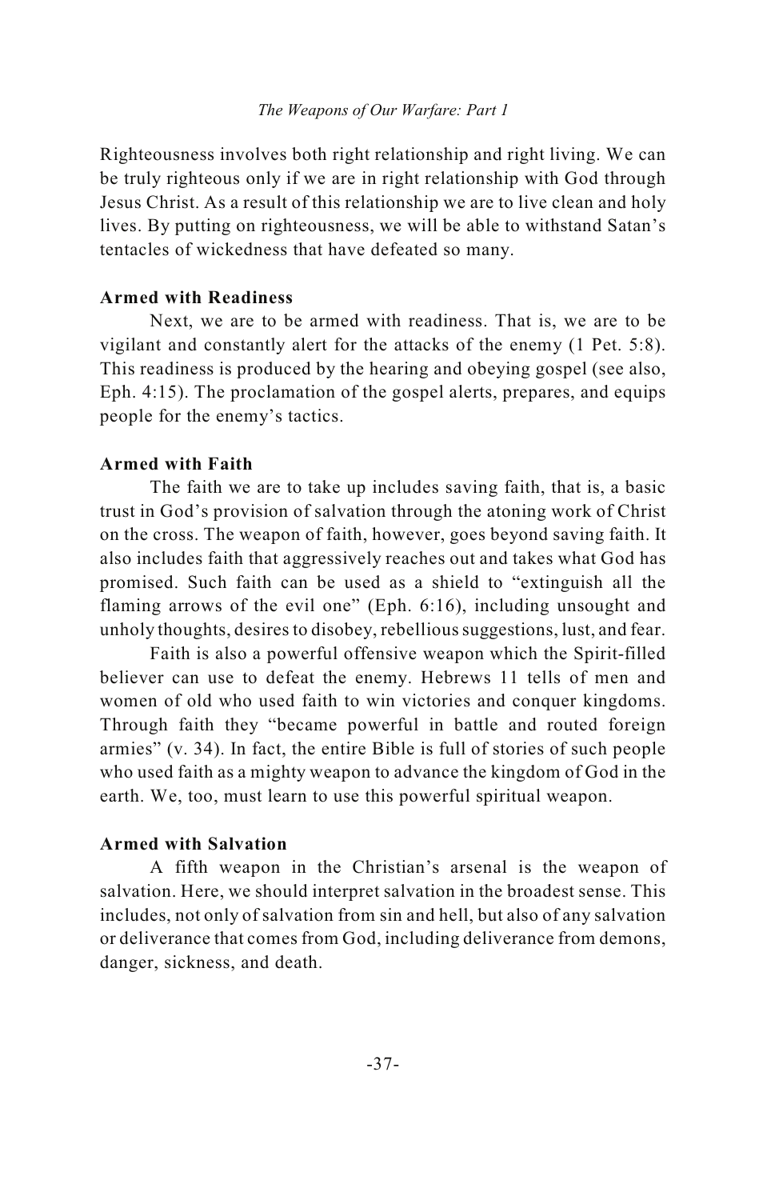Righteousness involves both right relationship and right living. We can be truly righteous only if we are in right relationship with God through Jesus Christ. As a result of this relationship we are to live clean and holy lives. By putting on righteousness, we will be able to withstand Satan's tentacles of wickedness that have defeated so many.

**Armed with Readiness**

Next, we are to be armed with readiness. That is, we are to be vigilant and constantly alert for the attacks of the enemy (1 Pet. 5:8). This readiness is produced by the hearing and obeying gospel (see also, Eph. 4:15). The proclamation of the gospel alerts, prepares, and equips people for the enemy's tactics.

**Armed with Faith**

The faith we are to take up includes saving faith, that is, a basic trust in God's provision of salvation through the atoning work of Christ on the cross. The weapon of faith, however, goes beyond saving faith. It also includes faith that aggressively reaches out and takes what God has promised. Such faith can be used as a shield to "extinguish all the flaming arrows of the evil one" (Eph. 6:16), including unsought and unholy thoughts, desires to disobey, rebellious suggestions, lust, and fear.

Faith is also a powerful offensive weapon which the Spirit-filled believer can use to defeat the enemy. Hebrews 11 tells of men and women of old who used faith to win victories and conquer kingdoms. Through faith they "became powerful in battle and routed foreign armies" (v. 34). In fact, the entire Bible is full of stories of such people who used faith as a mighty weapon to advance the kingdom of God in the earth. We, too, must learn to use this powerful spiritual weapon.

**Armed with Salvation**

A fifth weapon in the Christian's arsenal is the weapon of salvation. Here, we should interpret salvation in the broadest sense. This includes, not only of salvation from sin and hell, but also of any salvation or deliverance that comes from God, including deliverance from demons, danger, sickness, and death.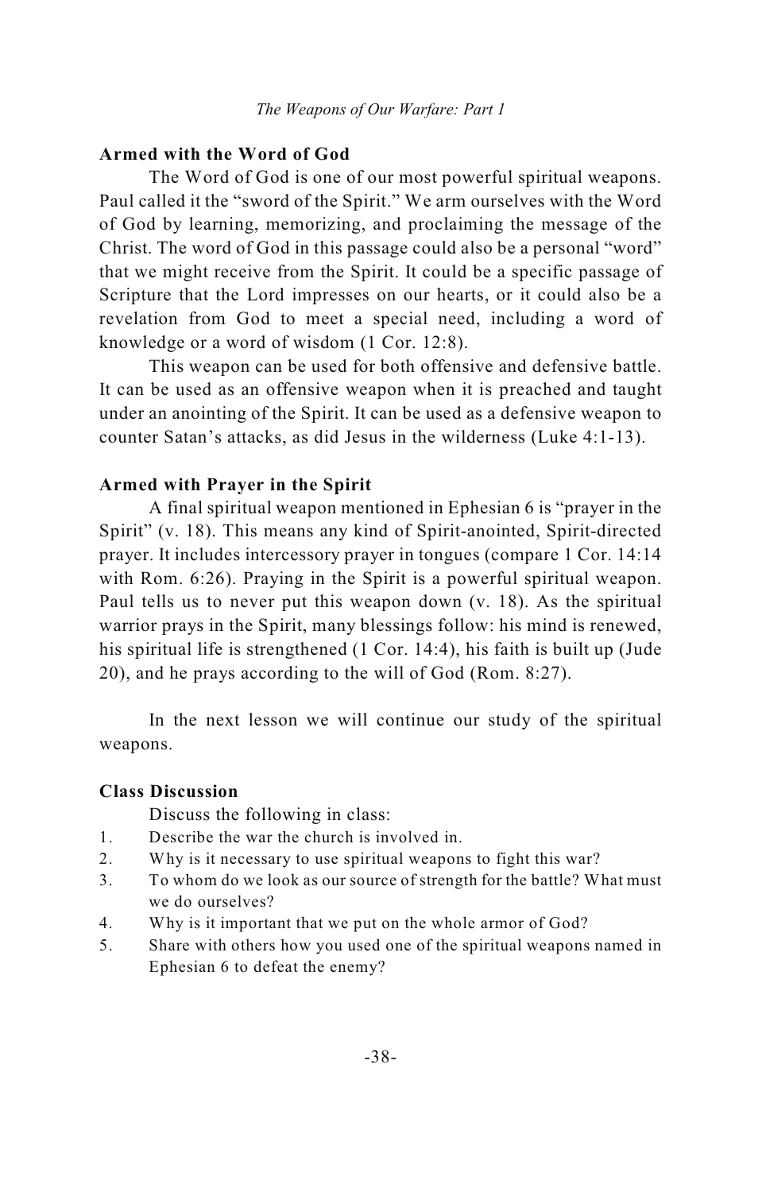**Armed with the Word of God**

The Word of God is one of our most powerful spiritual weapons. Paul called it the "sword of the Spirit." We arm ourselves with the Word of God by learning, memorizing, and proclaiming the message of the Christ. The word of God in this passage could also be a personal "word" that we might receive from the Spirit. It could be a specific passage of Scripture that the Lord impresses on our hearts, or it could also be a revelation from God to meet a special need, including a word of knowledge or a word of wisdom (1 Cor. 12:8).

This weapon can be used for both offensive and defensive battle. It can be used as an offensive weapon when it is preached and taught under an anointing of the Spirit. It can be used as a defensive weapon to counter Satan's attacks, as did Jesus in the wilderness (Luke 4:1-13).

**Armed with Prayer in the Spirit**

A final spiritual weapon mentioned in Ephesian 6 is "prayer in the Spirit" (v. 18). This means any kind of Spirit-anointed, Spirit-directed prayer. It includes intercessory prayer in tongues (compare 1 Cor. 14:14 with Rom. 6:26). Praying in the Spirit is a powerful spiritual weapon. Paul tells us to never put this weapon down (v. 18). As the spiritual warrior prays in the Spirit, many blessings follow: his mind is renewed, his spiritual life is strengthened (1 Cor. 14:4), his faith is built up (Jude 20), and he prays according to the will of God (Rom. 8:27).

In the next lesson we will continue our study of the spiritual weapons.

**Class Discussion**

Discuss the following in class:

1. Describe the war the church is involved in.
2. Why is it necessary to use spiritual weapons to fight this war?
3. To whom do we look as our source of strength for the battle? What must we do ourselves?
4. Why is it important that we put on the whole armor of God?
5. Share with others how you used one of the spiritual weapons named in Ephesian 6 to defeat the enemy?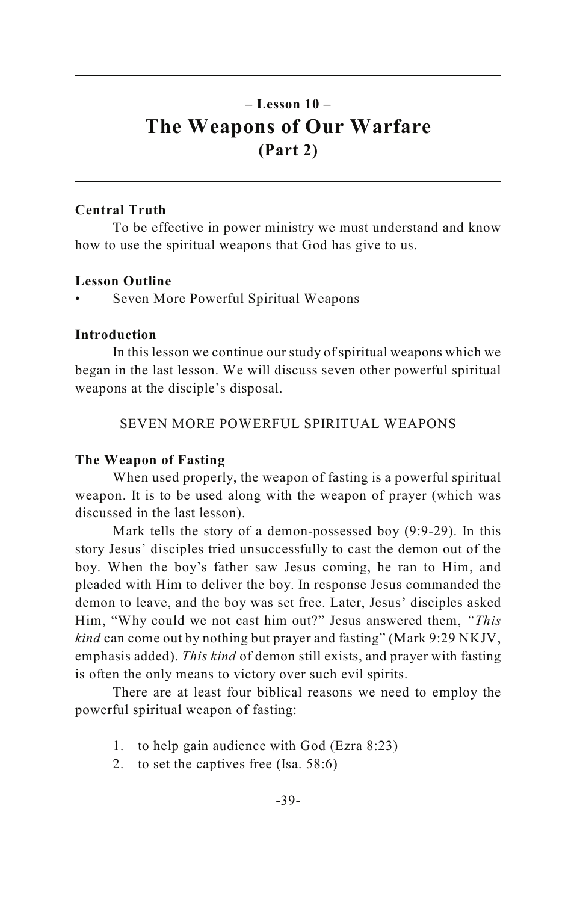## – Lesson 10 –
# The Weapons of Our Warfare
## (Part 2)

**Central Truth**

To be effective in power ministry we must understand and know how to use the spiritual weapons that God has give to us.

**Lesson Outline**

- Seven More Powerful Spiritual Weapons

**Introduction**

In this lesson we continue our study of spiritual weapons which we began in the last lesson. We will discuss seven other powerful spiritual weapons at the disciple's disposal.

SEVEN MORE POWERFUL SPIRITUAL WEAPONS

**The Weapon of Fasting**

When used properly, the weapon of fasting is a powerful spiritual weapon. It is to be used along with the weapon of prayer (which was discussed in the last lesson).

Mark tells the story of a demon-possessed boy (9:9-29). In this story Jesus' disciples tried unsuccessfully to cast the demon out of the boy. When the boy's father saw Jesus coming, he ran to Him, and pleaded with Him to deliver the boy. In response Jesus commanded the demon to leave, and the boy was set free. Later, Jesus' disciples asked Him, "Why could we not cast him out?" Jesus answered them, *"This kind* can come out by nothing but prayer and fasting" (Mark 9:29 NKJV, emphasis added). *This kind* of demon still exists, and prayer with fasting is often the only means to victory over such evil spirits.

There are at least four biblical reasons we need to employ the powerful spiritual weapon of fasting:

1. to help gain audience with God (Ezra 8:23)
2. to set the captives free (Isa. 58:6)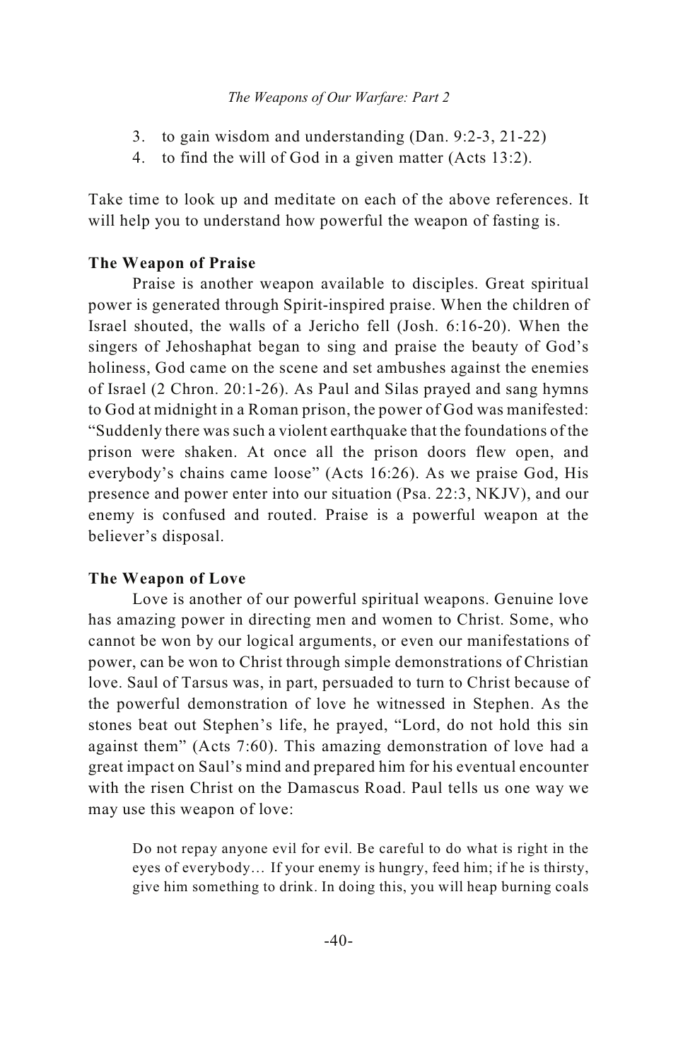3. to gain wisdom and understanding (Dan. 9:2-3, 21-22)
4. to find the will of God in a given matter (Acts 13:2).

Take time to look up and meditate on each of the above references. It will help you to understand how powerful the weapon of fasting is.

**The Weapon of Praise**

Praise is another weapon available to disciples. Great spiritual power is generated through Spirit-inspired praise. When the children of Israel shouted, the walls of a Jericho fell (Josh. 6:16-20). When the singers of Jehoshaphat began to sing and praise the beauty of God's holiness, God came on the scene and set ambushes against the enemies of Israel (2 Chron. 20:1-26). As Paul and Silas prayed and sang hymns to God at midnight in a Roman prison, the power of God was manifested: "Suddenly there was such a violent earthquake that the foundations of the prison were shaken. At once all the prison doors flew open, and everybody's chains came loose" (Acts 16:26). As we praise God, His presence and power enter into our situation (Psa. 22:3, NKJV), and our enemy is confused and routed. Praise is a powerful weapon at the believer's disposal.

**The Weapon of Love**

Love is another of our powerful spiritual weapons. Genuine love has amazing power in directing men and women to Christ. Some, who cannot be won by our logical arguments, or even our manifestations of power, can be won to Christ through simple demonstrations of Christian love. Saul of Tarsus was, in part, persuaded to turn to Christ because of the powerful demonstration of love he witnessed in Stephen. As the stones beat out Stephen's life, he prayed, "Lord, do not hold this sin against them" (Acts 7:60). This amazing demonstration of love had a great impact on Saul's mind and prepared him for his eventual encounter with the risen Christ on the Damascus Road. Paul tells us one way we may use this weapon of love:

> Do not repay anyone evil for evil. Be careful to do what is right in the eyes of everybody… If your enemy is hungry, feed him; if he is thirsty, give him something to drink. In doing this, you will heap burning coals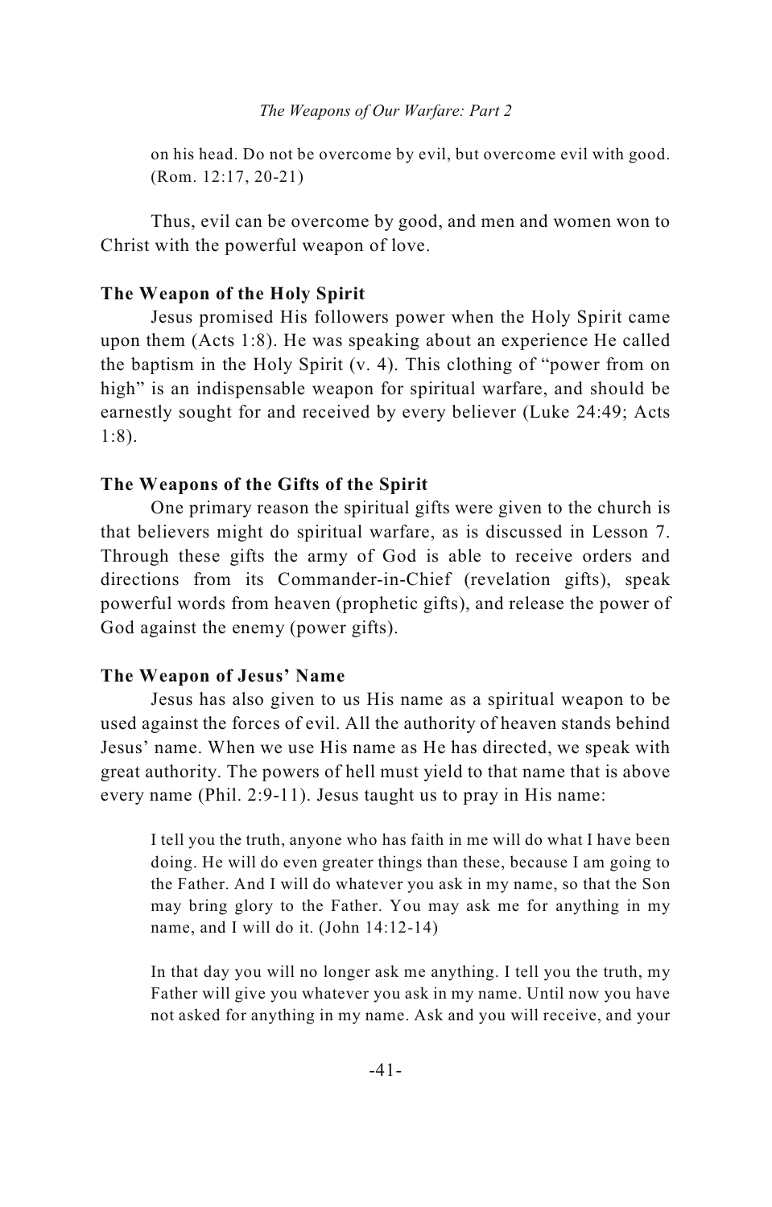> on his head. Do not be overcome by evil, but overcome evil with good. (Rom. 12:17, 20-21)

Thus, evil can be overcome by good, and men and women won to Christ with the powerful weapon of love.

### The Weapon of the Holy Spirit

Jesus promised His followers power when the Holy Spirit came upon them (Acts 1:8). He was speaking about an experience He called the baptism in the Holy Spirit (v. 4). This clothing of "power from on high" is an indispensable weapon for spiritual warfare, and should be earnestly sought for and received by every believer (Luke 24:49; Acts 1:8).

### The Weapons of the Gifts of the Spirit

One primary reason the spiritual gifts were given to the church is that believers might do spiritual warfare, as is discussed in Lesson 7. Through these gifts the army of God is able to receive orders and directions from its Commander-in-Chief (revelation gifts), speak powerful words from heaven (prophetic gifts), and release the power of God against the enemy (power gifts).

### The Weapon of Jesus' Name

Jesus has also given to us His name as a spiritual weapon to be used against the forces of evil. All the authority of heaven stands behind Jesus' name. When we use His name as He has directed, we speak with great authority. The powers of hell must yield to that name that is above every name (Phil. 2:9-11). Jesus taught us to pray in His name:

> I tell you the truth, anyone who has faith in me will do what I have been doing. He will do even greater things than these, because I am going to the Father. And I will do whatever you ask in my name, so that the Son may bring glory to the Father. You may ask me for anything in my name, and I will do it. (John 14:12-14)

> In that day you will no longer ask me anything. I tell you the truth, my Father will give you whatever you ask in my name. Until now you have not asked for anything in my name. Ask and you will receive, and your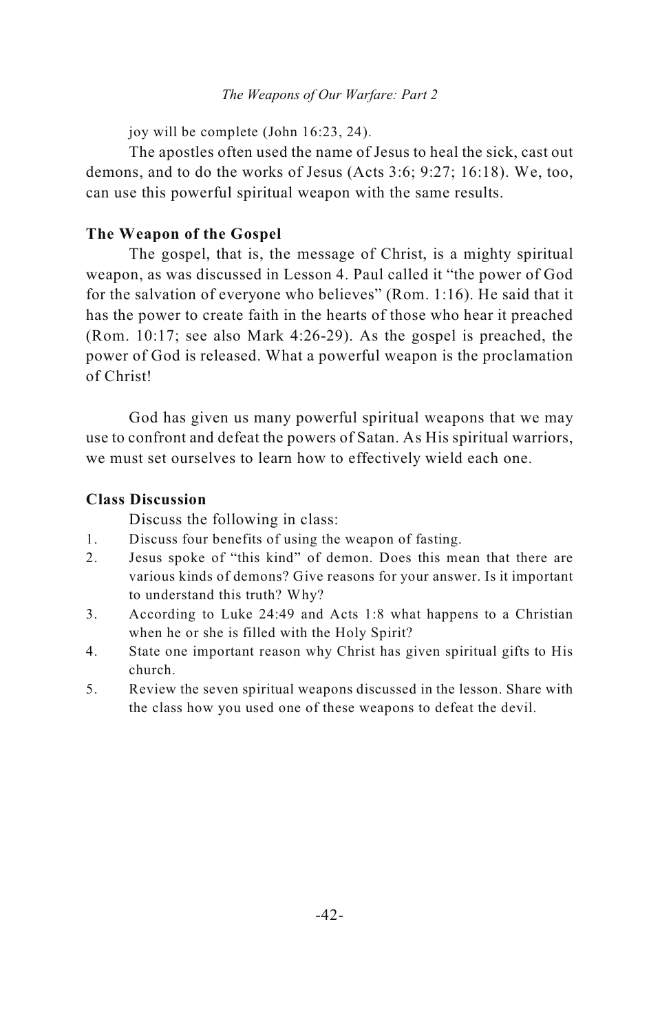joy will be complete (John 16:23, 24).

The apostles often used the name of Jesus to heal the sick, cast out demons, and to do the works of Jesus (Acts 3:6; 9:27; 16:18). We, too, can use this powerful spiritual weapon with the same results.

**The Weapon of the Gospel**

The gospel, that is, the message of Christ, is a mighty spiritual weapon, as was discussed in Lesson 4. Paul called it "the power of God for the salvation of everyone who believes" (Rom. 1:16). He said that it has the power to create faith in the hearts of those who hear it preached (Rom. 10:17; see also Mark 4:26-29). As the gospel is preached, the power of God is released. What a powerful weapon is the proclamation of Christ!

God has given us many powerful spiritual weapons that we may use to confront and defeat the powers of Satan. As His spiritual warriors, we must set ourselves to learn how to effectively wield each one.

**Class Discussion**

Discuss the following in class:

1. Discuss four benefits of using the weapon of fasting.
2. Jesus spoke of "this kind" of demon. Does this mean that there are various kinds of demons? Give reasons for your answer. Is it important to understand this truth? Why?
3. According to Luke 24:49 and Acts 1:8 what happens to a Christian when he or she is filled with the Holy Spirit?
4. State one important reason why Christ has given spiritual gifts to His church.
5. Review the seven spiritual weapons discussed in the lesson. Share with the class how you used one of these weapons to defeat the devil.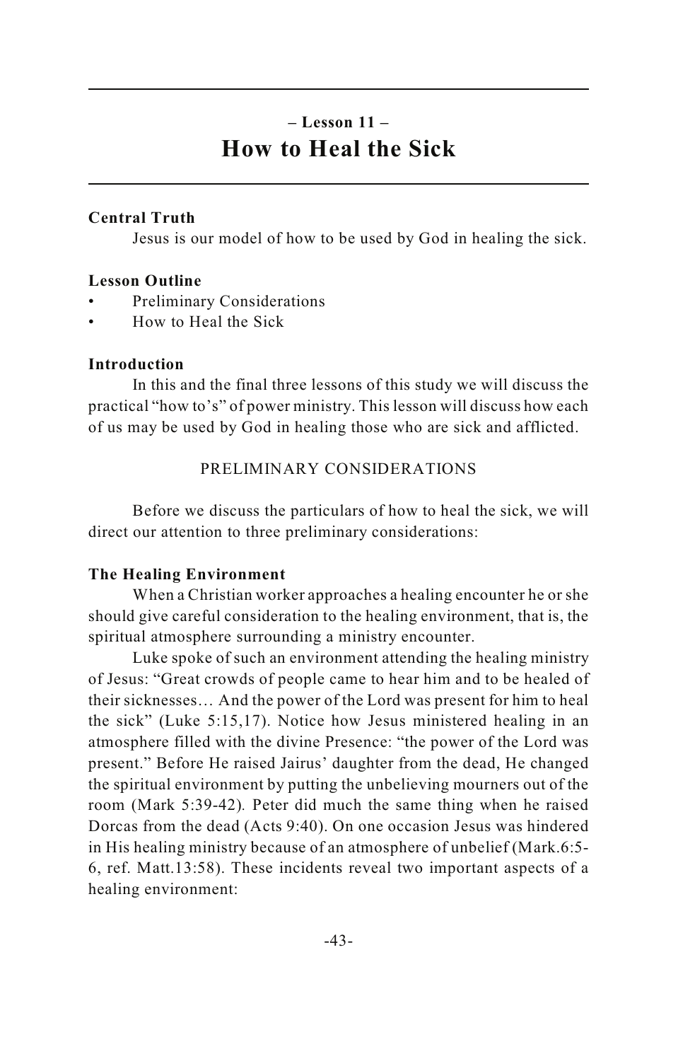## – Lesson 11 –
# How to Heal the Sick

**Central Truth**

Jesus is our model of how to be used by God in healing the sick.

**Lesson Outline**

- Preliminary Considerations
- How to Heal the Sick

**Introduction**

In this and the final three lessons of this study we will discuss the practical "how to's" of power ministry. This lesson will discuss how each of us may be used by God in healing those who are sick and afflicted.

## PRELIMINARY CONSIDERATIONS

Before we discuss the particulars of how to heal the sick, we will direct our attention to three preliminary considerations:

**The Healing Environment**

When a Christian worker approaches a healing encounter he or she should give careful consideration to the healing environment, that is, the spiritual atmosphere surrounding a ministry encounter.

Luke spoke of such an environment attending the healing ministry of Jesus: "Great crowds of people came to hear him and to be healed of their sicknesses… And the power of the Lord was present for him to heal the sick" (Luke 5:15,17). Notice how Jesus ministered healing in an atmosphere filled with the divine Presence: "the power of the Lord was present." Before He raised Jairus' daughter from the dead, He changed the spiritual environment by putting the unbelieving mourners out of the room (Mark 5:39-42). Peter did much the same thing when he raised Dorcas from the dead (Acts 9:40). On one occasion Jesus was hindered in His healing ministry because of an atmosphere of unbelief (Mark.6:5-6, ref. Matt.13:58). These incidents reveal two important aspects of a healing environment: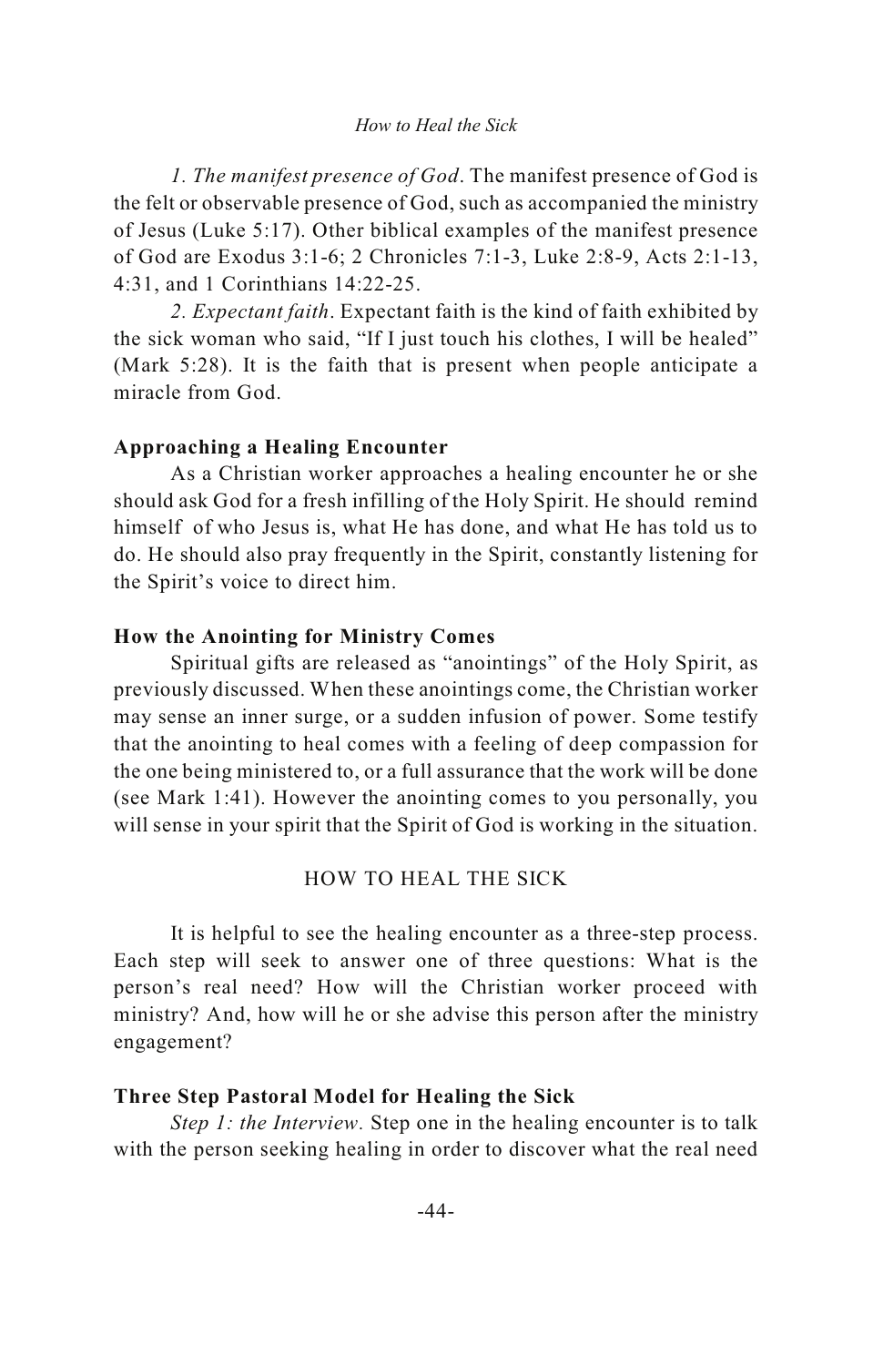*1. The manifest presence of God*. The manifest presence of God is the felt or observable presence of God, such as accompanied the ministry of Jesus (Luke 5:17). Other biblical examples of the manifest presence of God are Exodus 3:1-6; 2 Chronicles 7:1-3, Luke 2:8-9, Acts 2:1-13, 4:31, and 1 Corinthians 14:22-25.

*2. Expectant faith*. Expectant faith is the kind of faith exhibited by the sick woman who said, "If I just touch his clothes, I will be healed" (Mark 5:28). It is the faith that is present when people anticipate a miracle from God.

### Approaching a Healing Encounter

As a Christian worker approaches a healing encounter he or she should ask God for a fresh infilling of the Holy Spirit. He should remind himself of who Jesus is, what He has done, and what He has told us to do. He should also pray frequently in the Spirit, constantly listening for the Spirit's voice to direct him.

### How the Anointing for Ministry Comes

Spiritual gifts are released as "anointings" of the Holy Spirit, as previously discussed. When these anointings come, the Christian worker may sense an inner surge, or a sudden infusion of power. Some testify that the anointing to heal comes with a feeling of deep compassion for the one being ministered to, or a full assurance that the work will be done (see Mark 1:41). However the anointing comes to you personally, you will sense in your spirit that the Spirit of God is working in the situation.

## HOW TO HEAL THE SICK

It is helpful to see the healing encounter as a three-step process. Each step will seek to answer one of three questions: What is the person's real need? How will the Christian worker proceed with ministry? And, how will he or she advise this person after the ministry engagement?

### Three Step Pastoral Model for Healing the Sick

*Step 1: the Interview.* Step one in the healing encounter is to talk with the person seeking healing in order to discover what the real need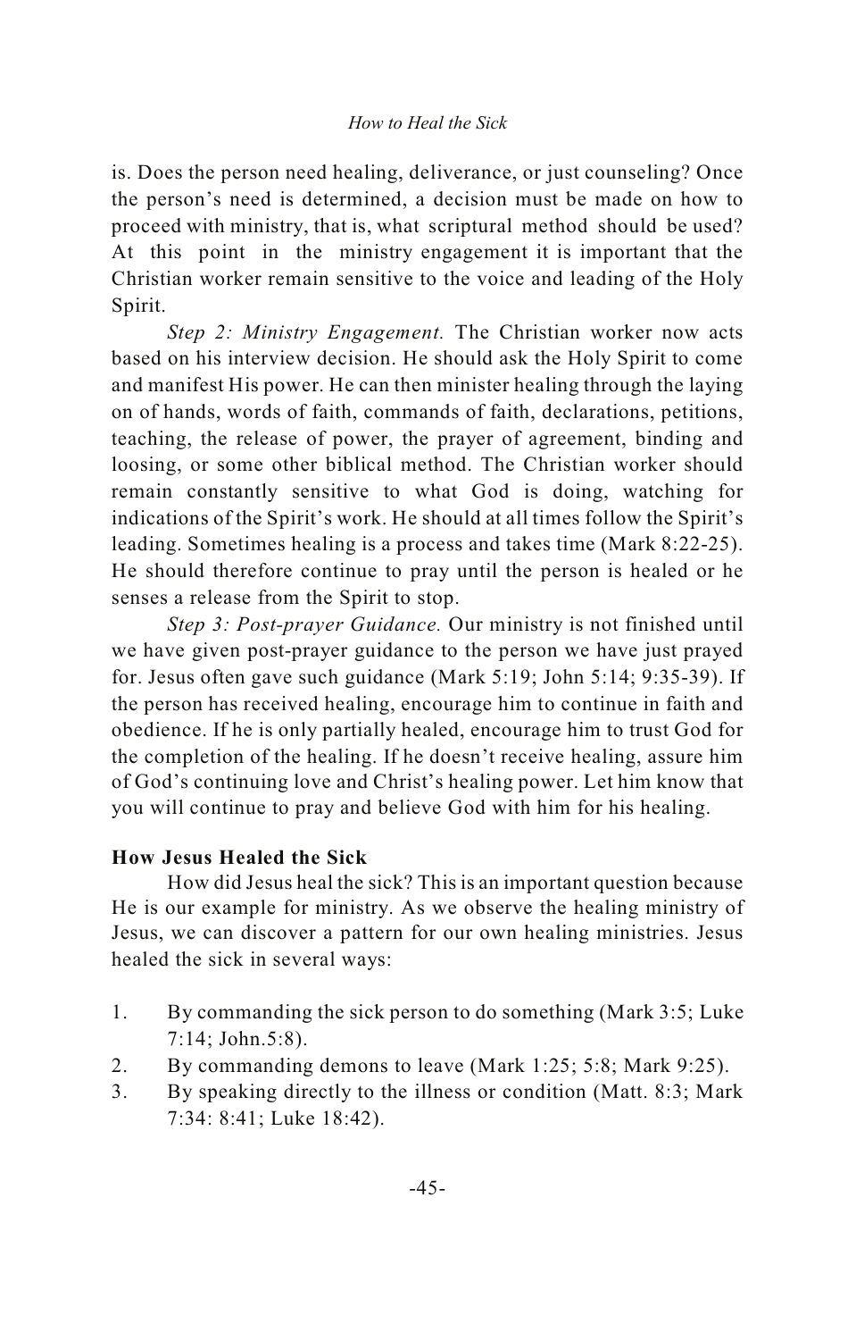is. Does the person need healing, deliverance, or just counseling? Once the person's need is determined, a decision must be made on how to proceed with ministry, that is, what scriptural method should be used? At this point in the ministry engagement it is important that the Christian worker remain sensitive to the voice and leading of the Holy Spirit.

*Step 2: Ministry Engagement.* The Christian worker now acts based on his interview decision. He should ask the Holy Spirit to come and manifest His power. He can then minister healing through the laying on of hands, words of faith, commands of faith, declarations, petitions, teaching, the release of power, the prayer of agreement, binding and loosing, or some other biblical method. The Christian worker should remain constantly sensitive to what God is doing, watching for indications of the Spirit's work. He should at all times follow the Spirit's leading. Sometimes healing is a process and takes time (Mark 8:22-25). He should therefore continue to pray until the person is healed or he senses a release from the Spirit to stop.

*Step 3: Post-prayer Guidance.* Our ministry is not finished until we have given post-prayer guidance to the person we have just prayed for. Jesus often gave such guidance (Mark 5:19; John 5:14; 9:35-39). If the person has received healing, encourage him to continue in faith and obedience. If he is only partially healed, encourage him to trust God for the completion of the healing. If he doesn't receive healing, assure him of God's continuing love and Christ's healing power. Let him know that you will continue to pray and believe God with him for his healing.

**How Jesus Healed the Sick**

How did Jesus heal the sick? This is an important question because He is our example for ministry. As we observe the healing ministry of Jesus, we can discover a pattern for our own healing ministries. Jesus healed the sick in several ways:

1. By commanding the sick person to do something (Mark 3:5; Luke 7:14; John.5:8).
2. By commanding demons to leave (Mark 1:25; 5:8; Mark 9:25).
3. By speaking directly to the illness or condition (Matt. 8:3; Mark 7:34: 8:41; Luke 18:42).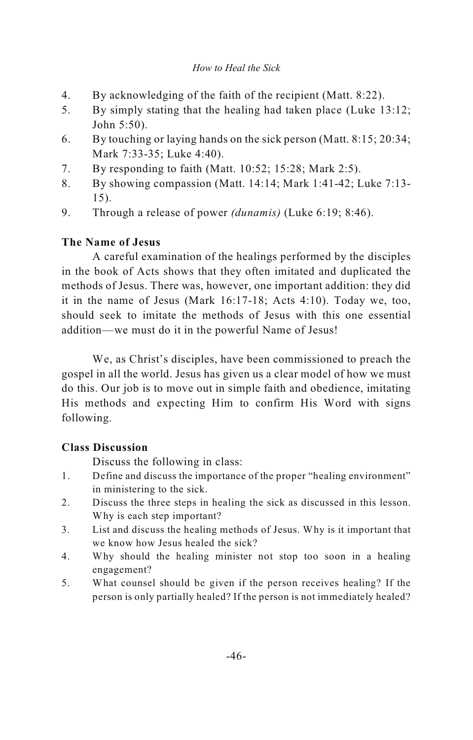4. By acknowledging of the faith of the recipient (Matt. 8:22).
5. By simply stating that the healing had taken place (Luke 13:12; John 5:50).
6. By touching or laying hands on the sick person (Matt. 8:15; 20:34; Mark 7:33-35; Luke 4:40).
7. By responding to faith (Matt. 10:52; 15:28; Mark 2:5).
8. By showing compassion (Matt. 14:14; Mark 1:41-42; Luke 7:13-15).
9. Through a release of power *(dunamis)* (Luke 6:19; 8:46).

**The Name of Jesus**

A careful examination of the healings performed by the disciples in the book of Acts shows that they often imitated and duplicated the methods of Jesus. There was, however, one important addition: they did it in the name of Jesus (Mark 16:17-18; Acts 4:10). Today we, too, should seek to imitate the methods of Jesus with this one essential addition—we must do it in the powerful Name of Jesus!

We, as Christ's disciples, have been commissioned to preach the gospel in all the world. Jesus has given us a clear model of how we must do this. Our job is to move out in simple faith and obedience, imitating His methods and expecting Him to confirm His Word with signs following.

**Class Discussion**

Discuss the following in class:

1. Define and discuss the importance of the proper "healing environment" in ministering to the sick.
2. Discuss the three steps in healing the sick as discussed in this lesson. Why is each step important?
3. List and discuss the healing methods of Jesus. Why is it important that we know how Jesus healed the sick?
4. Why should the healing minister not stop too soon in a healing engagement?
5. What counsel should be given if the person receives healing? If the person is only partially healed? If the person is not immediately healed?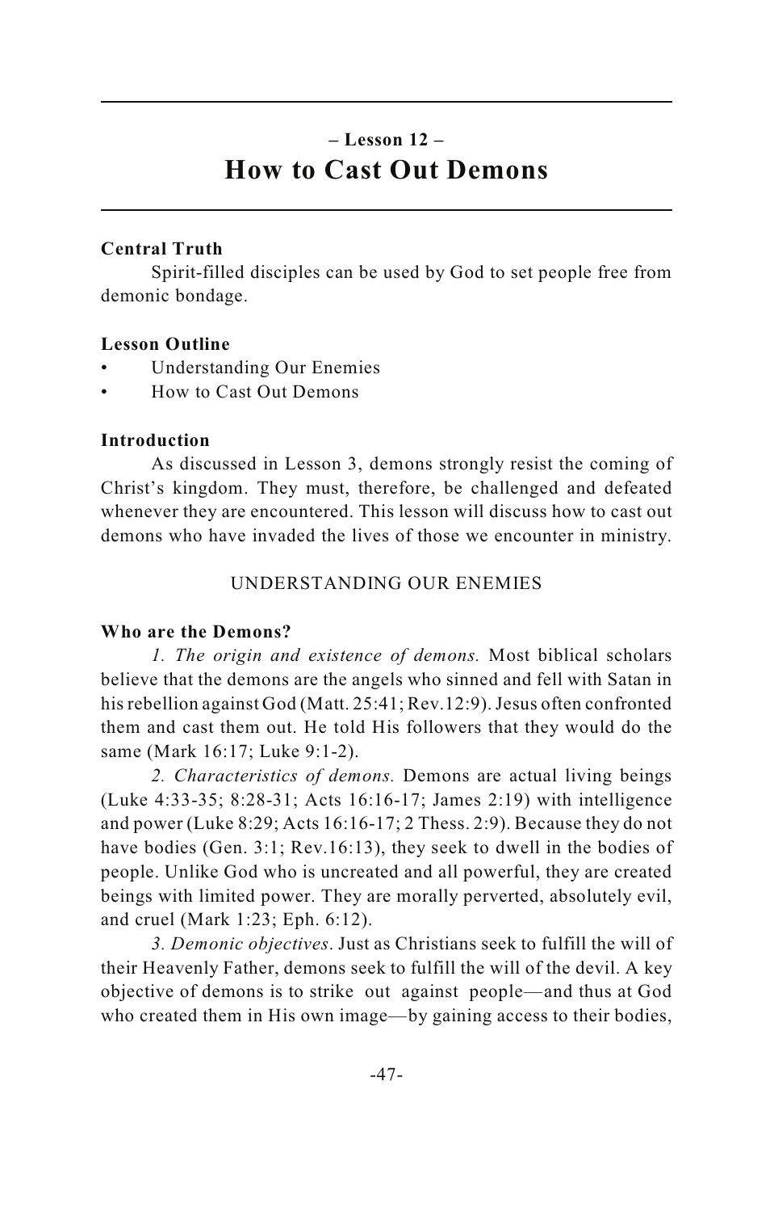## – Lesson 12 –
# How to Cast Out Demons

**Central Truth**

Spirit-filled disciples can be used by God to set people free from demonic bondage.

**Lesson Outline**

- Understanding Our Enemies
- How to Cast Out Demons

**Introduction**

As discussed in Lesson 3, demons strongly resist the coming of Christ's kingdom. They must, therefore, be challenged and defeated whenever they are encountered. This lesson will discuss how to cast out demons who have invaded the lives of those we encounter in ministry.

### UNDERSTANDING OUR ENEMIES

**Who are the Demons?**

*1. The origin and existence of demons.* Most biblical scholars believe that the demons are the angels who sinned and fell with Satan in his rebellion against God (Matt. 25:41; Rev.12:9). Jesus often confronted them and cast them out. He told His followers that they would do the same (Mark 16:17; Luke 9:1-2).

*2. Characteristics of demons.* Demons are actual living beings (Luke 4:33-35; 8:28-31; Acts 16:16-17; James 2:19) with intelligence and power (Luke 8:29; Acts 16:16-17; 2 Thess. 2:9). Because they do not have bodies (Gen. 3:1; Rev.16:13), they seek to dwell in the bodies of people. Unlike God who is uncreated and all powerful, they are created beings with limited power. They are morally perverted, absolutely evil, and cruel (Mark 1:23; Eph. 6:12).

*3. Demonic objectives*. Just as Christians seek to fulfill the will of their Heavenly Father, demons seek to fulfill the will of the devil. A key objective of demons is to strike out against people—and thus at God who created them in His own image—by gaining access to their bodies,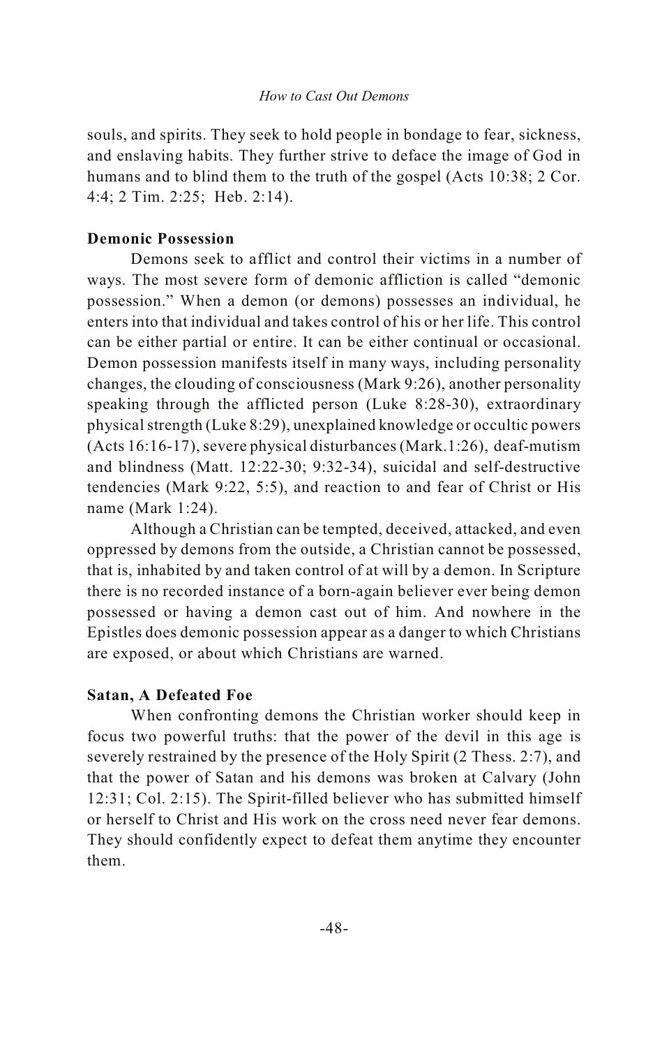souls, and spirits. They seek to hold people in bondage to fear, sickness, and enslaving habits. They further strive to deface the image of God in humans and to blind them to the truth of the gospel (Acts 10:38; 2 Cor. 4:4; 2 Tim. 2:25; Heb. 2:14).

**Demonic Possession**

Demons seek to afflict and control their victims in a number of ways. The most severe form of demonic affliction is called "demonic possession." When a demon (or demons) possesses an individual, he enters into that individual and takes control of his or her life. This control can be either partial or entire. It can be either continual or occasional. Demon possession manifests itself in many ways, including personality changes, the clouding of consciousness (Mark 9:26), another personality speaking through the afflicted person (Luke 8:28-30), extraordinary physical strength (Luke 8:29), unexplained knowledge or occultic powers (Acts 16:16-17), severe physical disturbances (Mark.1:26), deaf-mutism and blindness (Matt. 12:22-30; 9:32-34), suicidal and self-destructive tendencies (Mark 9:22, 5:5), and reaction to and fear of Christ or His name (Mark 1:24).

Although a Christian can be tempted, deceived, attacked, and even oppressed by demons from the outside, a Christian cannot be possessed, that is, inhabited by and taken control of at will by a demon. In Scripture there is no recorded instance of a born-again believer ever being demon possessed or having a demon cast out of him. And nowhere in the Epistles does demonic possession appear as a danger to which Christians are exposed, or about which Christians are warned.

**Satan, A Defeated Foe**

When confronting demons the Christian worker should keep in focus two powerful truths: that the power of the devil in this age is severely restrained by the presence of the Holy Spirit (2 Thess. 2:7), and that the power of Satan and his demons was broken at Calvary (John 12:31; Col. 2:15). The Spirit-filled believer who has submitted himself or herself to Christ and His work on the cross need never fear demons. They should confidently expect to defeat them anytime they encounter them.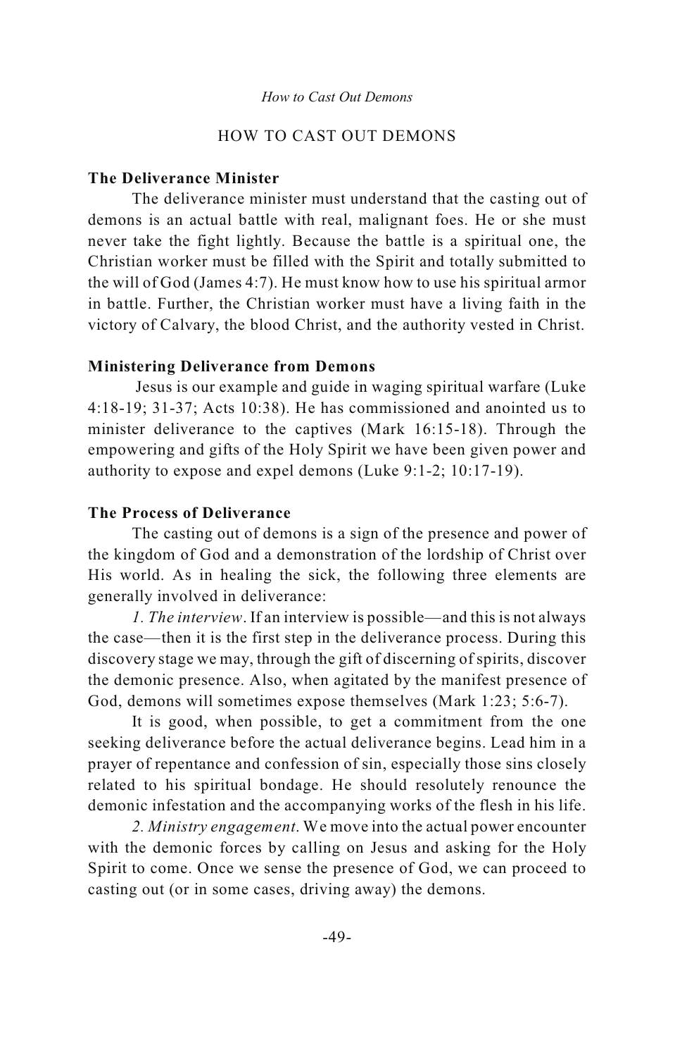# HOW TO CAST OUT DEMONS

**The Deliverance Minister**

The deliverance minister must understand that the casting out of demons is an actual battle with real, malignant foes. He or she must never take the fight lightly. Because the battle is a spiritual one, the Christian worker must be filled with the Spirit and totally submitted to the will of God (James 4:7). He must know how to use his spiritual armor in battle. Further, the Christian worker must have a living faith in the victory of Calvary, the blood Christ, and the authority vested in Christ.

**Ministering Deliverance from Demons**

Jesus is our example and guide in waging spiritual warfare (Luke 4:18-19; 31-37; Acts 10:38). He has commissioned and anointed us to minister deliverance to the captives (Mark 16:15-18). Through the empowering and gifts of the Holy Spirit we have been given power and authority to expose and expel demons (Luke 9:1-2; 10:17-19).

**The Process of Deliverance**

The casting out of demons is a sign of the presence and power of the kingdom of God and a demonstration of the lordship of Christ over His world. As in healing the sick, the following three elements are generally involved in deliverance:

*1. The interview*. If an interview is possible—and this is not always the case—then it is the first step in the deliverance process. During this discovery stage we may, through the gift of discerning of spirits, discover the demonic presence. Also, when agitated by the manifest presence of God, demons will sometimes expose themselves (Mark 1:23; 5:6-7).

It is good, when possible, to get a commitment from the one seeking deliverance before the actual deliverance begins. Lead him in a prayer of repentance and confession of sin, especially those sins closely related to his spiritual bondage. He should resolutely renounce the demonic infestation and the accompanying works of the flesh in his life.

*2. Ministry engagement*. We move into the actual power encounter with the demonic forces by calling on Jesus and asking for the Holy Spirit to come. Once we sense the presence of God, we can proceed to casting out (or in some cases, driving away) the demons.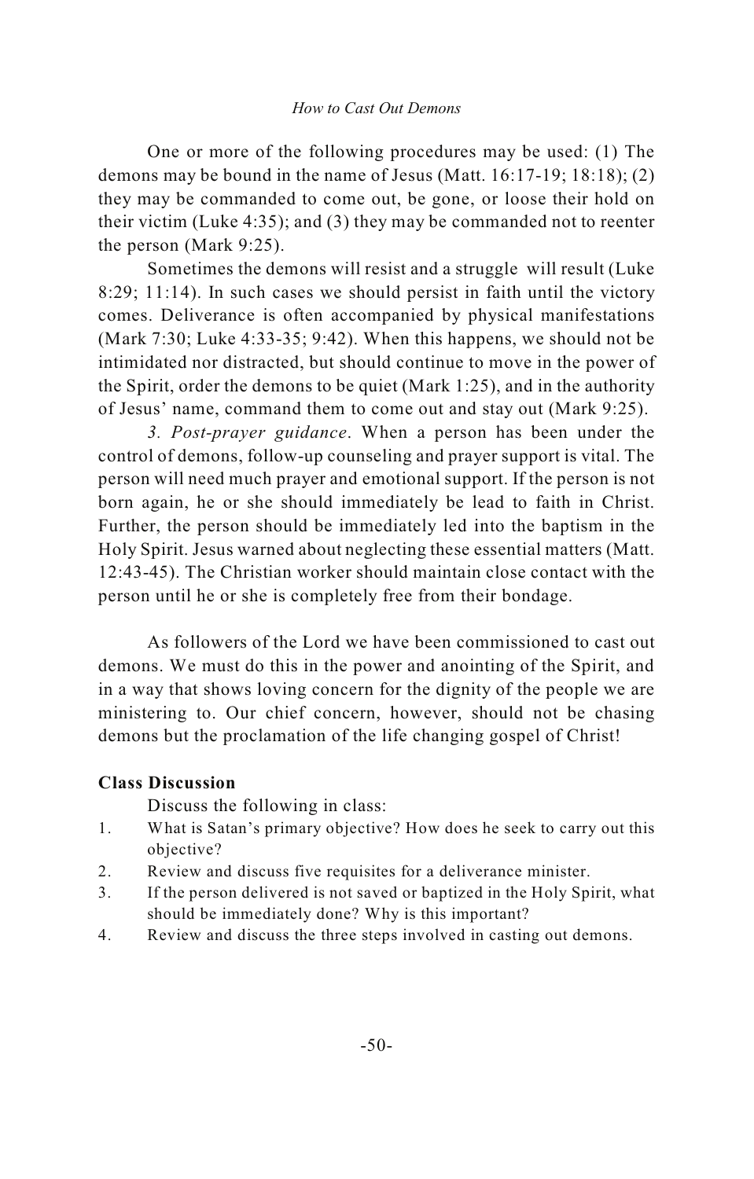One or more of the following procedures may be used: (1) The demons may be bound in the name of Jesus (Matt. 16:17-19; 18:18); (2) they may be commanded to come out, be gone, or loose their hold on their victim (Luke 4:35); and (3) they may be commanded not to reenter the person (Mark 9:25).

Sometimes the demons will resist and a struggle will result (Luke 8:29; 11:14). In such cases we should persist in faith until the victory comes. Deliverance is often accompanied by physical manifestations (Mark 7:30; Luke 4:33-35; 9:42). When this happens, we should not be intimidated nor distracted, but should continue to move in the power of the Spirit, order the demons to be quiet (Mark 1:25), and in the authority of Jesus' name, command them to come out and stay out (Mark 9:25).

*3. Post-prayer guidance*. When a person has been under the control of demons, follow-up counseling and prayer support is vital. The person will need much prayer and emotional support. If the person is not born again, he or she should immediately be lead to faith in Christ. Further, the person should be immediately led into the baptism in the Holy Spirit. Jesus warned about neglecting these essential matters (Matt. 12:43-45). The Christian worker should maintain close contact with the person until he or she is completely free from their bondage.

As followers of the Lord we have been commissioned to cast out demons. We must do this in the power and anointing of the Spirit, and in a way that shows loving concern for the dignity of the people we are ministering to. Our chief concern, however, should not be chasing demons but the proclamation of the life changing gospel of Christ!

**Class Discussion**

Discuss the following in class:

1. What is Satan's primary objective? How does he seek to carry out this objective?
2. Review and discuss five requisites for a deliverance minister.
3. If the person delivered is not saved or baptized in the Holy Spirit, what should be immediately done? Why is this important?
4. Review and discuss the three steps involved in casting out demons.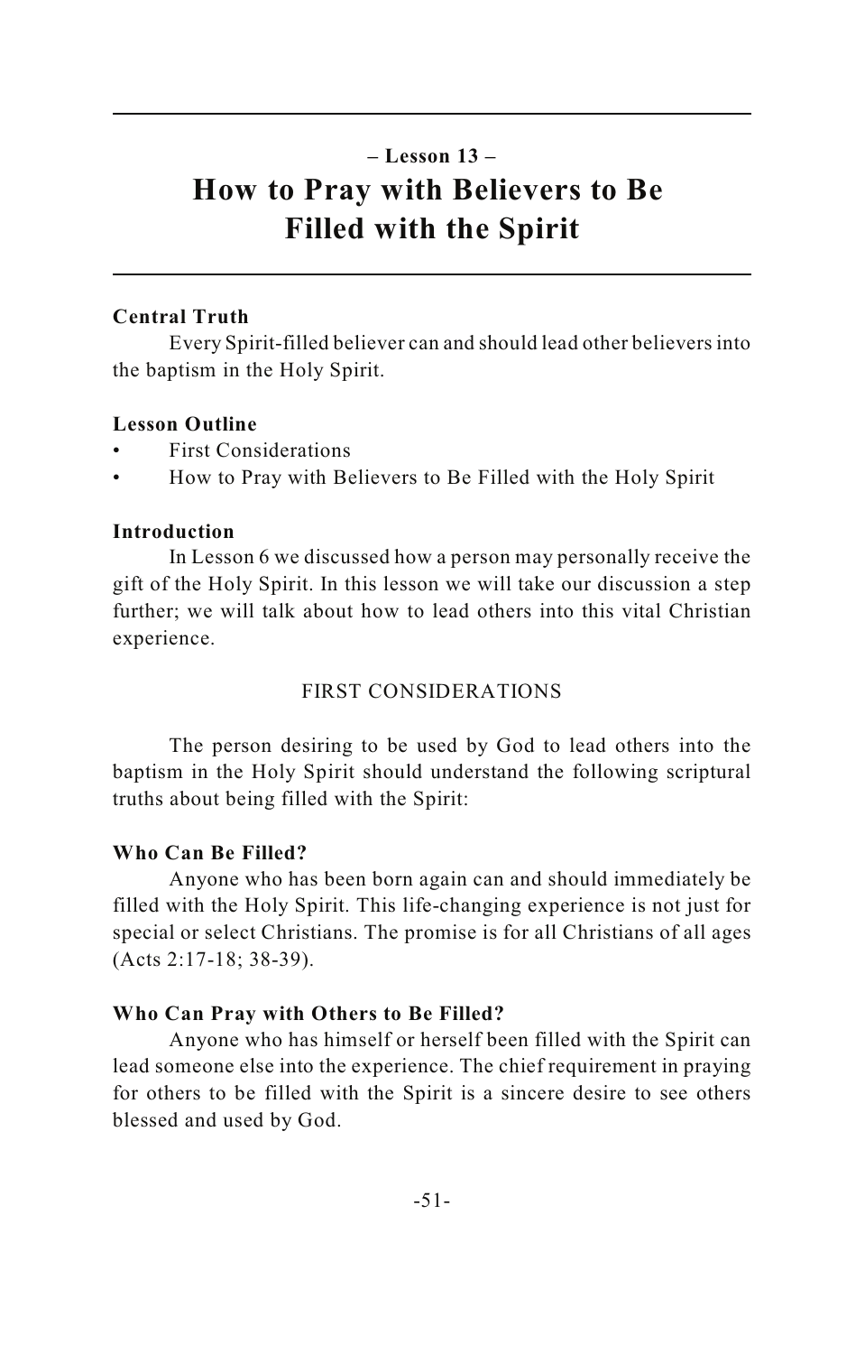– Lesson 13 –

# How to Pray with Believers to Be Filled with the Spirit

**Central Truth**

Every Spirit-filled believer can and should lead other believers into the baptism in the Holy Spirit.

**Lesson Outline**

- First Considerations
- How to Pray with Believers to Be Filled with the Holy Spirit

**Introduction**

In Lesson 6 we discussed how a person may personally receive the gift of the Holy Spirit. In this lesson we will take our discussion a step further; we will talk about how to lead others into this vital Christian experience.

## FIRST CONSIDERATIONS

The person desiring to be used by God to lead others into the baptism in the Holy Spirit should understand the following scriptural truths about being filled with the Spirit:

**Who Can Be Filled?**

Anyone who has been born again can and should immediately be filled with the Holy Spirit. This life-changing experience is not just for special or select Christians. The promise is for all Christians of all ages (Acts 2:17-18; 38-39).

**Who Can Pray with Others to Be Filled?**

Anyone who has himself or herself been filled with the Spirit can lead someone else into the experience. The chief requirement in praying for others to be filled with the Spirit is a sincere desire to see others blessed and used by God.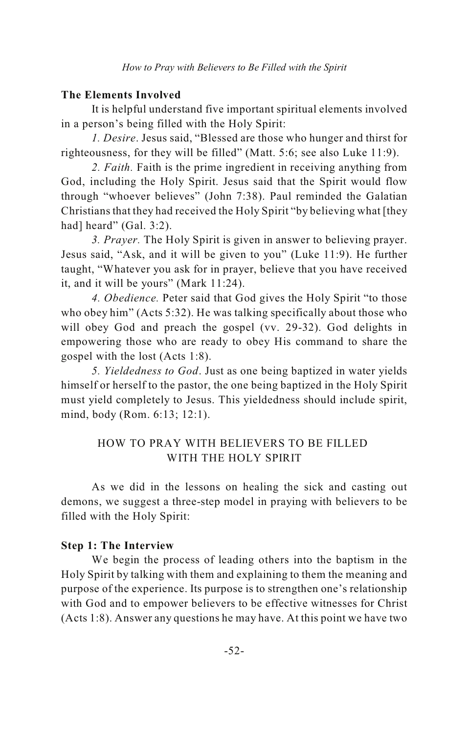**The Elements Involved**

It is helpful understand five important spiritual elements involved in a person's being filled with the Holy Spirit:

*1. Desire*. Jesus said, "Blessed are those who hunger and thirst for righteousness, for they will be filled" (Matt. 5:6; see also Luke 11:9).

*2. Faith.* Faith is the prime ingredient in receiving anything from God, including the Holy Spirit. Jesus said that the Spirit would flow through "whoever believes" (John 7:38). Paul reminded the Galatian Christians that they had received the Holy Spirit "by believing what [they had] heard" (Gal. 3:2).

*3. Prayer.* The Holy Spirit is given in answer to believing prayer. Jesus said, "Ask, and it will be given to you" (Luke 11:9). He further taught, "Whatever you ask for in prayer, believe that you have received it, and it will be yours" (Mark 11:24).

*4. Obedience.* Peter said that God gives the Holy Spirit "to those who obey him" (Acts 5:32). He was talking specifically about those who will obey God and preach the gospel (vv. 29-32). God delights in empowering those who are ready to obey His command to share the gospel with the lost (Acts 1:8).

*5. Yieldedness to God*. Just as one being baptized in water yields himself or herself to the pastor, the one being baptized in the Holy Spirit must yield completely to Jesus. This yieldedness should include spirit, mind, body (Rom. 6:13; 12:1).

## HOW TO PRAY WITH BELIEVERS TO BE FILLED WITH THE HOLY SPIRIT

As we did in the lessons on healing the sick and casting out demons, we suggest a three-step model in praying with believers to be filled with the Holy Spirit:

**Step 1: The Interview**

We begin the process of leading others into the baptism in the Holy Spirit by talking with them and explaining to them the meaning and purpose of the experience. Its purpose is to strengthen one's relationship with God and to empower believers to be effective witnesses for Christ (Acts 1:8). Answer any questions he may have. At this point we have two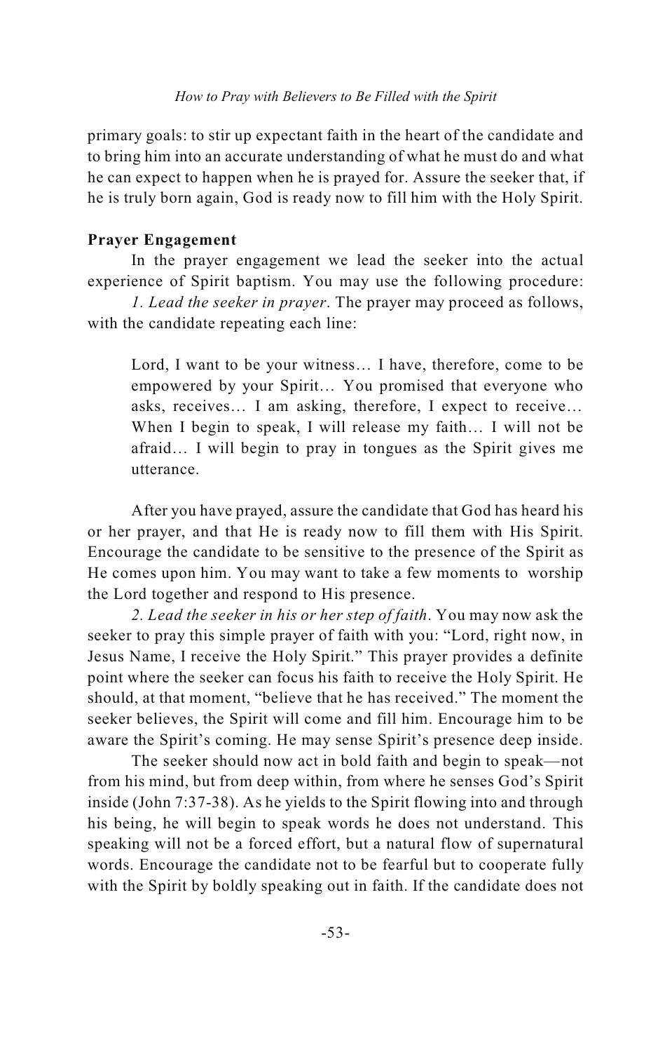primary goals: to stir up expectant faith in the heart of the candidate and to bring him into an accurate understanding of what he must do and what he can expect to happen when he is prayed for. Assure the seeker that, if he is truly born again, God is ready now to fill him with the Holy Spirit.

**Prayer Engagement**

In the prayer engagement we lead the seeker into the actual experience of Spirit baptism. You may use the following procedure:

*1. Lead the seeker in prayer*. The prayer may proceed as follows, with the candidate repeating each line:

> Lord, I want to be your witness… I have, therefore, come to be empowered by your Spirit… You promised that everyone who asks, receives… I am asking, therefore, I expect to receive… When I begin to speak, I will release my faith… I will not be afraid… I will begin to pray in tongues as the Spirit gives me utterance.

After you have prayed, assure the candidate that God has heard his or her prayer, and that He is ready now to fill them with His Spirit. Encourage the candidate to be sensitive to the presence of the Spirit as He comes upon him. You may want to take a few moments to worship the Lord together and respond to His presence.

*2. Lead the seeker in his or her step of faith*. You may now ask the seeker to pray this simple prayer of faith with you: "Lord, right now, in Jesus Name, I receive the Holy Spirit." This prayer provides a definite point where the seeker can focus his faith to receive the Holy Spirit. He should, at that moment, "believe that he has received." The moment the seeker believes, the Spirit will come and fill him. Encourage him to be aware the Spirit's coming. He may sense Spirit's presence deep inside.

The seeker should now act in bold faith and begin to speak—not from his mind, but from deep within, from where he senses God's Spirit inside (John 7:37-38). As he yields to the Spirit flowing into and through his being, he will begin to speak words he does not understand. This speaking will not be a forced effort, but a natural flow of supernatural words. Encourage the candidate not to be fearful but to cooperate fully with the Spirit by boldly speaking out in faith. If the candidate does not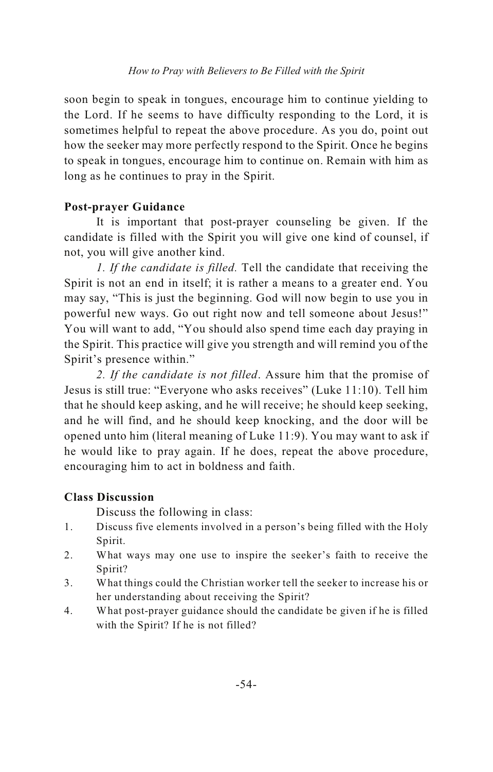soon begin to speak in tongues, encourage him to continue yielding to the Lord. If he seems to have difficulty responding to the Lord, it is sometimes helpful to repeat the above procedure. As you do, point out how the seeker may more perfectly respond to the Spirit. Once he begins to speak in tongues, encourage him to continue on. Remain with him as long as he continues to pray in the Spirit.

**Post-prayer Guidance**

It is important that post-prayer counseling be given. If the candidate is filled with the Spirit you will give one kind of counsel, if not, you will give another kind.

*1. If the candidate is filled.* Tell the candidate that receiving the Spirit is not an end in itself; it is rather a means to a greater end. You may say, "This is just the beginning. God will now begin to use you in powerful new ways. Go out right now and tell someone about Jesus!" You will want to add, "You should also spend time each day praying in the Spirit. This practice will give you strength and will remind you of the Spirit's presence within."

*2. If the candidate is not filled*. Assure him that the promise of Jesus is still true: "Everyone who asks receives" (Luke 11:10). Tell him that he should keep asking, and he will receive; he should keep seeking, and he will find, and he should keep knocking, and the door will be opened unto him (literal meaning of Luke 11:9). You may want to ask if he would like to pray again. If he does, repeat the above procedure, encouraging him to act in boldness and faith.

**Class Discussion**

Discuss the following in class:

1. Discuss five elements involved in a person's being filled with the Holy Spirit.
2. What ways may one use to inspire the seeker's faith to receive the Spirit?
3. What things could the Christian worker tell the seeker to increase his or her understanding about receiving the Spirit?
4. What post-prayer guidance should the candidate be given if he is filled with the Spirit? If he is not filled?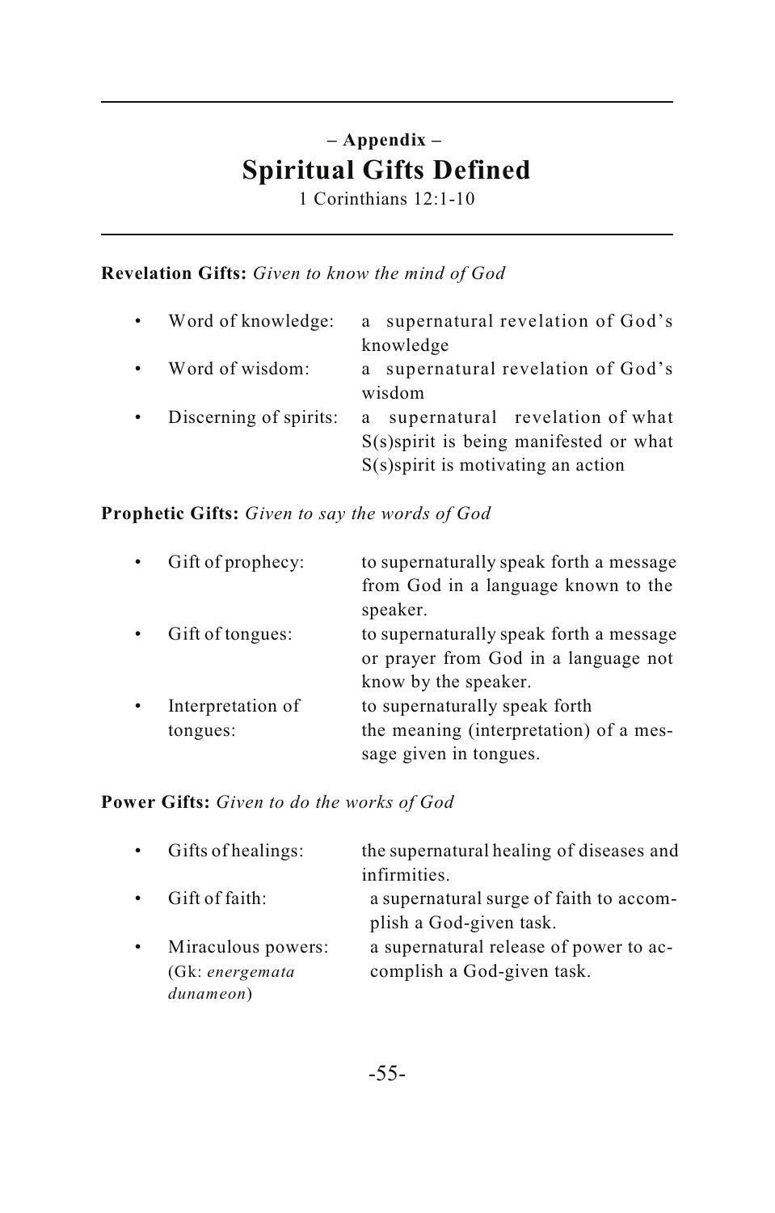– Appendix –

# Spiritual Gifts Defined

1 Corinthians 12:1-10

**Revelation Gifts:** *Given to know the mind of God*

- Word of knowledge: a supernatural revelation of God's knowledge
- Word of wisdom: a supernatural revelation of God's wisdom
- Discerning of spirits: a supernatural revelation of what S(s)spirit is being manifested or what S(s)spirit is motivating an action

**Prophetic Gifts:** *Given to say the words of God*

- Gift of prophecy: to supernaturally speak forth a message from God in a language known to the speaker.
- Gift of tongues: to supernaturally speak forth a message or prayer from God in a language not know by the speaker.
- Interpretation of tongues: to supernaturally speak forth the meaning (interpretation) of a message given in tongues.

**Power Gifts:** *Given to do the works of God*

- Gifts of healings: the supernatural healing of diseases and infirmities.
- Gift of faith: a supernatural surge of faith to accomplish a God-given task.
- Miraculous powers: (Gk: *energemata dunameon*) a supernatural release of power to accomplish a God-given task.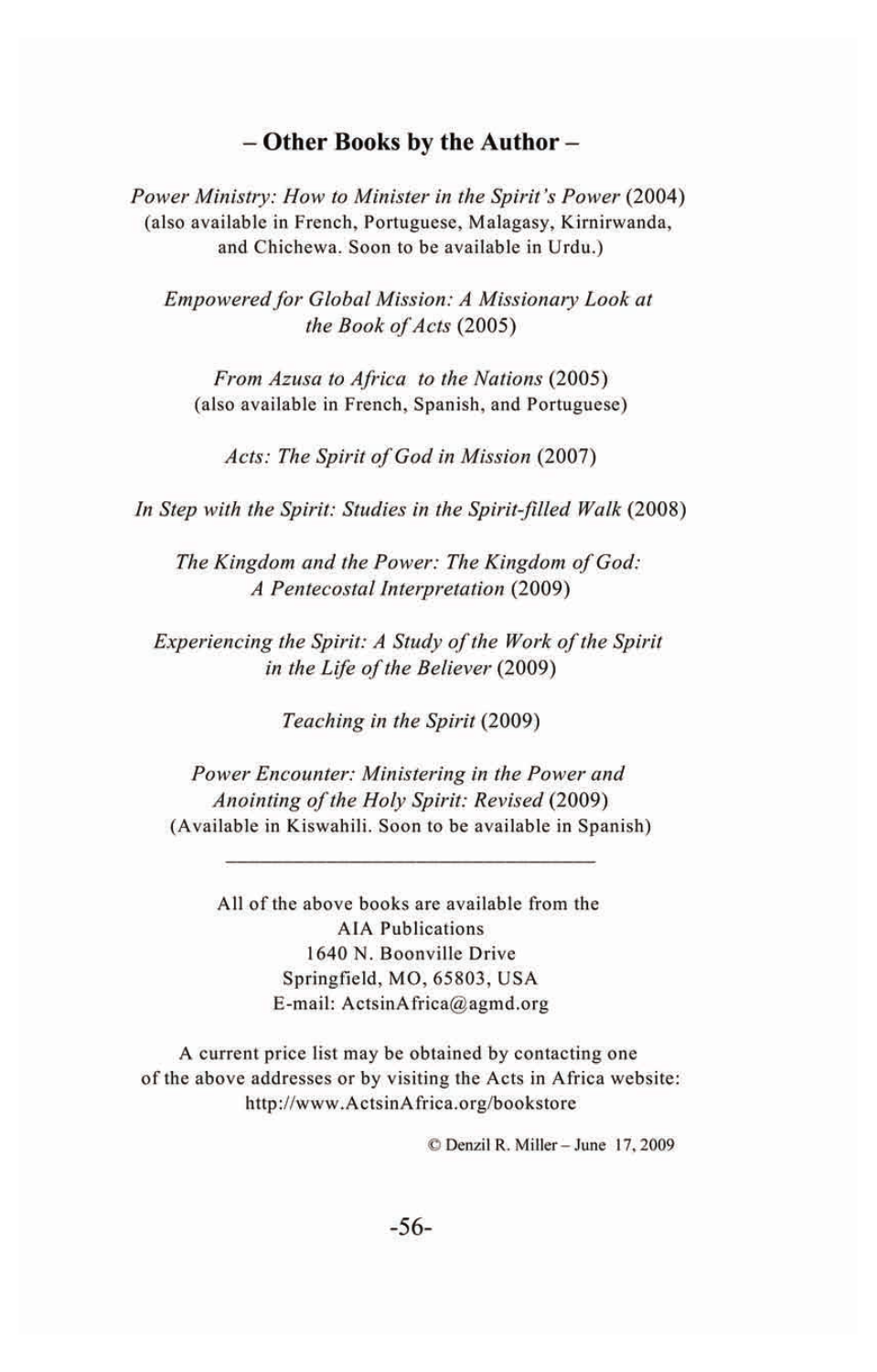## – Other Books by the Author –

*Power Ministry: How to Minister in the Spirit's Power* (2004)
(also available in French, Portuguese, Malagasy, Kirnirwanda, and Chichewa. Soon to be available in Urdu.)

*Empowered for Global Mission: A Missionary Look at the Book of Acts* (2005)

*From Azusa to Africa to the Nations* (2005)
(also available in French, Spanish, and Portuguese)

*Acts: The Spirit of God in Mission* (2007)

*In Step with the Spirit: Studies in the Spirit-filled Walk* (2008)

*The Kingdom and the Power: The Kingdom of God: A Pentecostal Interpretation* (2009)

*Experiencing the Spirit: A Study of the Work of the Spirit in the Life of the Believer* (2009)

*Teaching in the Spirit* (2009)

*Power Encounter: Ministering in the Power and Anointing of the Holy Spirit: Revised* (2009)
(Available in Kiswahili. Soon to be available in Spanish)

---

All of the above books are available from the
AIA Publications
1640 N. Boonville Drive
Springfield, MO, 65803, USA
E-mail: ActsinAfrica@agmd.org

A current price list may be obtained by contacting one of the above addresses or by visiting the Acts in Africa website:
http://www.ActsinAfrica.org/bookstore

© Denzil R. Miller – June 17, 2009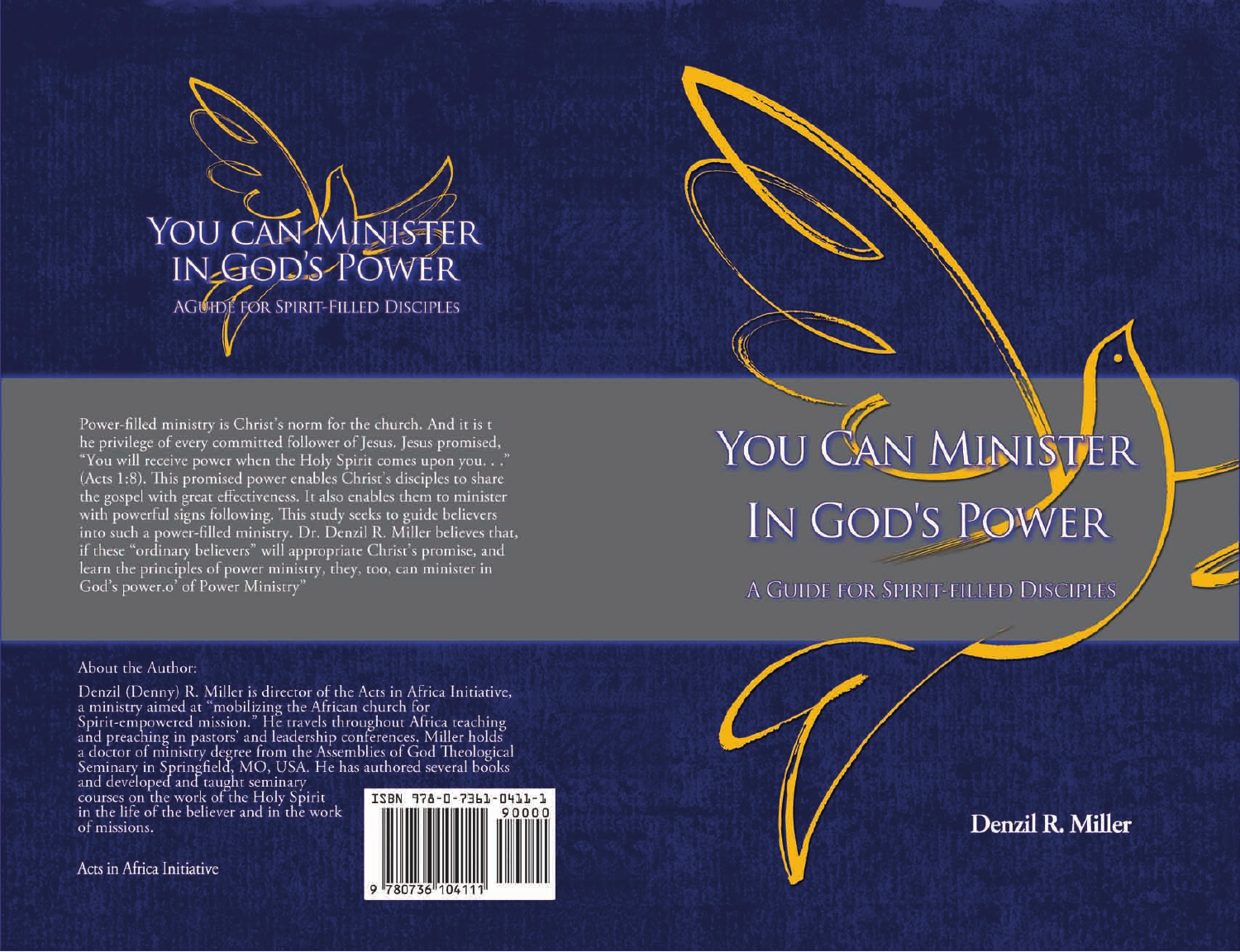# YOU CAN MINISTER IN GOD'S POWER

AGUIDE FOR SPIRIT-FILLED DISCIPLES

Power-filled ministry is Christ's norm for the church. And it is t he privilege of every committed follower of Jesus. Jesus promised, "You will receive power when the Holy Spirit comes upon you. . ." (Acts 1:8). This promised power enables Christ's disciples to share the gospel with great effectiveness. It also enables them to minister with powerful signs following. This study seeks to guide believers into such a power-filled ministry. Dr. Denzil R. Miller believes that, if these "ordinary believers" will appropriate Christ's promise, and learn the principles of power ministry, they, too, can minister in God's power.o' of Power Ministry"

About the Author:

Denzil (Denny) R. Miller is director of the Acts in Africa Initiative, a ministry aimed at "mobilizing the African church for Spirit-empowered mission." He travels throughout Africa teaching and preaching in pastors' and leadership conferences. Miller holds a doctor of ministry degree from the Assemblies of God Theological Seminary in Springfield, MO, USA. He has authored several books and developed and taught seminary courses on the work of the Holy Spirit in the life of the believer and in the work of missions.

ISBN 978-0-7361-0411-1

90000

9 780736 104111

Acts in Africa Initiative

# YOU CAN MINISTER IN GOD'S POWER

A GUIDE FOR SPIRIT-FILLED DISCIPLES

Denzil R. Miller